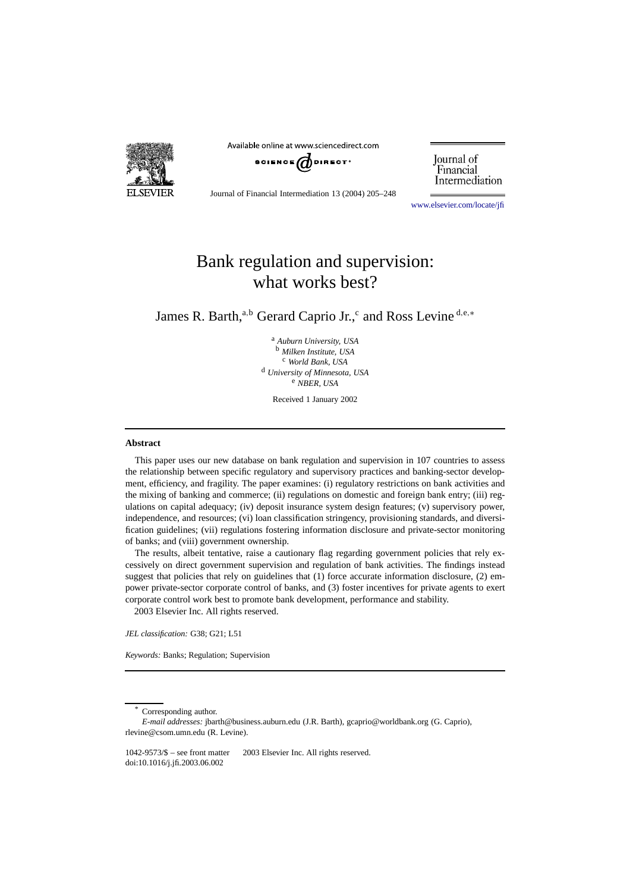# Bank regulation and supervision: what works best?

James R. Barth,[a,b] Gerard Caprio Jr.,[c] and Ross Levine[d,e,*]

[a] *Auburn University, USA*
[b] *Milken Institute, USA*
[c] *World Bank, USA*
[d] *University of Minnesota, USA*
[e] *NBER, USA*

Received 1 January 2002

## Abstract

This paper uses our new database on bank regulation and supervision in 107 countries to assess the relationship between specific regulatory and supervisory practices and banking-sector development, efficiency, and fragility. The paper examines: (i) regulatory restrictions on bank activities and the mixing of banking and commerce; (ii) regulations on domestic and foreign bank entry; (iii) regulations on capital adequacy; (iv) deposit insurance system design features; (v) supervisory power, independence, and resources; (vi) loan classification stringency, provisioning standards, and diversification guidelines; (vii) regulations fostering information disclosure and private-sector monitoring of banks; and (viii) government ownership.

The results, albeit tentative, raise a cautionary flag regarding government policies that rely excessively on direct government supervision and regulation of bank activities. The findings instead suggest that policies that rely on guidelines that (1) force accurate information disclosure, (2) empower private-sector corporate control of banks, and (3) foster incentives for private agents to exert corporate control work best to promote bank development, performance and stability.

2003 Elsevier Inc. All rights reserved.

*JEL classification:* G38; G21; L51

*Keywords:* Banks; Regulation; Supervision

---

\* Corresponding author.

*E-mail addresses:* jbarth@business.auburn.edu (J.R. Barth), gcaprio@worldbank.org (G. Caprio), rlevine@csom.umn.edu (R. Levine).

1042-9573/$ – see front matter 2003 Elsevier Inc. All rights reserved.
doi:10.1016/j.jfi.2003.06.002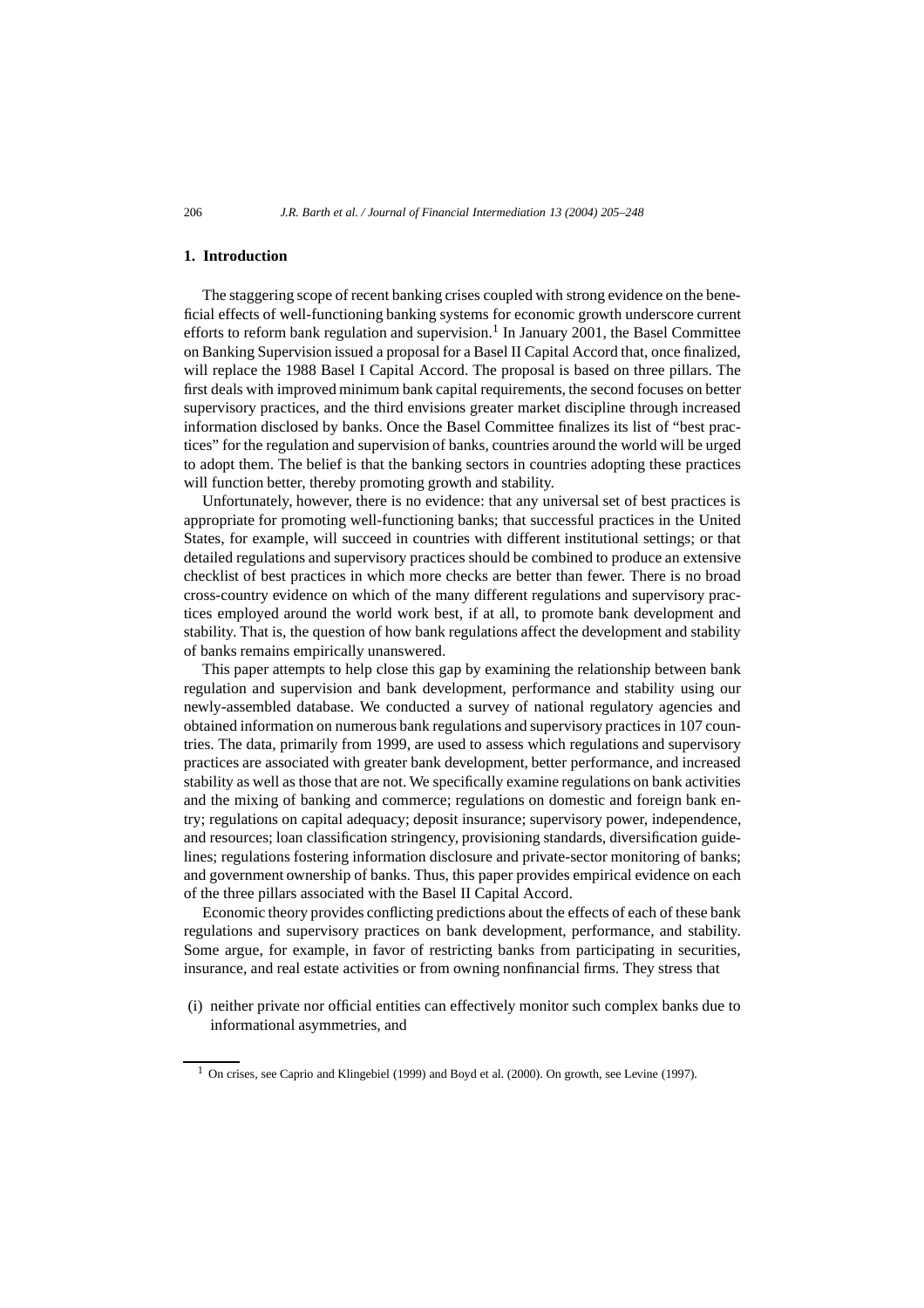## 1. Introduction

The staggering scope of recent banking crises coupled with strong evidence on the beneficial effects of well-functioning banking systems for economic growth underscore current efforts to reform bank regulation and supervision.[1] In January 2001, the Basel Committee on Banking Supervision issued a proposal for a Basel II Capital Accord that, once finalized, will replace the 1988 Basel I Capital Accord. The proposal is based on three pillars. The first deals with improved minimum bank capital requirements, the second focuses on better supervisory practices, and the third envisions greater market discipline through increased information disclosed by banks. Once the Basel Committee finalizes its list of "best practices" for the regulation and supervision of banks, countries around the world will be urged to adopt them. The belief is that the banking sectors in countries adopting these practices will function better, thereby promoting growth and stability.

Unfortunately, however, there is no evidence: that any universal set of best practices is appropriate for promoting well-functioning banks; that successful practices in the United States, for example, will succeed in countries with different institutional settings; or that detailed regulations and supervisory practices should be combined to produce an extensive checklist of best practices in which more checks are better than fewer. There is no broad cross-country evidence on which of the many different regulations and supervisory practices employed around the world work best, if at all, to promote bank development and stability. That is, the question of how bank regulations affect the development and stability of banks remains empirically unanswered.

This paper attempts to help close this gap by examining the relationship between bank regulation and supervision and bank development, performance and stability using our newly-assembled database. We conducted a survey of national regulatory agencies and obtained information on numerous bank regulations and supervisory practices in 107 countries. The data, primarily from 1999, are used to assess which regulations and supervisory practices are associated with greater bank development, better performance, and increased stability as well as those that are not. We specifically examine regulations on bank activities and the mixing of banking and commerce; regulations on domestic and foreign bank entry; regulations on capital adequacy; deposit insurance; supervisory power, independence, and resources; loan classification stringency, provisioning standards, diversification guidelines; regulations fostering information disclosure and private-sector monitoring of banks; and government ownership of banks. Thus, this paper provides empirical evidence on each of the three pillars associated with the Basel II Capital Accord.

Economic theory provides conflicting predictions about the effects of each of these bank regulations and supervisory practices on bank development, performance, and stability. Some argue, for example, in favor of restricting banks from participating in securities, insurance, and real estate activities or from owning nonfinancial firms. They stress that

(i) neither private nor official entities can effectively monitor such complex banks due to informational asymmetries, and

[1] On crises, see Caprio and Klingebiel (1999) and Boyd et al. (2000). On growth, see Levine (1997).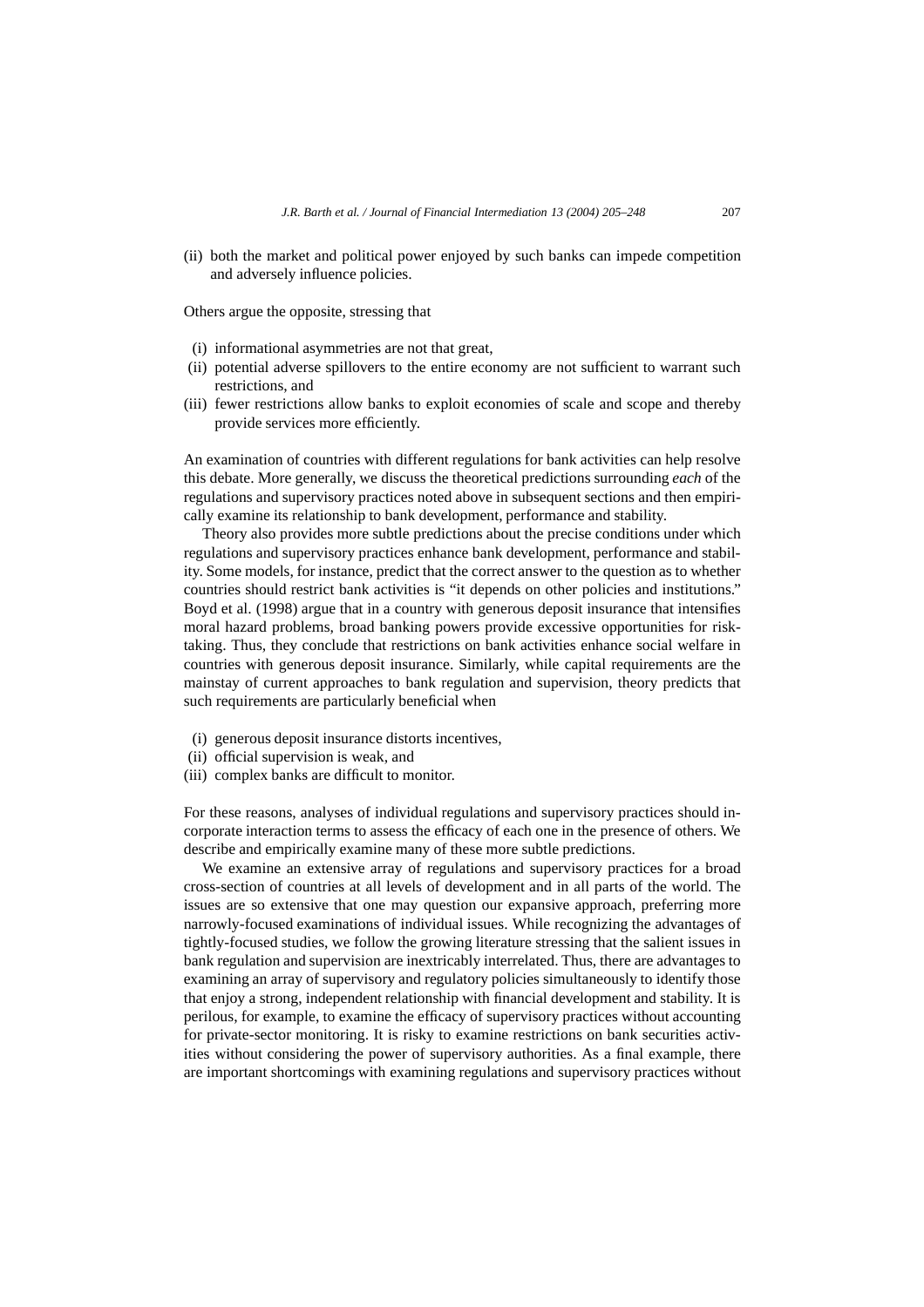(ii) both the market and political power enjoyed by such banks can impede competition and adversely influence policies.

Others argue the opposite, stressing that

(i) informational asymmetries are not that great,
(ii) potential adverse spillovers to the entire economy are not sufficient to warrant such restrictions, and
(iii) fewer restrictions allow banks to exploit economies of scale and scope and thereby provide services more efficiently.

An examination of countries with different regulations for bank activities can help resolve this debate. More generally, we discuss the theoretical predictions surrounding *each* of the regulations and supervisory practices noted above in subsequent sections and then empirically examine its relationship to bank development, performance and stability.

Theory also provides more subtle predictions about the precise conditions under which regulations and supervisory practices enhance bank development, performance and stability. Some models, for instance, predict that the correct answer to the question as to whether countries should restrict bank activities is "it depends on other policies and institutions." Boyd et al. (1998) argue that in a country with generous deposit insurance that intensifies moral hazard problems, broad banking powers provide excessive opportunities for risk-taking. Thus, they conclude that restrictions on bank activities enhance social welfare in countries with generous deposit insurance. Similarly, while capital requirements are the mainstay of current approaches to bank regulation and supervision, theory predicts that such requirements are particularly beneficial when

(i) generous deposit insurance distorts incentives,
(ii) official supervision is weak, and
(iii) complex banks are difficult to monitor.

For these reasons, analyses of individual regulations and supervisory practices should incorporate interaction terms to assess the efficacy of each one in the presence of others. We describe and empirically examine many of these more subtle predictions.

We examine an extensive array of regulations and supervisory practices for a broad cross-section of countries at all levels of development and in all parts of the world. The issues are so extensive that one may question our expansive approach, preferring more narrowly-focused examinations of individual issues. While recognizing the advantages of tightly-focused studies, we follow the growing literature stressing that the salient issues in bank regulation and supervision are inextricably interrelated. Thus, there are advantages to examining an array of supervisory and regulatory policies simultaneously to identify those that enjoy a strong, independent relationship with financial development and stability. It is perilous, for example, to examine the efficacy of supervisory practices without accounting for private-sector monitoring. It is risky to examine restrictions on bank securities activities without considering the power of supervisory authorities. As a final example, there are important shortcomings with examining regulations and supervisory practices without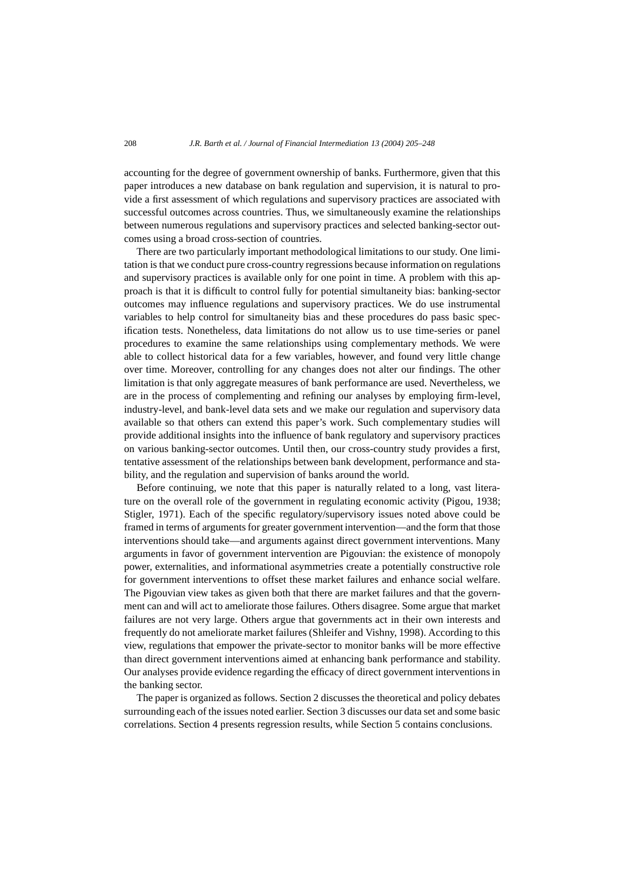accounting for the degree of government ownership of banks. Furthermore, given that this paper introduces a new database on bank regulation and supervision, it is natural to provide a first assessment of which regulations and supervisory practices are associated with successful outcomes across countries. Thus, we simultaneously examine the relationships between numerous regulations and supervisory practices and selected banking-sector outcomes using a broad cross-section of countries.

There are two particularly important methodological limitations to our study. One limitation is that we conduct pure cross-country regressions because information on regulations and supervisory practices is available only for one point in time. A problem with this approach is that it is difficult to control fully for potential simultaneity bias: banking-sector outcomes may influence regulations and supervisory practices. We do use instrumental variables to help control for simultaneity bias and these procedures do pass basic specification tests. Nonetheless, data limitations do not allow us to use time-series or panel procedures to examine the same relationships using complementary methods. We were able to collect historical data for a few variables, however, and found very little change over time. Moreover, controlling for any changes does not alter our findings. The other limitation is that only aggregate measures of bank performance are used. Nevertheless, we are in the process of complementing and refining our analyses by employing firm-level, industry-level, and bank-level data sets and we make our regulation and supervisory data available so that others can extend this paper's work. Such complementary studies will provide additional insights into the influence of bank regulatory and supervisory practices on various banking-sector outcomes. Until then, our cross-country study provides a first, tentative assessment of the relationships between bank development, performance and stability, and the regulation and supervision of banks around the world.

Before continuing, we note that this paper is naturally related to a long, vast literature on the overall role of the government in regulating economic activity (Pigou, 1938; Stigler, 1971). Each of the specific regulatory/supervisory issues noted above could be framed in terms of arguments for greater government intervention—and the form that those interventions should take—and arguments against direct government interventions. Many arguments in favor of government intervention are Pigouvian: the existence of monopoly power, externalities, and informational asymmetries create a potentially constructive role for government interventions to offset these market failures and enhance social welfare. The Pigouvian view takes as given both that there are market failures and that the government can and will act to ameliorate those failures. Others disagree. Some argue that market failures are not very large. Others argue that governments act in their own interests and frequently do not ameliorate market failures (Shleifer and Vishny, 1998). According to this view, regulations that empower the private-sector to monitor banks will be more effective than direct government interventions aimed at enhancing bank performance and stability. Our analyses provide evidence regarding the efficacy of direct government interventions in the banking sector.

The paper is organized as follows. Section 2 discusses the theoretical and policy debates surrounding each of the issues noted earlier. Section 3 discusses our data set and some basic correlations. Section 4 presents regression results, while Section 5 contains conclusions.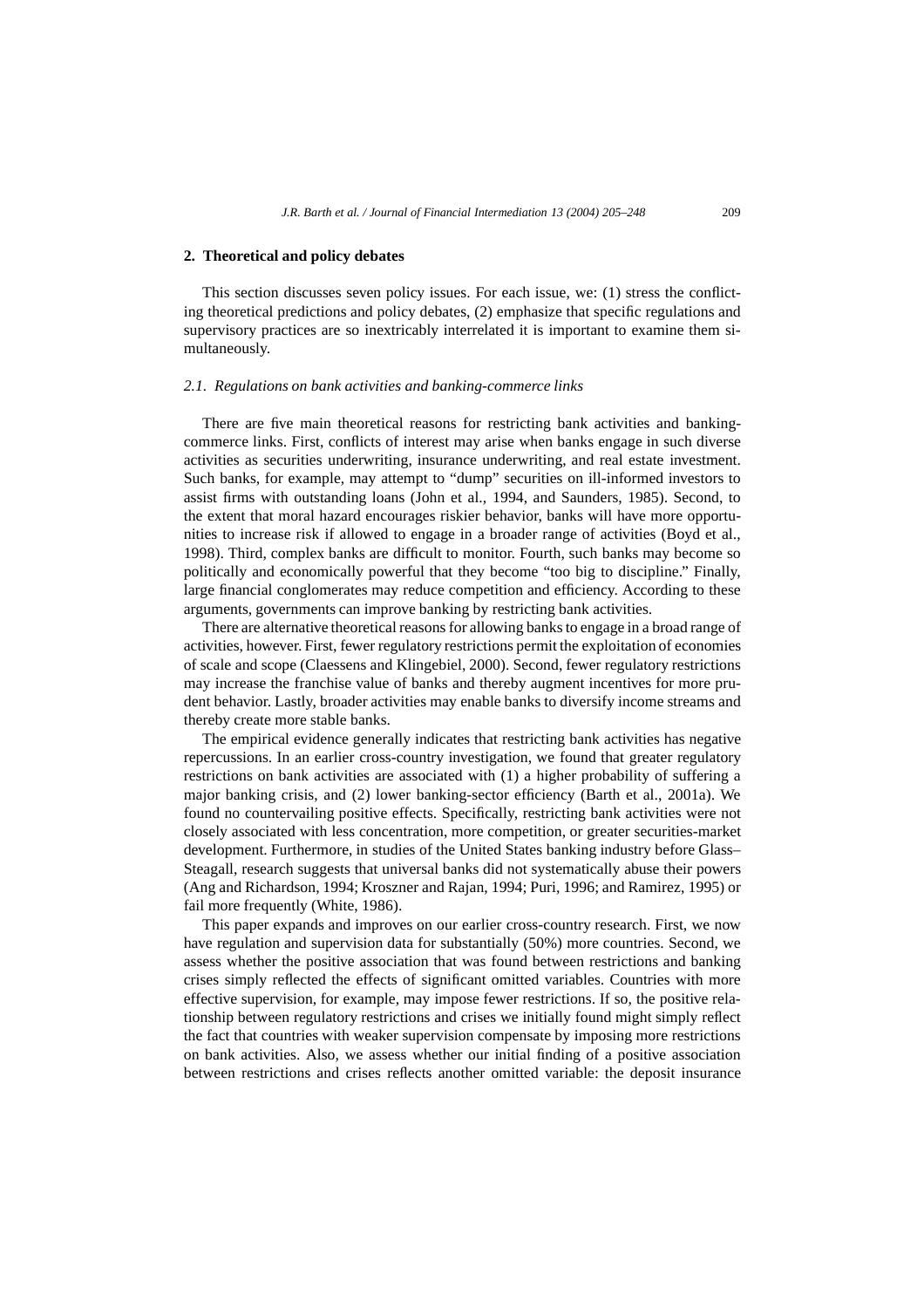## 2. Theoretical and policy debates

This section discusses seven policy issues. For each issue, we: (1) stress the conflicting theoretical predictions and policy debates, (2) emphasize that specific regulations and supervisory practices are so inextricably interrelated it is important to examine them simultaneously.

### *2.1. Regulations on bank activities and banking-commerce links*

There are five main theoretical reasons for restricting bank activities and banking-commerce links. First, conflicts of interest may arise when banks engage in such diverse activities as securities underwriting, insurance underwriting, and real estate investment. Such banks, for example, may attempt to "dump" securities on ill-informed investors to assist firms with outstanding loans (John et al., 1994, and Saunders, 1985). Second, to the extent that moral hazard encourages riskier behavior, banks will have more opportunities to increase risk if allowed to engage in a broader range of activities (Boyd et al., 1998). Third, complex banks are difficult to monitor. Fourth, such banks may become so politically and economically powerful that they become "too big to discipline." Finally, large financial conglomerates may reduce competition and efficiency. According to these arguments, governments can improve banking by restricting bank activities.

There are alternative theoretical reasons for allowing banks to engage in a broad range of activities, however. First, fewer regulatory restrictions permit the exploitation of economies of scale and scope (Claessens and Klingebiel, 2000). Second, fewer regulatory restrictions may increase the franchise value of banks and thereby augment incentives for more prudent behavior. Lastly, broader activities may enable banks to diversify income streams and thereby create more stable banks.

The empirical evidence generally indicates that restricting bank activities has negative repercussions. In an earlier cross-country investigation, we found that greater regulatory restrictions on bank activities are associated with (1) a higher probability of suffering a major banking crisis, and (2) lower banking-sector efficiency (Barth et al., 2001a). We found no countervailing positive effects. Specifically, restricting bank activities were not closely associated with less concentration, more competition, or greater securities-market development. Furthermore, in studies of the United States banking industry before Glass–Steagall, research suggests that universal banks did not systematically abuse their powers (Ang and Richardson, 1994; Kroszner and Rajan, 1994; Puri, 1996; and Ramirez, 1995) or fail more frequently (White, 1986).

This paper expands and improves on our earlier cross-country research. First, we now have regulation and supervision data for substantially (50%) more countries. Second, we assess whether the positive association that was found between restrictions and banking crises simply reflected the effects of significant omitted variables. Countries with more effective supervision, for example, may impose fewer restrictions. If so, the positive relationship between regulatory restrictions and crises we initially found might simply reflect the fact that countries with weaker supervision compensate by imposing more restrictions on bank activities. Also, we assess whether our initial finding of a positive association between restrictions and crises reflects another omitted variable: the deposit insurance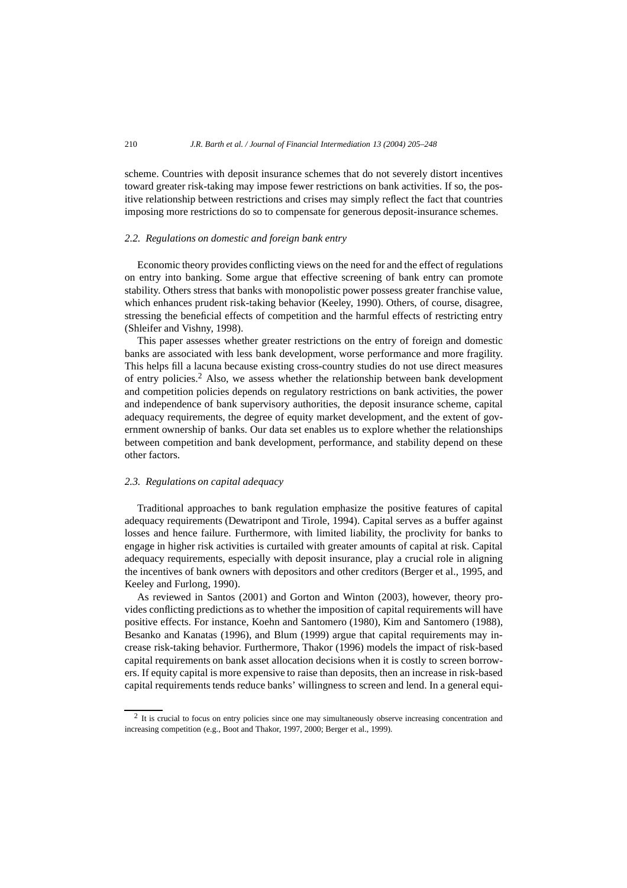scheme. Countries with deposit insurance schemes that do not severely distort incentives toward greater risk-taking may impose fewer restrictions on bank activities. If so, the positive relationship between restrictions and crises may simply reflect the fact that countries imposing more restrictions do so to compensate for generous deposit-insurance schemes.

### *2.2. Regulations on domestic and foreign bank entry*

Economic theory provides conflicting views on the need for and the effect of regulations on entry into banking. Some argue that effective screening of bank entry can promote stability. Others stress that banks with monopolistic power possess greater franchise value, which enhances prudent risk-taking behavior (Keeley, 1990). Others, of course, disagree, stressing the beneficial effects of competition and the harmful effects of restricting entry (Shleifer and Vishny, 1998).

This paper assesses whether greater restrictions on the entry of foreign and domestic banks are associated with less bank development, worse performance and more fragility. This helps fill a lacuna because existing cross-country studies do not use direct measures of entry policies.[2] Also, we assess whether the relationship between bank development and competition policies depends on regulatory restrictions on bank activities, the power and independence of bank supervisory authorities, the deposit insurance scheme, capital adequacy requirements, the degree of equity market development, and the extent of government ownership of banks. Our data set enables us to explore whether the relationships between competition and bank development, performance, and stability depend on these other factors.

### *2.3. Regulations on capital adequacy*

Traditional approaches to bank regulation emphasize the positive features of capital adequacy requirements (Dewatripont and Tirole, 1994). Capital serves as a buffer against losses and hence failure. Furthermore, with limited liability, the proclivity for banks to engage in higher risk activities is curtailed with greater amounts of capital at risk. Capital adequacy requirements, especially with deposit insurance, play a crucial role in aligning the incentives of bank owners with depositors and other creditors (Berger et al., 1995, and Keeley and Furlong, 1990).

As reviewed in Santos (2001) and Gorton and Winton (2003), however, theory provides conflicting predictions as to whether the imposition of capital requirements will have positive effects. For instance, Koehn and Santomero (1980), Kim and Santomero (1988), Besanko and Kanatas (1996), and Blum (1999) argue that capital requirements may increase risk-taking behavior. Furthermore, Thakor (1996) models the impact of risk-based capital requirements on bank asset allocation decisions when it is costly to screen borrowers. If equity capital is more expensive to raise than deposits, then an increase in risk-based capital requirements tends reduce banks' willingness to screen and lend. In a general equi-

[2] It is crucial to focus on entry policies since one may simultaneously observe increasing concentration and increasing competition (e.g., Boot and Thakor, 1997, 2000; Berger et al., 1999).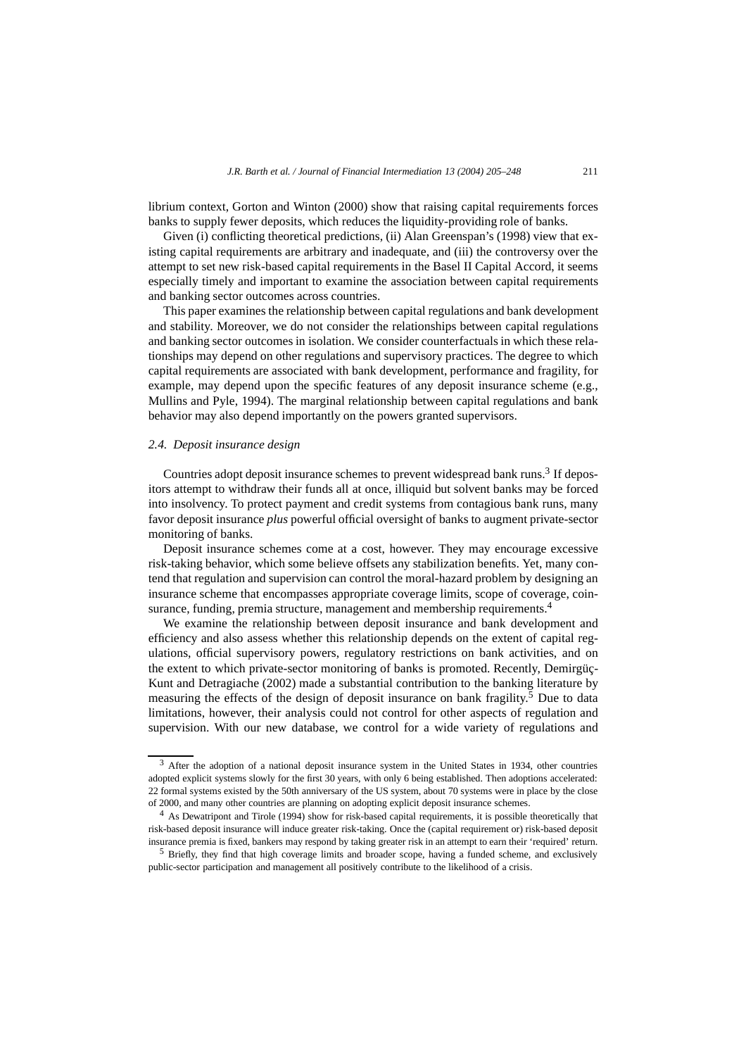librium context, Gorton and Winton (2000) show that raising capital requirements forces banks to supply fewer deposits, which reduces the liquidity-providing role of banks.

Given (i) conflicting theoretical predictions, (ii) Alan Greenspan's (1998) view that existing capital requirements are arbitrary and inadequate, and (iii) the controversy over the attempt to set new risk-based capital requirements in the Basel II Capital Accord, it seems especially timely and important to examine the association between capital requirements and banking sector outcomes across countries.

This paper examines the relationship between capital regulations and bank development and stability. Moreover, we do not consider the relationships between capital regulations and banking sector outcomes in isolation. We consider counterfactuals in which these relationships may depend on other regulations and supervisory practices. The degree to which capital requirements are associated with bank development, performance and fragility, for example, may depend upon the specific features of any deposit insurance scheme (e.g., Mullins and Pyle, 1994). The marginal relationship between capital regulations and bank behavior may also depend importantly on the powers granted supervisors.

### *2.4. Deposit insurance design*

Countries adopt deposit insurance schemes to prevent widespread bank runs.[3] If depositors attempt to withdraw their funds all at once, illiquid but solvent banks may be forced into insolvency. To protect payment and credit systems from contagious bank runs, many favor deposit insurance *plus* powerful official oversight of banks to augment private-sector monitoring of banks.

Deposit insurance schemes come at a cost, however. They may encourage excessive risk-taking behavior, which some believe offsets any stabilization benefits. Yet, many contend that regulation and supervision can control the moral-hazard problem by designing an insurance scheme that encompasses appropriate coverage limits, scope of coverage, coinsurance, funding, premia structure, management and membership requirements.[4]

We examine the relationship between deposit insurance and bank development and efficiency and also assess whether this relationship depends on the extent of capital regulations, official supervisory powers, regulatory restrictions on bank activities, and on the extent to which private-sector monitoring of banks is promoted. Recently, Demirgüç-Kunt and Detragiache (2002) made a substantial contribution to the banking literature by measuring the effects of the design of deposit insurance on bank fragility.[5] Due to data limitations, however, their analysis could not control for other aspects of regulation and supervision. With our new database, we control for a wide variety of regulations and

---

[3] After the adoption of a national deposit insurance system in the United States in 1934, other countries adopted explicit systems slowly for the first 30 years, with only 6 being established. Then adoptions accelerated: 22 formal systems existed by the 50th anniversary of the US system, about 70 systems were in place by the close of 2000, and many other countries are planning on adopting explicit deposit insurance schemes.

[4] As Dewatripont and Tirole (1994) show for risk-based capital requirements, it is possible theoretically that risk-based deposit insurance will induce greater risk-taking. Once the (capital requirement or) risk-based deposit insurance premia is fixed, bankers may respond by taking greater risk in an attempt to earn their 'required' return.

[5] Briefly, they find that high coverage limits and broader scope, having a funded scheme, and exclusively public-sector participation and management all positively contribute to the likelihood of a crisis.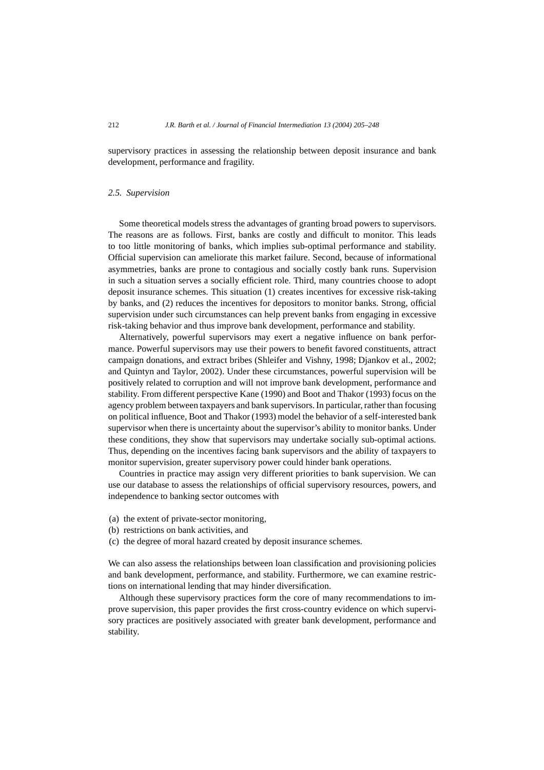supervisory practices in assessing the relationship between deposit insurance and bank development, performance and fragility.

### *2.5. Supervision*

Some theoretical models stress the advantages of granting broad powers to supervisors. The reasons are as follows. First, banks are costly and difficult to monitor. This leads to too little monitoring of banks, which implies sub-optimal performance and stability. Official supervision can ameliorate this market failure. Second, because of informational asymmetries, banks are prone to contagious and socially costly bank runs. Supervision in such a situation serves a socially efficient role. Third, many countries choose to adopt deposit insurance schemes. This situation (1) creates incentives for excessive risk-taking by banks, and (2) reduces the incentives for depositors to monitor banks. Strong, official supervision under such circumstances can help prevent banks from engaging in excessive risk-taking behavior and thus improve bank development, performance and stability.

Alternatively, powerful supervisors may exert a negative influence on bank performance. Powerful supervisors may use their powers to benefit favored constituents, attract campaign donations, and extract bribes (Shleifer and Vishny, 1998; Djankov et al., 2002; and Quintyn and Taylor, 2002). Under these circumstances, powerful supervision will be positively related to corruption and will not improve bank development, performance and stability. From different perspective Kane (1990) and Boot and Thakor (1993) focus on the agency problem between taxpayers and bank supervisors. In particular, rather than focusing on political influence, Boot and Thakor (1993) model the behavior of a self-interested bank supervisor when there is uncertainty about the supervisor's ability to monitor banks. Under these conditions, they show that supervisors may undertake socially sub-optimal actions. Thus, depending on the incentives facing bank supervisors and the ability of taxpayers to monitor supervision, greater supervisory power could hinder bank operations.

Countries in practice may assign very different priorities to bank supervision. We can use our database to assess the relationships of official supervisory resources, powers, and independence to banking sector outcomes with

(a) the extent of private-sector monitoring,
(b) restrictions on bank activities, and
(c) the degree of moral hazard created by deposit insurance schemes.

We can also assess the relationships between loan classification and provisioning policies and bank development, performance, and stability. Furthermore, we can examine restrictions on international lending that may hinder diversification.

Although these supervisory practices form the core of many recommendations to improve supervision, this paper provides the first cross-country evidence on which supervisory practices are positively associated with greater bank development, performance and stability.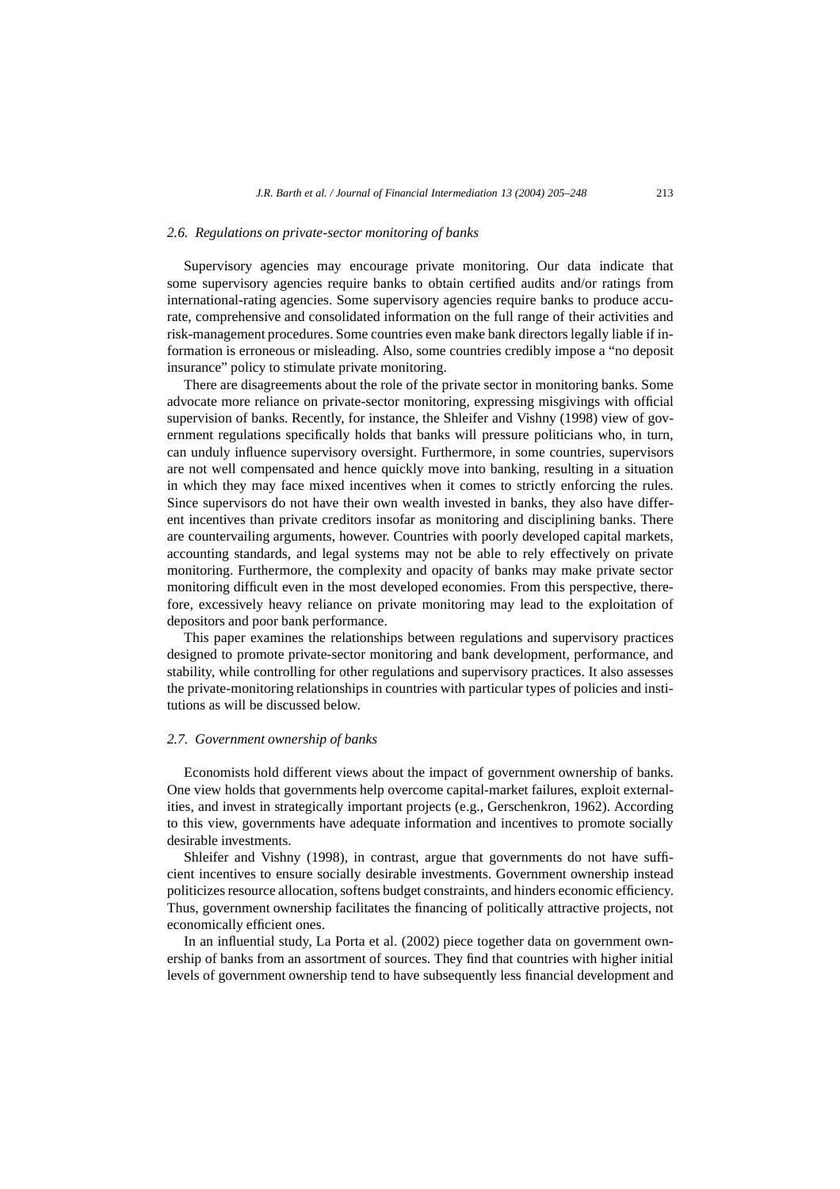### 2.6. *Regulations on private-sector monitoring of banks*

Supervisory agencies may encourage private monitoring. Our data indicate that some supervisory agencies require banks to obtain certified audits and/or ratings from international-rating agencies. Some supervisory agencies require banks to produce accurate, comprehensive and consolidated information on the full range of their activities and risk-management procedures. Some countries even make bank directors legally liable if information is erroneous or misleading. Also, some countries credibly impose a "no deposit insurance" policy to stimulate private monitoring.

There are disagreements about the role of the private sector in monitoring banks. Some advocate more reliance on private-sector monitoring, expressing misgivings with official supervision of banks. Recently, for instance, the Shleifer and Vishny (1998) view of government regulations specifically holds that banks will pressure politicians who, in turn, can unduly influence supervisory oversight. Furthermore, in some countries, supervisors are not well compensated and hence quickly move into banking, resulting in a situation in which they may face mixed incentives when it comes to strictly enforcing the rules. Since supervisors do not have their own wealth invested in banks, they also have different incentives than private creditors insofar as monitoring and disciplining banks. There are countervailing arguments, however. Countries with poorly developed capital markets, accounting standards, and legal systems may not be able to rely effectively on private monitoring. Furthermore, the complexity and opacity of banks may make private sector monitoring difficult even in the most developed economies. From this perspective, therefore, excessively heavy reliance on private monitoring may lead to the exploitation of depositors and poor bank performance.

This paper examines the relationships between regulations and supervisory practices designed to promote private-sector monitoring and bank development, performance, and stability, while controlling for other regulations and supervisory practices. It also assesses the private-monitoring relationships in countries with particular types of policies and institutions as will be discussed below.

### 2.7. *Government ownership of banks*

Economists hold different views about the impact of government ownership of banks. One view holds that governments help overcome capital-market failures, exploit externalities, and invest in strategically important projects (e.g., Gerschenkron, 1962). According to this view, governments have adequate information and incentives to promote socially desirable investments.

Shleifer and Vishny (1998), in contrast, argue that governments do not have sufficient incentives to ensure socially desirable investments. Government ownership instead politicizes resource allocation, softens budget constraints, and hinders economic efficiency. Thus, government ownership facilitates the financing of politically attractive projects, not economically efficient ones.

In an influential study, La Porta et al. (2002) piece together data on government ownership of banks from an assortment of sources. They find that countries with higher initial levels of government ownership tend to have subsequently less financial development and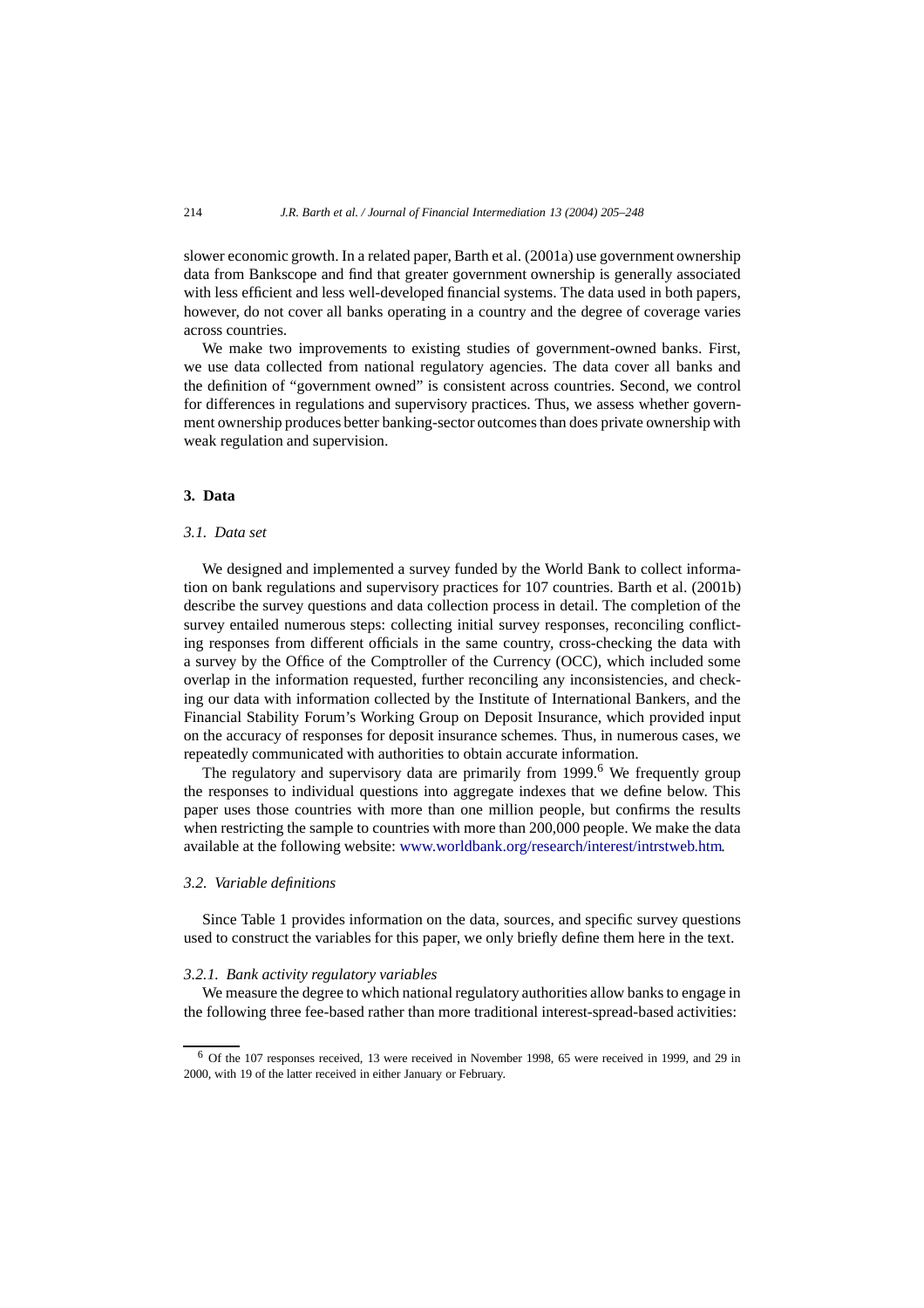slower economic growth. In a related paper, Barth et al. (2001a) use government ownership data from Bankscope and find that greater government ownership is generally associated with less efficient and less well-developed financial systems. The data used in both papers, however, do not cover all banks operating in a country and the degree of coverage varies across countries.

We make two improvements to existing studies of government-owned banks. First, we use data collected from national regulatory agencies. The data cover all banks and the definition of "government owned" is consistent across countries. Second, we control for differences in regulations and supervisory practices. Thus, we assess whether government ownership produces better banking-sector outcomes than does private ownership with weak regulation and supervision.

## 3. Data

### 3.1. Data set

We designed and implemented a survey funded by the World Bank to collect information on bank regulations and supervisory practices for 107 countries. Barth et al. (2001b) describe the survey questions and data collection process in detail. The completion of the survey entailed numerous steps: collecting initial survey responses, reconciling conflicting responses from different officials in the same country, cross-checking the data with a survey by the Office of the Comptroller of the Currency (OCC), which included some overlap in the information requested, further reconciling any inconsistencies, and checking our data with information collected by the Institute of International Bankers, and the Financial Stability Forum's Working Group on Deposit Insurance, which provided input on the accuracy of responses for deposit insurance schemes. Thus, in numerous cases, we repeatedly communicated with authorities to obtain accurate information.

The regulatory and supervisory data are primarily from 1999.[6] We frequently group the responses to individual questions into aggregate indexes that we define below. This paper uses those countries with more than one million people, but confirms the results when restricting the sample to countries with more than 200,000 people. We make the data available at the following website: www.worldbank.org/research/interest/intrstweb.htm.

### 3.2. Variable definitions

Since Table 1 provides information on the data, sources, and specific survey questions used to construct the variables for this paper, we only briefly define them here in the text.

#### 3.2.1. Bank activity regulatory variables

We measure the degree to which national regulatory authorities allow banks to engage in the following three fee-based rather than more traditional interest-spread-based activities:

---

[6] Of the 107 responses received, 13 were received in November 1998, 65 were received in 1999, and 29 in 2000, with 19 of the latter received in either January or February.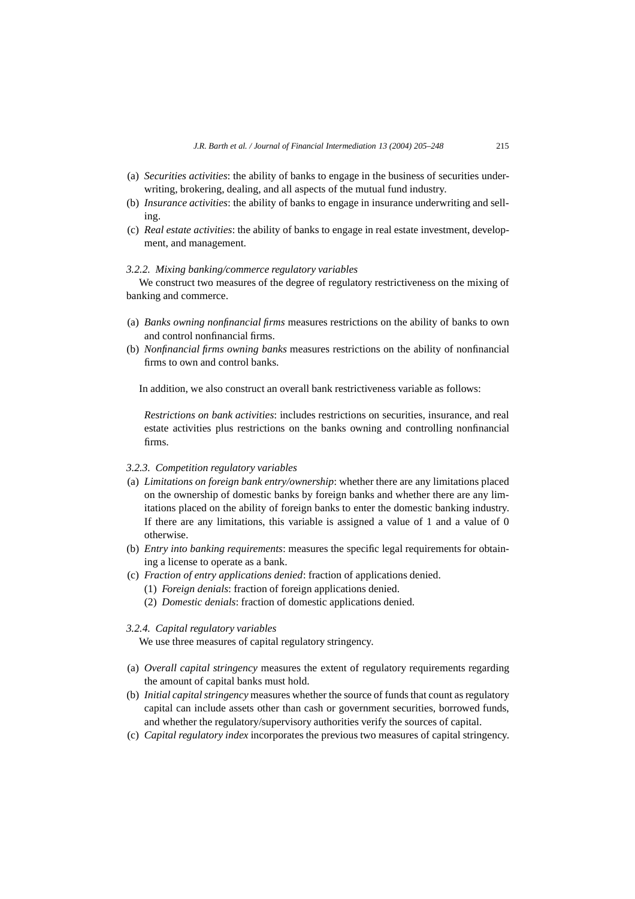(a) *Securities activities*: the ability of banks to engage in the business of securities underwriting, brokering, dealing, and all aspects of the mutual fund industry.
(b) *Insurance activities*: the ability of banks to engage in insurance underwriting and selling.
(c) *Real estate activities*: the ability of banks to engage in real estate investment, development, and management.

#### 3.2.2. Mixing banking/commerce regulatory variables

We construct two measures of the degree of regulatory restrictiveness on the mixing of banking and commerce.

(a) *Banks owning nonfinancial firms* measures restrictions on the ability of banks to own and control nonfinancial firms.
(b) *Nonfinancial firms owning banks* measures restrictions on the ability of nonfinancial firms to own and control banks.

In addition, we also construct an overall bank restrictiveness variable as follows:

*Restrictions on bank activities*: includes restrictions on securities, insurance, and real estate activities plus restrictions on the banks owning and controlling nonfinancial firms.

#### 3.2.3. Competition regulatory variables

(a) *Limitations on foreign bank entry/ownership*: whether there are any limitations placed on the ownership of domestic banks by foreign banks and whether there are any limitations placed on the ability of foreign banks to enter the domestic banking industry. If there are any limitations, this variable is assigned a value of 1 and a value of 0 otherwise.
(b) *Entry into banking requirements*: measures the specific legal requirements for obtaining a license to operate as a bank.
(c) *Fraction of entry applications denied*: fraction of applications denied.
    (1) *Foreign denials*: fraction of foreign applications denied.
    (2) *Domestic denials*: fraction of domestic applications denied.

#### 3.2.4. Capital regulatory variables

We use three measures of capital regulatory stringency.

(a) *Overall capital stringency* measures the extent of regulatory requirements regarding the amount of capital banks must hold.
(b) *Initial capital stringency* measures whether the source of funds that count as regulatory capital can include assets other than cash or government securities, borrowed funds, and whether the regulatory/supervisory authorities verify the sources of capital.
(c) *Capital regulatory index* incorporates the previous two measures of capital stringency.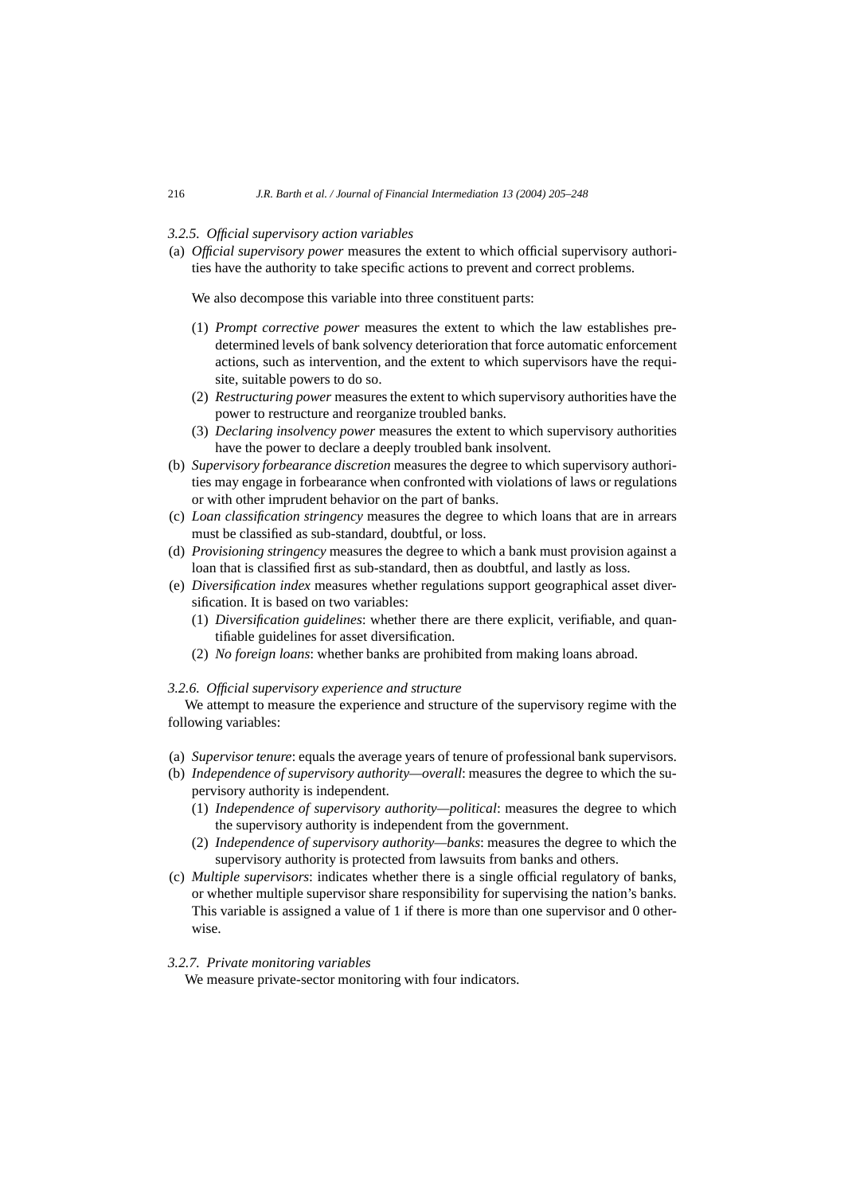#### 3.2.5. *Official supervisory action variables*

(a) *Official supervisory power* measures the extent to which official supervisory authorities have the authority to take specific actions to prevent and correct problems.

    We also decompose this variable into three constituent parts:

    (1) *Prompt corrective power* measures the extent to which the law establishes predetermined levels of bank solvency deterioration that force automatic enforcement actions, such as intervention, and the extent to which supervisors have the requisite, suitable powers to do so.
    (2) *Restructuring power* measures the extent to which supervisory authorities have the power to restructure and reorganize troubled banks.
    (3) *Declaring insolvency power* measures the extent to which supervisory authorities have the power to declare a deeply troubled bank insolvent.

(b) *Supervisory forbearance discretion* measures the degree to which supervisory authorities may engage in forbearance when confronted with violations of laws or regulations or with other imprudent behavior on the part of banks.
(c) *Loan classification stringency* measures the degree to which loans that are in arrears must be classified as sub-standard, doubtful, or loss.
(d) *Provisioning stringency* measures the degree to which a bank must provision against a loan that is classified first as sub-standard, then as doubtful, and lastly as loss.
(e) *Diversification index* measures whether regulations support geographical asset diversification. It is based on two variables:
    (1) *Diversification guidelines*: whether there are there explicit, verifiable, and quantifiable guidelines for asset diversification.
    (2) *No foreign loans*: whether banks are prohibited from making loans abroad.

#### 3.2.6. *Official supervisory experience and structure*

We attempt to measure the experience and structure of the supervisory regime with the following variables:

(a) *Supervisor tenure*: equals the average years of tenure of professional bank supervisors.
(b) *Independence of supervisory authority—overall*: measures the degree to which the supervisory authority is independent.
    (1) *Independence of supervisory authority—political*: measures the degree to which the supervisory authority is independent from the government.
    (2) *Independence of supervisory authority—banks*: measures the degree to which the supervisory authority is protected from lawsuits from banks and others.
(c) *Multiple supervisors*: indicates whether there is a single official regulatory of banks, or whether multiple supervisor share responsibility for supervising the nation's banks. This variable is assigned a value of 1 if there is more than one supervisor and 0 otherwise.

#### 3.2.7. *Private monitoring variables*

We measure private-sector monitoring with four indicators.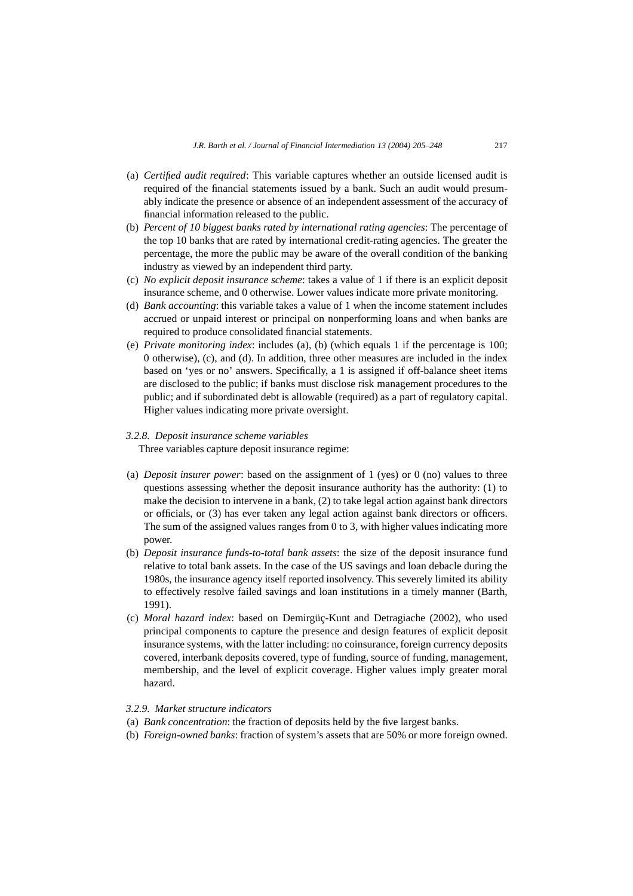(a) *Certified audit required*: This variable captures whether an outside licensed audit is required of the financial statements issued by a bank. Such an audit would presumably indicate the presence or absence of an independent assessment of the accuracy of financial information released to the public.

(b) *Percent of 10 biggest banks rated by international rating agencies*: The percentage of the top 10 banks that are rated by international credit-rating agencies. The greater the percentage, the more the public may be aware of the overall condition of the banking industry as viewed by an independent third party.

(c) *No explicit deposit insurance scheme*: takes a value of 1 if there is an explicit deposit insurance scheme, and 0 otherwise. Lower values indicate more private monitoring.

(d) *Bank accounting*: this variable takes a value of 1 when the income statement includes accrued or unpaid interest or principal on nonperforming loans and when banks are required to produce consolidated financial statements.

(e) *Private monitoring index*: includes (a), (b) (which equals 1 if the percentage is 100; 0 otherwise), (c), and (d). In addition, three other measures are included in the index based on 'yes or no' answers. Specifically, a 1 is assigned if off-balance sheet items are disclosed to the public; if banks must disclose risk management procedures to the public; and if subordinated debt is allowable (required) as a part of regulatory capital. Higher values indicating more private oversight.

#### *3.2.8. Deposit insurance scheme variables*

Three variables capture deposit insurance regime:

(a) *Deposit insurer power*: based on the assignment of 1 (yes) or 0 (no) values to three questions assessing whether the deposit insurance authority has the authority: (1) to make the decision to intervene in a bank, (2) to take legal action against bank directors or officials, or (3) has ever taken any legal action against bank directors or officers. The sum of the assigned values ranges from 0 to 3, with higher values indicating more power.

(b) *Deposit insurance funds-to-total bank assets*: the size of the deposit insurance fund relative to total bank assets. In the case of the US savings and loan debacle during the 1980s, the insurance agency itself reported insolvency. This severely limited its ability to effectively resolve failed savings and loan institutions in a timely manner (Barth, 1991).

(c) *Moral hazard index*: based on Demirgüç-Kunt and Detragiache (2002), who used principal components to capture the presence and design features of explicit deposit insurance systems, with the latter including: no coinsurance, foreign currency deposits covered, interbank deposits covered, type of funding, source of funding, management, membership, and the level of explicit coverage. Higher values imply greater moral hazard.

#### *3.2.9. Market structure indicators*

(a) *Bank concentration*: the fraction of deposits held by the five largest banks.

(b) *Foreign-owned banks*: fraction of system's assets that are 50% or more foreign owned.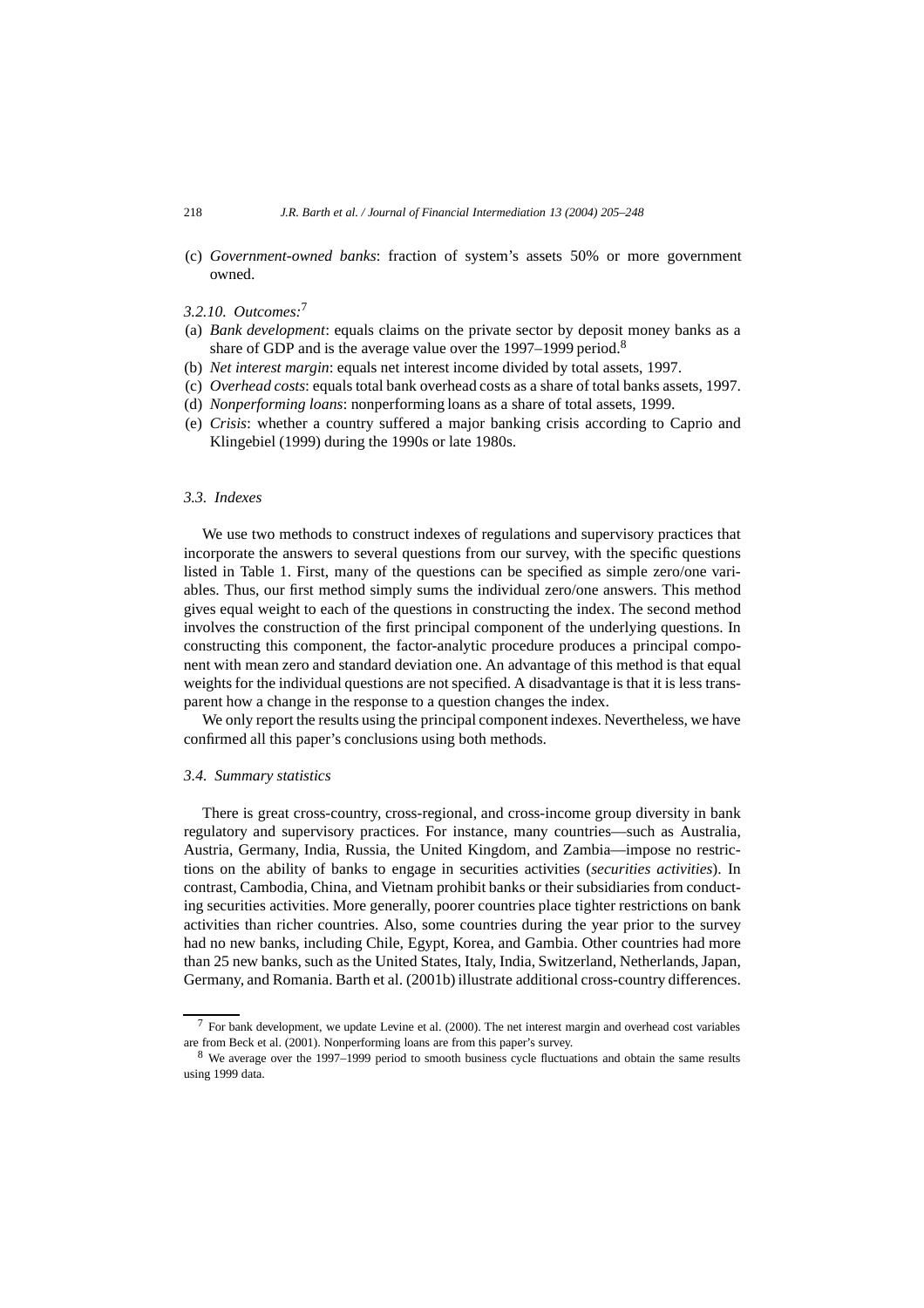(c) *Government-owned banks*: fraction of system's assets 50% or more government owned.

#### 3.2.10. Outcomes:[7]

(a) *Bank development*: equals claims on the private sector by deposit money banks as a share of GDP and is the average value over the 1997–1999 period.[8]
(b) *Net interest margin*: equals net interest income divided by total assets, 1997.
(c) *Overhead costs*: equals total bank overhead costs as a share of total banks assets, 1997.
(d) *Nonperforming loans*: nonperforming loans as a share of total assets, 1999.
(e) *Crisis*: whether a country suffered a major banking crisis according to Caprio and Klingebiel (1999) during the 1990s or late 1980s.

### 3.3. Indexes

We use two methods to construct indexes of regulations and supervisory practices that incorporate the answers to several questions from our survey, with the specific questions listed in Table 1. First, many of the questions can be specified as simple zero/one variables. Thus, our first method simply sums the individual zero/one answers. This method gives equal weight to each of the questions in constructing the index. The second method involves the construction of the first principal component of the underlying questions. In constructing this component, the factor-analytic procedure produces a principal component with mean zero and standard deviation one. An advantage of this method is that equal weights for the individual questions are not specified. A disadvantage is that it is less transparent how a change in the response to a question changes the index.

We only report the results using the principal component indexes. Nevertheless, we have confirmed all this paper's conclusions using both methods.

### 3.4. Summary statistics

There is great cross-country, cross-regional, and cross-income group diversity in bank regulatory and supervisory practices. For instance, many countries—such as Australia, Austria, Germany, India, Russia, the United Kingdom, and Zambia—impose no restrictions on the ability of banks to engage in securities activities (*securities activities*). In contrast, Cambodia, China, and Vietnam prohibit banks or their subsidiaries from conducting securities activities. More generally, poorer countries place tighter restrictions on bank activities than richer countries. Also, some countries during the year prior to the survey had no new banks, including Chile, Egypt, Korea, and Gambia. Other countries had more than 25 new banks, such as the United States, Italy, India, Switzerland, Netherlands, Japan, Germany, and Romania. Barth et al. (2001b) illustrate additional cross-country differences.

---

[7] For bank development, we update Levine et al. (2000). The net interest margin and overhead cost variables are from Beck et al. (2001). Nonperforming loans are from this paper's survey.

[8] We average over the 1997–1999 period to smooth business cycle fluctuations and obtain the same results using 1999 data.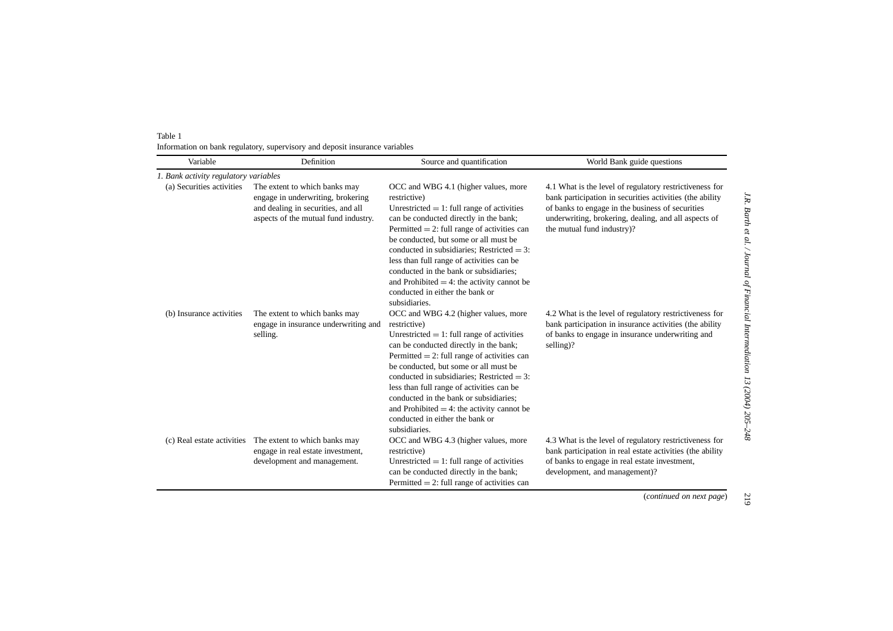Table 1

Information on bank regulatory, supervisory and deposit insurance variables

| Variable | Definition | Source and quantification | World Bank guide questions |
|---|---|---|---|
| *1. Bank activity regulatory variables* | | | |
| (a) Securities activities | The extent to which banks may engage in underwriting, brokering and dealing in securities, and all aspects of the mutual fund industry. | OCC and WBG 4.1 (higher values, more restrictive) Unrestricted = 1: full range of activities can be conducted directly in the bank; Permitted = 2: full range of activities can be conducted, but some or all must be conducted in subsidiaries; Restricted = 3: less than full range of activities can be conducted in the bank or subsidiaries; and Prohibited = 4: the activity cannot be conducted in either the bank or subsidiaries. | 4.1 What is the level of regulatory restrictiveness for bank participation in securities activities (the ability of banks to engage in the business of securities underwriting, brokering, dealing, and all aspects of the mutual fund industry)? |
| (b) Insurance activities | The extent to which banks may engage in insurance underwriting and selling. | OCC and WBG 4.2 (higher values, more restrictive) Unrestricted = 1: full range of activities can be conducted directly in the bank; Permitted = 2: full range of activities can be conducted, but some or all must be conducted in subsidiaries; Restricted = 3: less than full range of activities can be conducted in the bank or subsidiaries; and Prohibited = 4: the activity cannot be conducted in either the bank or subsidiaries. | 4.2 What is the level of regulatory restrictiveness for bank participation in insurance activities (the ability of banks to engage in insurance underwriting and selling)? |
| (c) Real estate activities | The extent to which banks may engage in real estate investment, development and management. | OCC and WBG 4.3 (higher values, more restrictive) Unrestricted = 1: full range of activities can be conducted directly in the bank; Permitted = 2: full range of activities can | 4.3 What is the level of regulatory restrictiveness for bank participation in real estate activities (the ability of banks to engage in real estate investment, development, and management)? |

(*continued on next page*)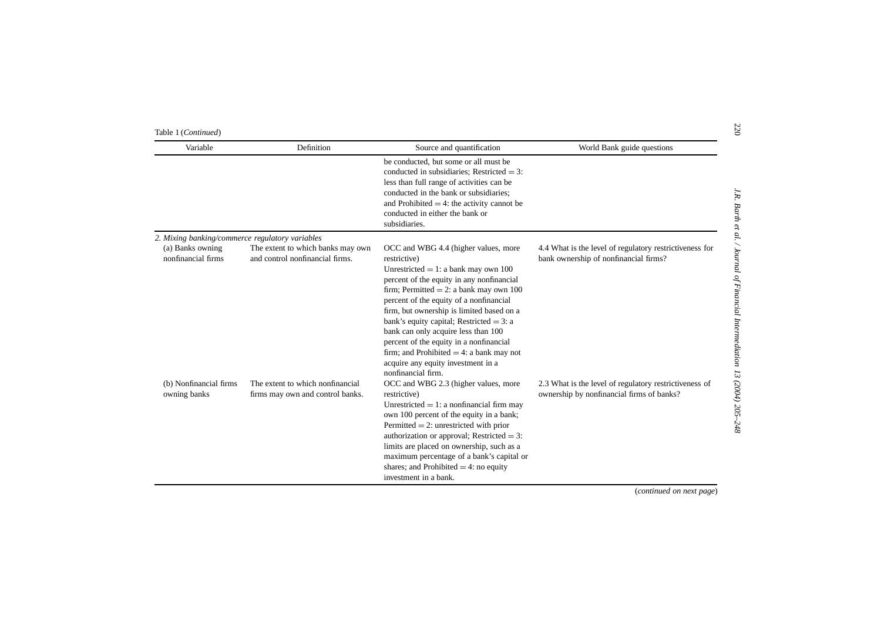Table 1 (*Continued*)

| Variable | Definition | Source and quantification | World Bank guide questions |
|---|---|---|---|
| | | be conducted, but some or all must be conducted in subsidiaries; Restricted = 3: less than full range of activities can be conducted in the bank or subsidiaries; and Prohibited = 4: the activity cannot be conducted in either the bank or subsidiaries. | |
| *2. Mixing banking/commerce regulatory variables* | | | |
| (a) Banks owning nonfinancial firms | The extent to which banks may own and control nonfinancial firms. | OCC and WBG 4.4 (higher values, more restrictive) Unrestricted = 1: a bank may own 100 percent of the equity in any nonfinancial firm; Permitted = 2: a bank may own 100 percent of the equity of a nonfinancial firm, but ownership is limited based on a bank's equity capital; Restricted = 3: a bank can only acquire less than 100 percent of the equity in a nonfinancial firm; and Prohibited = 4: a bank may not acquire any equity investment in a nonfinancial firm. | 4.4 What is the level of regulatory restrictiveness for bank ownership of nonfinancial firms? |
| (b) Nonfinancial firms owning banks | The extent to which nonfinancial firms may own and control banks. | OCC and WBG 2.3 (higher values, more restrictive) Unrestricted = 1: a nonfinancial firm may own 100 percent of the equity in a bank; Permitted = 2: unrestricted with prior authorization or approval; Restricted = 3: limits are placed on ownership, such as a maximum percentage of a bank's capital or shares; and Prohibited = 4: no equity investment in a bank. | 2.3 What is the level of regulatory restrictiveness of ownership by nonfinancial firms of banks? |

(*continued on next page*)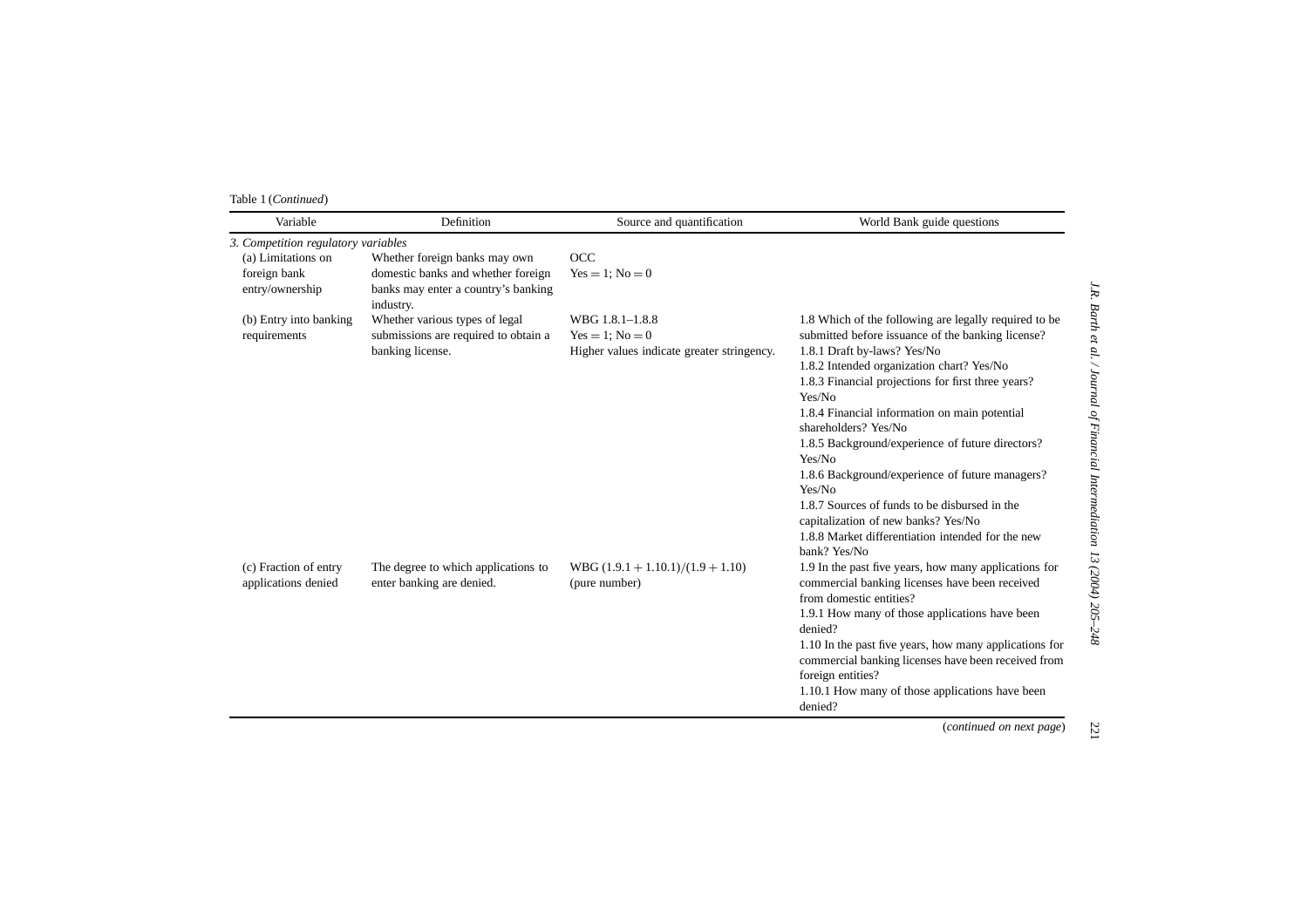Table 1 (*Continued*)

| Variable | Definition | Source and quantification | World Bank guide questions |
|---|---|---|---|
| *3. Competition regulatory variables* | | | |
| (a) Limitations on foreign bank entry/ownership | Whether foreign banks may own domestic banks and whether foreign banks may enter a country's banking industry. | OCC<br>Yes = 1; No = 0 | |
| (b) Entry into banking requirements | Whether various types of legal submissions are required to obtain a banking license. | WBG 1.8.1–1.8.8<br>Yes = 1; No = 0<br>Higher values indicate greater stringency. | 1.8 Which of the following are legally required to be submitted before issuance of the banking license?<br>1.8.1 Draft by-laws? Yes/No<br>1.8.2 Intended organization chart? Yes/No<br>1.8.3 Financial projections for first three years? Yes/No<br>1.8.4 Financial information on main potential shareholders? Yes/No<br>1.8.5 Background/experience of future directors? Yes/No<br>1.8.6 Background/experience of future managers? Yes/No<br>1.8.7 Sources of funds to be disbursed in the capitalization of new banks? Yes/No<br>1.8.8 Market differentiation intended for the new bank? Yes/No |
| (c) Fraction of entry applications denied | The degree to which applications to enter banking are denied. | WBG $(1.9.1 + 1.10.1)/(1.9 + 1.10)$ (pure number) | 1.9 In the past five years, how many applications for commercial banking licenses have been received from domestic entities?<br>1.9.1 How many of those applications have been denied?<br>1.10 In the past five years, how many applications for commercial banking licenses have been received from foreign entities?<br>1.10.1 How many of those applications have been denied? |

(*continued on next page*)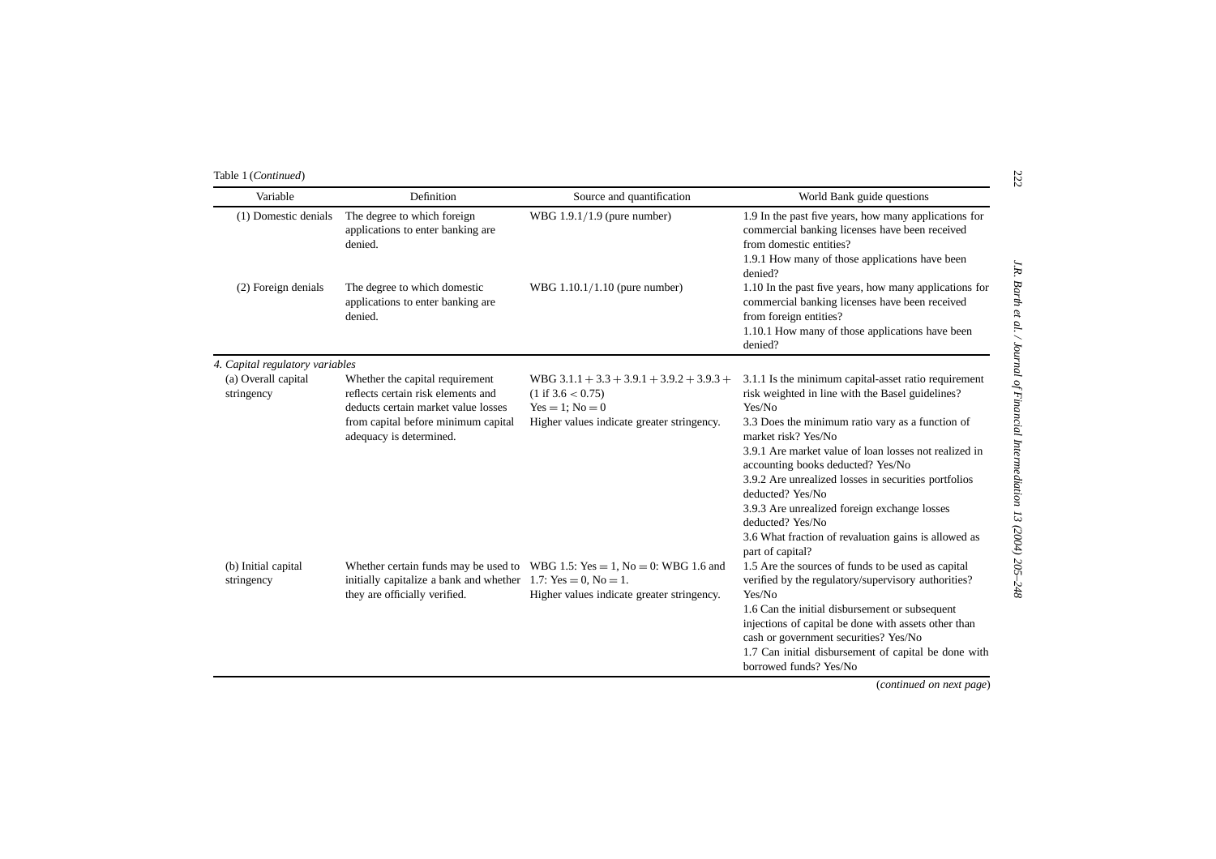Table 1 (*Continued*)

| Variable | Definition | Source and quantification | World Bank guide questions |
|---|---|---|---|
| (1) Domestic denials | The degree to which foreign applications to enter banking are denied. | WBG 1.9.1/1.9 (pure number) | 1.9 In the past five years, how many applications for commercial banking licenses have been received from domestic entities?<br>1.9.1 How many of those applications have been denied? |
| (2) Foreign denials | The degree to which domestic applications to enter banking are denied. | WBG 1.10.1/1.10 (pure number) | 1.10 In the past five years, how many applications for commercial banking licenses have been received from foreign entities?<br>1.10.1 How many of those applications have been denied? |
| *4. Capital regulatory variables* | | | |
| (a) Overall capital stringency | Whether the capital requirement reflects certain risk elements and deducts certain market value losses from capital before minimum capital adequacy is determined. | WBG $3.1.1 + 3.3 + 3.9.1 + 3.9.2 + 3.9.3 +$ (1 if $3.6 < 0.75$)<br>Yes = 1; No = 0<br>Higher values indicate greater stringency. | 3.1.1 Is the minimum capital-asset ratio requirement risk weighted in line with the Basel guidelines? Yes/No<br>3.3 Does the minimum ratio vary as a function of market risk? Yes/No<br>3.9.1 Are market value of loan losses not realized in accounting books deducted? Yes/No<br>3.9.2 Are unrealized losses in securities portfolios deducted? Yes/No<br>3.9.3 Are unrealized foreign exchange losses deducted? Yes/No<br>3.6 What fraction of revaluation gains is allowed as part of capital? |
| (b) Initial capital stringency | Whether certain funds may be used to initially capitalize a bank and whether they are officially verified. | WBG 1.5: Yes = 1, No = 0: WBG 1.6 and 1.7: Yes = 0, No = 1.<br>Higher values indicate greater stringency. | 1.5 Are the sources of funds to be used as capital verified by the regulatory/supervisory authorities? Yes/No<br>1.6 Can the initial disbursement or subsequent injections of capital be done with assets other than cash or government securities? Yes/No<br>1.7 Can initial disbursement of capital be done with borrowed funds? Yes/No |

(*continued on next page*)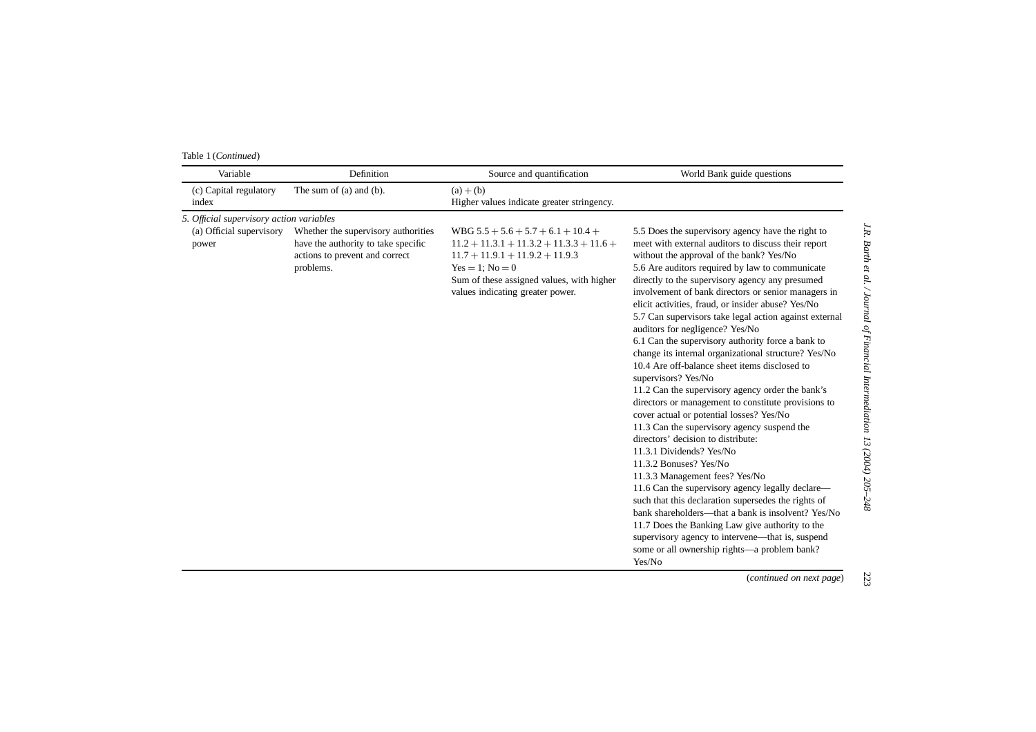Table 1 (*Continued*)

| Variable | Definition | Source and quantification | World Bank guide questions |
|---|---|---|---|
| (c) Capital regulatory index | The sum of (a) and (b). | (a) + (b)<br>Higher values indicate greater stringency. | |
| *5. Official supervisory action variables* | | | |
| (a) Official supervisory power | Whether the supervisory authorities have the authority to take specific actions to prevent and correct problems. | WBG 5.5 + 5.6 + 5.7 + 6.1 + 10.4 + 11.2 + 11.3.1 + 11.3.2 + 11.3.3 + 11.6 + 11.7 + 11.9.1 + 11.9.2 + 11.9.3<br>Yes = 1; No = 0<br>Sum of these assigned values, with higher values indicating greater power. | 5.5 Does the supervisory agency have the right to meet with external auditors to discuss their report without the approval of the bank? Yes/No<br>5.6 Are auditors required by law to communicate directly to the supervisory agency any presumed involvement of bank directors or senior managers in elicit activities, fraud, or insider abuse? Yes/No<br>5.7 Can supervisors take legal action against external auditors for negligence? Yes/No<br>6.1 Can the supervisory authority force a bank to change its internal organizational structure? Yes/No<br>10.4 Are off-balance sheet items disclosed to supervisors? Yes/No<br>11.2 Can the supervisory agency order the bank's directors or management to constitute provisions to cover actual or potential losses? Yes/No<br>11.3 Can the supervisory agency suspend the directors' decision to distribute:<br>11.3.1 Dividends? Yes/No<br>11.3.2 Bonuses? Yes/No<br>11.3.3 Management fees? Yes/No<br>11.6 Can the supervisory agency legally declare—such that this declaration supersedes the rights of bank shareholders—that a bank is insolvent? Yes/No<br>11.7 Does the Banking Law give authority to the supervisory agency to intervene—that is, suspend some or all ownership rights—a problem bank? Yes/No |

(*continued on next page*)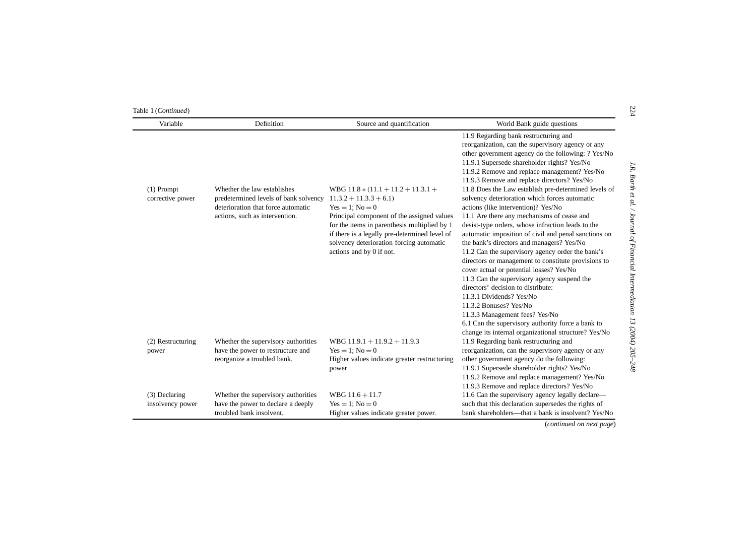Table 1 (*Continued*)

| Variable | Definition | Source and quantification | World Bank guide questions |
|---|---|---|---|
| | | | 11.9 Regarding bank restructuring and reorganization, can the supervisory agency or any other government agency do the following: ? Yes/No<br>11.9.1 Supersede shareholder rights? Yes/No<br>11.9.2 Remove and replace management? Yes/No<br>11.9.3 Remove and replace directors? Yes/No |
| (1) Prompt corrective power | Whether the law establishes predetermined levels of bank solvency deterioration that force automatic actions, such as intervention. | WBG $11.8 * (11.1 + 11.2 + 11.3.1 + 11.3.2 + 11.3.3 + 6.1)$<br>Yes = 1; No = 0<br>Principal component of the assigned values for the items in parenthesis multiplied by 1 if there is a legally pre-determined level of solvency deterioration forcing automatic actions and by 0 if not. | 11.8 Does the Law establish pre-determined levels of solvency deterioration which forces automatic actions (like intervention)? Yes/No<br>11.1 Are there any mechanisms of cease and desist-type orders, whose infraction leads to the automatic imposition of civil and penal sanctions on the bank's directors and managers? Yes/No<br>11.2 Can the supervisory agency order the bank's directors or management to constitute provisions to cover actual or potential losses? Yes/No<br>11.3 Can the supervisory agency suspend the directors' decision to distribute:<br>11.3.1 Dividends? Yes/No<br>11.3.2 Bonuses? Yes/No<br>11.3.3 Management fees? Yes/No<br>6.1 Can the supervisory authority force a bank to change its internal organizational structure? Yes/No |
| (2) Restructuring power | Whether the supervisory authorities have the power to restructure and reorganize a troubled bank. | WBG $11.9.1 + 11.9.2 + 11.9.3$<br>Yes = 1; No = 0<br>Higher values indicate greater restructuring power | 11.9 Regarding bank restructuring and reorganization, can the supervisory agency or any other government agency do the following:<br>11.9.1 Supersede shareholder rights? Yes/No<br>11.9.2 Remove and replace management? Yes/No<br>11.9.3 Remove and replace directors? Yes/No |
| (3) Declaring insolvency power | Whether the supervisory authorities have the power to declare a deeply troubled bank insolvent. | WBG $11.6 + 11.7$<br>Yes = 1; No = 0<br>Higher values indicate greater power. | 11.6 Can the supervisory agency legally declare—such that this declaration supersedes the rights of bank shareholders—that a bank is insolvent? Yes/No |

(*continued on next page*)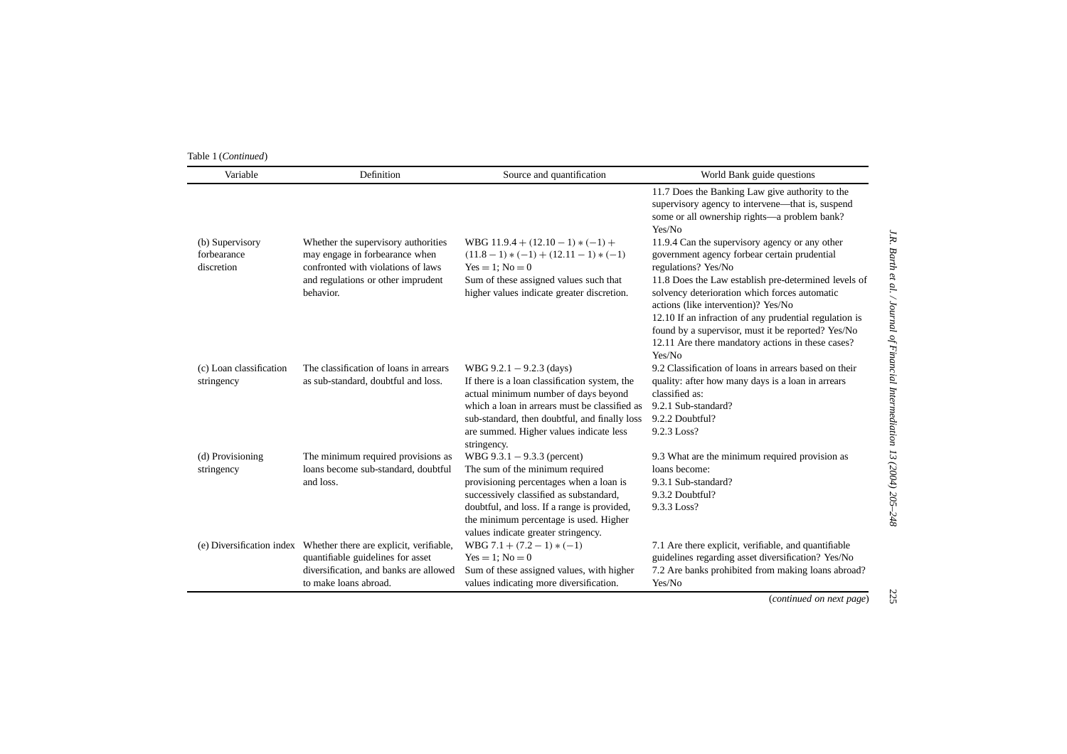Table 1 (*Continued*)

| Variable | Definition | Source and quantification | World Bank guide questions |
|---|---|---|---|
| | | | 11.7 Does the Banking Law give authority to the supervisory agency to intervene—that is, suspend some or all ownership rights—a problem bank? Yes/No |
| (b) Supervisory forbearance discretion | Whether the supervisory authorities may engage in forbearance when confronted with violations of laws and regulations or other imprudent behavior. | WBG $11.9.4 + (12.10 - 1) * (-1) + (11.8 - 1) * (-1) + (12.11 - 1) * (-1)$ Yes = 1; No = 0 Sum of these assigned values such that higher values indicate greater discretion. | 11.9.4 Can the supervisory agency or any other government agency forbear certain prudential regulations? Yes/No 11.8 Does the Law establish pre-determined levels of solvency deterioration which forces automatic actions (like intervention)? Yes/No 12.10 If an infraction of any prudential regulation is found by a supervisor, must it be reported? Yes/No 12.11 Are there mandatory actions in these cases? Yes/No |
| (c) Loan classification stringency | The classification of loans in arrears as sub-standard, doubtful and loss. | WBG $9.2.1 - 9.2.3$ (days) If there is a loan classification system, the actual minimum number of days beyond which a loan in arrears must be classified as sub-standard, then doubtful, and finally loss are summed. Higher values indicate less stringency. | 9.2 Classification of loans in arrears based on their quality: after how many days is a loan in arrears classified as: 9.2.1 Sub-standard? 9.2.2 Doubtful? 9.2.3 Loss? |
| (d) Provisioning stringency | The minimum required provisions as loans become sub-standard, doubtful and loss. | WBG $9.3.1 - 9.3.3$ (percent) The sum of the minimum required provisioning percentages when a loan is successively classified as substandard, doubtful, and loss. If a range is provided, the minimum percentage is used. Higher values indicate greater stringency. | 9.3 What are the minimum required provision as loans become: 9.3.1 Sub-standard? 9.3.2 Doubtful? 9.3.3 Loss? |
| (e) Diversification index | Whether there are explicit, verifiable, quantifiable guidelines for asset diversification, and banks are allowed to make loans abroad. | WBG $7.1 + (7.2 - 1) * (-1)$ Yes = 1; No = 0 Sum of these assigned values, with higher values indicating more diversification. | 7.1 Are there explicit, verifiable, and quantifiable guidelines regarding asset diversification? Yes/No 7.2 Are banks prohibited from making loans abroad? Yes/No |

(*continued on next page*)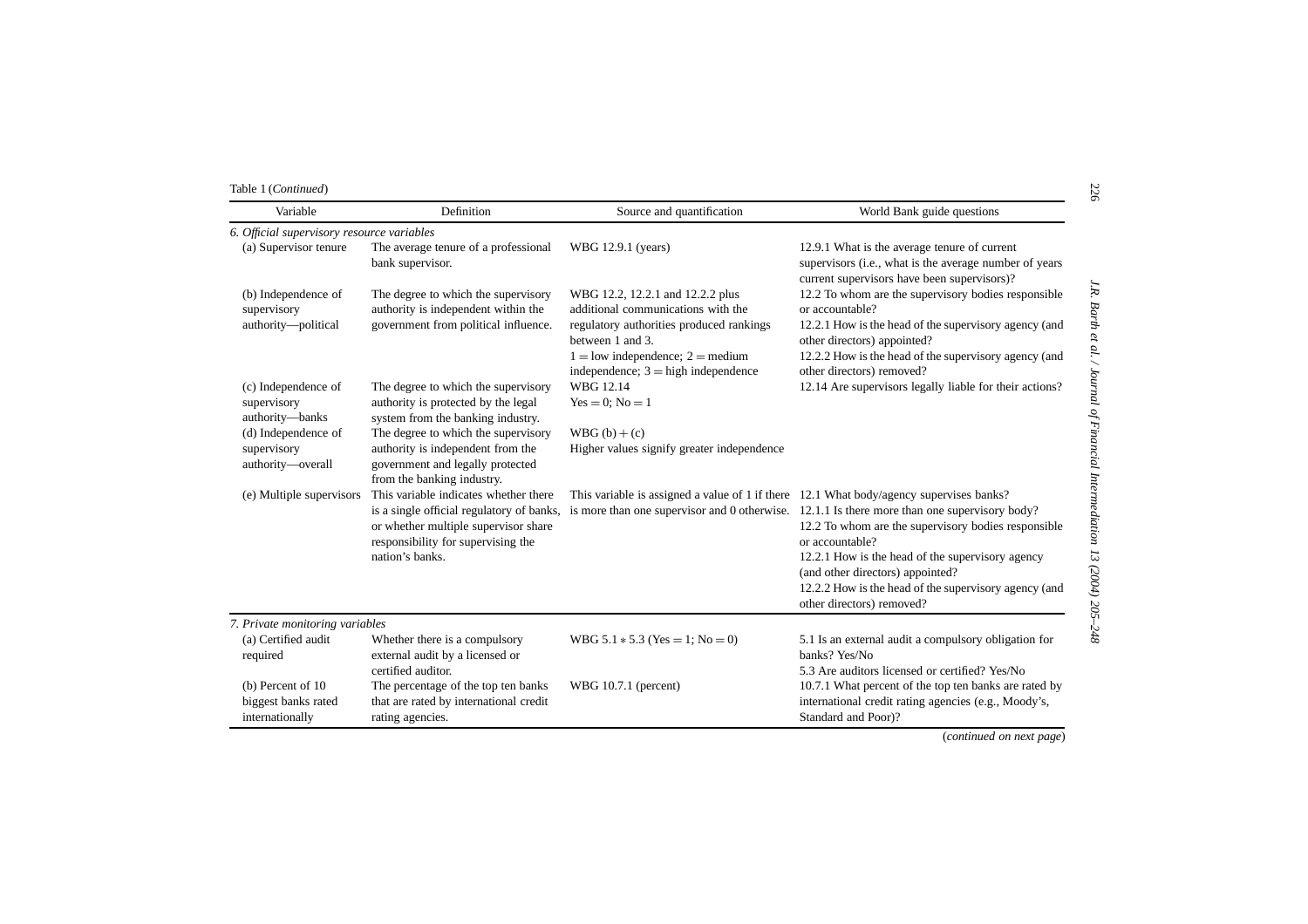Table 1 (*Continued*)

| Variable | Definition | Source and quantification | World Bank guide questions |
|---|---|---|---|
| *6. Official supervisory resource variables* | | | |
| (a) Supervisor tenure | The average tenure of a professional bank supervisor. | WBG 12.9.1 (years) | 12.9.1 What is the average tenure of current supervisors (i.e., what is the average number of years current supervisors have been supervisors)? |
| (b) Independence of supervisory authority—political | The degree to which the supervisory authority is independent within the government from political influence. | WBG 12.2, 12.2.1 and 12.2.2 plus additional communications with the regulatory authorities produced rankings between 1 and 3. 1 = low independence; 2 = medium independence; 3 = high independence | 12.2 To whom are the supervisory bodies responsible or accountable? 12.2.1 How is the head of the supervisory agency (and other directors) appointed? 12.2.2 How is the head of the supervisory agency (and other directors) removed? |
| (c) Independence of supervisory authority—banks | The degree to which the supervisory authority is protected by the legal system from the banking industry. | WBG 12.14 Yes = 0; No = 1 | 12.14 Are supervisors legally liable for their actions? |
| (d) Independence of supervisory authority—overall | The degree to which the supervisory authority is independent from the government and legally protected from the banking industry. | WBG (b) + (c) Higher values signify greater independence | |
| (e) Multiple supervisors | This variable indicates whether there is a single official regulatory of banks, or whether multiple supervisor share responsibility for supervising the nation's banks. | This variable is assigned a value of 1 if there is more than one supervisor and 0 otherwise. | 12.1 What body/agency supervises banks? 12.1.1 Is there more than one supervisory body? 12.2 To whom are the supervisory bodies responsible or accountable? 12.2.1 How is the head of the supervisory agency (and other directors) appointed? 12.2.2 How is the head of the supervisory agency (and other directors) removed? |
| *7. Private monitoring variables* | | | |
| (a) Certified audit required | Whether there is a compulsory external audit by a licensed or certified auditor. | WBG 5.1 * 5.3 (Yes = 1; No = 0) | 5.1 Is an external audit a compulsory obligation for banks? Yes/No 5.3 Are auditors licensed or certified? Yes/No |
| (b) Percent of 10 biggest banks rated internationally | The percentage of the top ten banks that are rated by international credit rating agencies. | WBG 10.7.1 (percent) | 10.7.1 What percent of the top ten banks are rated by international credit rating agencies (e.g., Moody's, Standard and Poor)? |

(*continued on next page*)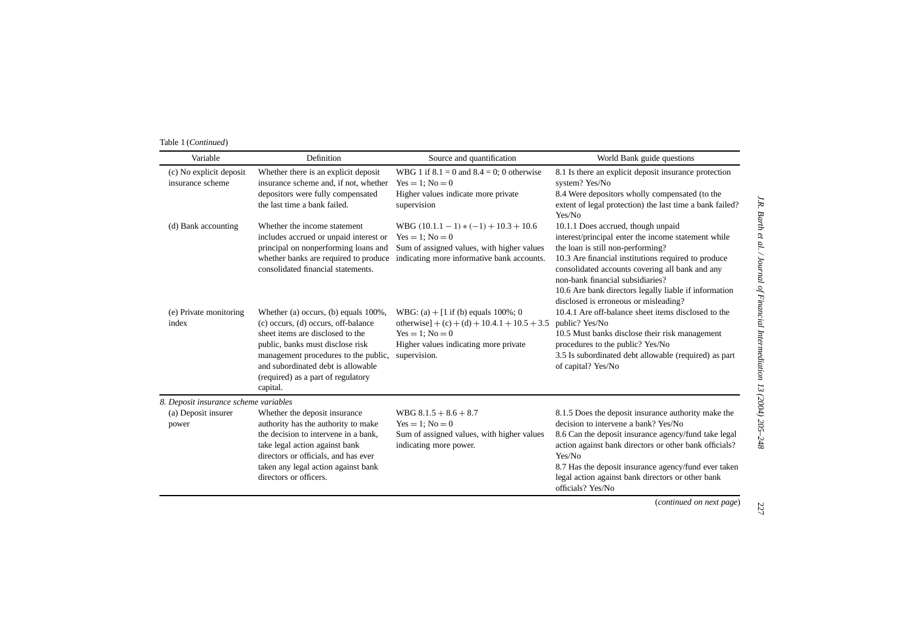Table 1 (*Continued*)

| Variable | Definition | Source and quantification | World Bank guide questions |
|---|---|---|---|
| (c) No explicit deposit insurance scheme | Whether there is an explicit deposit insurance scheme and, if not, whether depositors were fully compensated the last time a bank failed. | WBG 1 if 8.1 = 0 and 8.4 = 0; 0 otherwise<br>Yes = 1; No = 0<br>Higher values indicate more private supervision | 8.1 Is there an explicit deposit insurance protection system? Yes/No<br>8.4 Were depositors wholly compensated (to the extent of legal protection) the last time a bank failed? Yes/No |
| (d) Bank accounting | Whether the income statement includes accrued or unpaid interest or principal on nonperforming loans and whether banks are required to produce consolidated financial statements. | WBG $(10.1.1 - 1) * (-1) + 10.3 + 10.6$<br>Yes = 1; No = 0<br>Sum of assigned values, with higher values indicating more informative bank accounts. | 10.1.1 Does accrued, though unpaid interest/principal enter the income statement while the loan is still non-performing?<br>10.3 Are financial institutions required to produce consolidated accounts covering all bank and any non-bank financial subsidiaries?<br>10.6 Are bank directors legally liable if information disclosed is erroneous or misleading? |
| (e) Private monitoring index | Whether (a) occurs, (b) equals 100%, (c) occurs, (d) occurs, off-balance sheet items are disclosed to the public, banks must disclose risk management procedures to the public, and subordinated debt is allowable (required) as a part of regulatory capital. | WBG: (a) + [1 if (b) equals 100%; 0 otherwise] + (c) + (d) + 10.4.1 + 10.5 + 3.5<br>Yes = 1; No = 0<br>Higher values indicating more private supervision. | 10.4.1 Are off-balance sheet items disclosed to the public? Yes/No<br>10.5 Must banks disclose their risk management procedures to the public? Yes/No<br>3.5 Is subordinated debt allowable (required) as part of capital? Yes/No |
| *8. Deposit insurance scheme variables* | | | |
| (a) Deposit insurer power | Whether the deposit insurance authority has the authority to make the decision to intervene in a bank, take legal action against bank directors or officials, and has ever taken any legal action against bank directors or officers. | WBG 8.1.5 + 8.6 + 8.7<br>Yes = 1; No = 0<br>Sum of assigned values, with higher values indicating more power. | 8.1.5 Does the deposit insurance authority make the decision to intervene a bank? Yes/No<br>8.6 Can the deposit insurance agency/fund take legal action against bank directors or other bank officials? Yes/No<br>8.7 Has the deposit insurance agency/fund ever taken legal action against bank directors or other bank officials? Yes/No |

(*continued on next page*)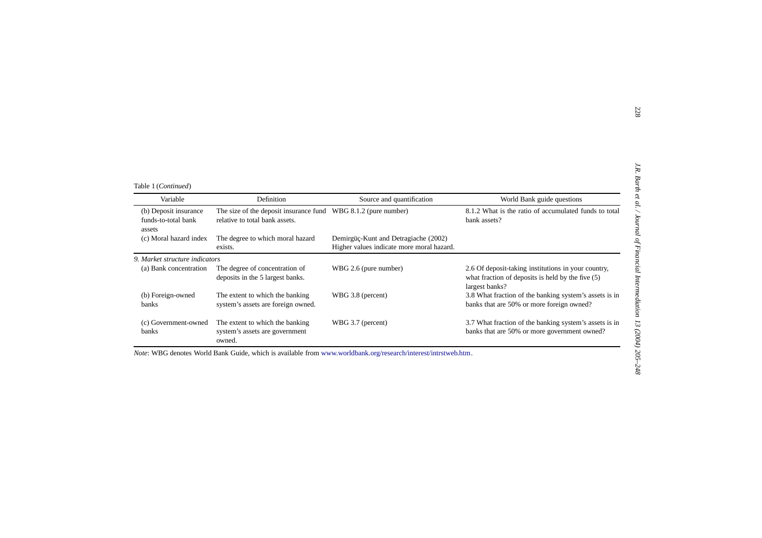Table 1 (*Continued*)

| Variable | Definition | Source and quantification | World Bank guide questions |
|---|---|---|---|
| (b) Deposit insurance funds-to-total bank assets | The size of the deposit insurance fund relative to total bank assets. | WBG 8.1.2 (pure number) | 8.1.2 What is the ratio of accumulated funds to total bank assets? |
| (c) Moral hazard index | The degree to which moral hazard exists. | Demirgüç-Kunt and Detragiache (2002) Higher values indicate more moral hazard. | |
| *9. Market structure indicators* | | | |
| (a) Bank concentration | The degree of concentration of deposits in the 5 largest banks. | WBG 2.6 (pure number) | 2.6 Of deposit-taking institutions in your country, what fraction of deposits is held by the five (5) largest banks? |
| (b) Foreign-owned banks | The extent to which the banking system's assets are foreign owned. | WBG 3.8 (percent) | 3.8 What fraction of the banking system's assets is in banks that are 50% or more foreign owned? |
| (c) Government-owned banks | The extent to which the banking system's assets are government owned. | WBG 3.7 (percent) | 3.7 What fraction of the banking system's assets is in banks that are 50% or more government owned? |

*Note*: WBG denotes World Bank Guide, which is available from www.worldbank.org/research/interest/intrstweb.htm.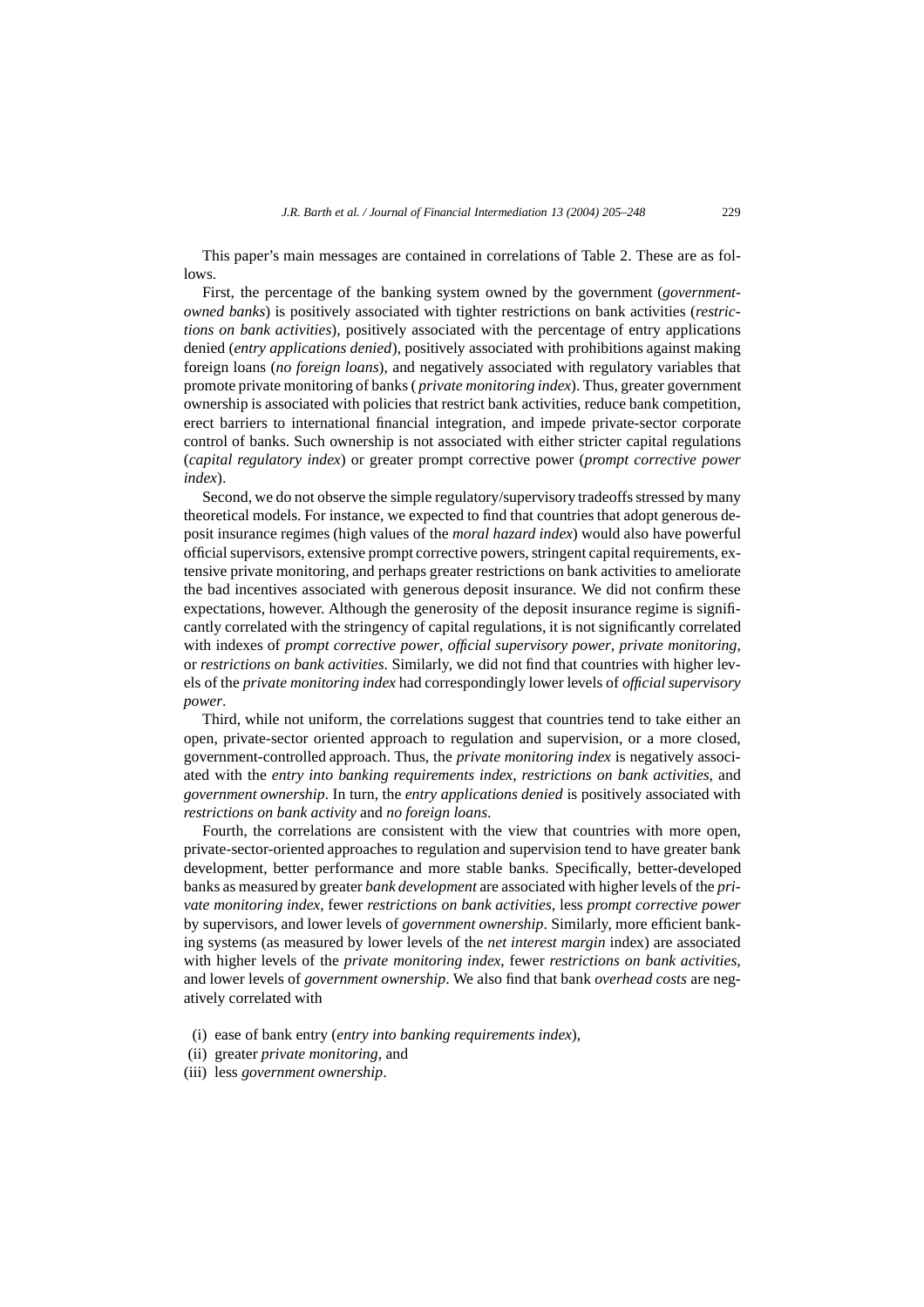This paper's main messages are contained in correlations of Table 2. These are as follows.

First, the percentage of the banking system owned by the government (*government-owned banks*) is positively associated with tighter restrictions on bank activities (*restrictions on bank activities*), positively associated with the percentage of entry applications denied (*entry applications denied*), positively associated with prohibitions against making foreign loans (*no foreign loans*), and negatively associated with regulatory variables that promote private monitoring of banks (*private monitoring index*). Thus, greater government ownership is associated with policies that restrict bank activities, reduce bank competition, erect barriers to international financial integration, and impede private-sector corporate control of banks. Such ownership is not associated with either stricter capital regulations (*capital regulatory index*) or greater prompt corrective power (*prompt corrective power index*).

Second, we do not observe the simple regulatory/supervisory tradeoffs stressed by many theoretical models. For instance, we expected to find that countries that adopt generous deposit insurance regimes (high values of the *moral hazard index*) would also have powerful official supervisors, extensive prompt corrective powers, stringent capital requirements, extensive private monitoring, and perhaps greater restrictions on bank activities to ameliorate the bad incentives associated with generous deposit insurance. We did not confirm these expectations, however. Although the generosity of the deposit insurance regime is significantly correlated with the stringency of capital regulations, it is not significantly correlated with indexes of *prompt corrective power*, *official supervisory power*, *private monitoring*, or *restrictions on bank activities*. Similarly, we did not find that countries with higher levels of the *private monitoring index* had correspondingly lower levels of *official supervisory power*.

Third, while not uniform, the correlations suggest that countries tend to take either an open, private-sector oriented approach to regulation and supervision, or a more closed, government-controlled approach. Thus, the *private monitoring index* is negatively associated with the *entry into banking requirements index*, *restrictions on bank activities*, and *government ownership*. In turn, the *entry applications denied* is positively associated with *restrictions on bank activity* and *no foreign loans*.

Fourth, the correlations are consistent with the view that countries with more open, private-sector-oriented approaches to regulation and supervision tend to have greater bank development, better performance and more stable banks. Specifically, better-developed banks as measured by greater *bank development* are associated with higher levels of the *private monitoring index*, fewer *restrictions on bank activities*, less *prompt corrective power* by supervisors, and lower levels of *government ownership*. Similarly, more efficient banking systems (as measured by lower levels of the *net interest margin* index) are associated with higher levels of the *private monitoring index*, fewer *restrictions on bank activities*, and lower levels of *government ownership*. We also find that bank *overhead costs* are negatively correlated with

- (i) ease of bank entry (*entry into banking requirements index*),
- (ii) greater *private monitoring*, and
- (iii) less *government ownership*.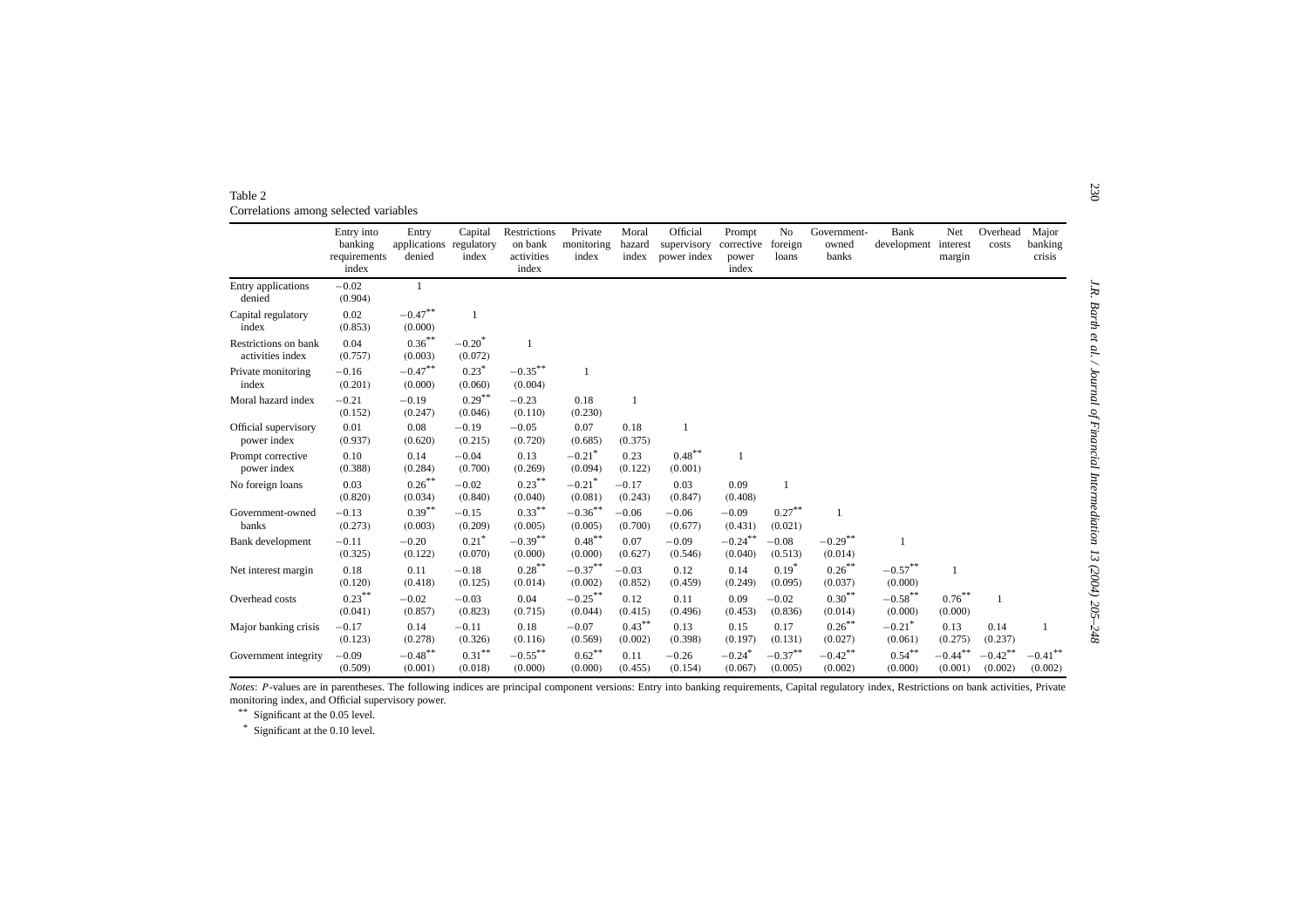Table 2

Correlations among selected variables

| | Entry into banking requirements index | Entry applications denied | Capital regulatory index | Restrictions on bank activities index | Private monitoring index | Moral hazard index | Official supervisory power index | Prompt corrective power index | No foreign loans | Government-owned banks | Bank development | Net interest margin | Overhead costs | Major banking crisis |
|---|---|---|---|---|---|---|---|---|---|---|---|---|---|---|
| Entry applications denied | −0.02 (0.904) | 1 | | | | | | | | | | | | |
| Capital regulatory index | 0.02 (0.853) | −0.47** (0.000) | 1 | | | | | | | | | | | |
| Restrictions on bank activities index | 0.04 (0.757) | 0.36** (0.003) | −0.20* (0.072) | 1 | | | | | | | | | | |
| Private monitoring index | −0.16 (0.201) | −0.47** (0.000) | 0.23* (0.060) | −0.35** (0.004) | 1 | | | | | | | | | |
| Moral hazard index | −0.21 (0.152) | −0.19 (0.247) | 0.29** (0.046) | −0.23 (0.110) | 0.18 (0.230) | 1 | | | | | | | | |
| Official supervisory power index | 0.01 (0.937) | 0.08 (0.620) | −0.19 (0.215) | −0.05 (0.720) | 0.07 (0.685) | 0.18 (0.375) | 1 | | | | | | | |
| Prompt corrective power index | 0.10 (0.388) | 0.14 (0.284) | −0.04 (0.700) | 0.13 (0.269) | −0.21* (0.094) | 0.23 (0.122) | 0.48** (0.001) | 1 | | | | | | |
| No foreign loans | 0.03 (0.820) | 0.26** (0.034) | −0.02 (0.840) | 0.23** (0.040) | −0.21* (0.081) | −0.17 (0.243) | 0.03 (0.847) | 0.09 (0.408) | 1 | | | | | |
| Government-owned banks | −0.13 (0.273) | 0.39** (0.003) | −0.15 (0.209) | 0.33** (0.005) | −0.36** (0.005) | −0.06 (0.700) | −0.06 (0.677) | −0.09 (0.431) | 0.27** (0.021) | 1 | | | | |
| Bank development | −0.11 (0.325) | −0.20 (0.122) | 0.21* (0.070) | −0.39** (0.000) | 0.48** (0.000) | 0.07 (0.627) | −0.09 (0.546) | −0.24** (0.040) | −0.08 (0.513) | −0.29** (0.014) | 1 | | | |
| Net interest margin | 0.18 (0.120) | 0.11 (0.418) | −0.18 (0.125) | 0.28** (0.014) | −0.37** (0.002) | −0.03 (0.852) | 0.12 (0.459) | 0.14 (0.249) | 0.19* (0.095) | 0.26** (0.037) | −0.57** (0.000) | 1 | | |
| Overhead costs | 0.23** (0.041) | −0.02 (0.857) | −0.03 (0.823) | 0.04 (0.715) | −0.25** (0.044) | 0.12 (0.415) | 0.11 (0.496) | 0.09 (0.453) | −0.02 (0.836) | 0.30** (0.014) | −0.58** (0.000) | 0.76** (0.000) | 1 | |
| Major banking crisis | −0.17 (0.123) | 0.14 (0.278) | −0.11 (0.326) | 0.18 (0.116) | −0.07 (0.569) | 0.43** (0.002) | 0.13 (0.398) | 0.15 (0.197) | 0.17 (0.131) | 0.26** (0.027) | −0.21* (0.061) | 0.13 (0.275) | 0.14 (0.237) | 1 |
| Government integrity | −0.09 (0.509) | −0.48** (0.001) | 0.31** (0.018) | −0.55** (0.000) | 0.62** (0.000) | 0.11 (0.455) | −0.26 (0.154) | −0.24* (0.067) | −0.37** (0.005) | −0.42** (0.002) | 0.54** (0.000) | −0.44** (0.001) | −0.42** (0.002) | −0.41** (0.002) |

*Notes*: $P$-values are in parentheses. The following indices are principal component versions: Entry into banking requirements, Capital regulatory index, Restrictions on bank activities, Private monitoring index, and Official supervisory power.

** Significant at the 0.05 level.

* Significant at the 0.10 level.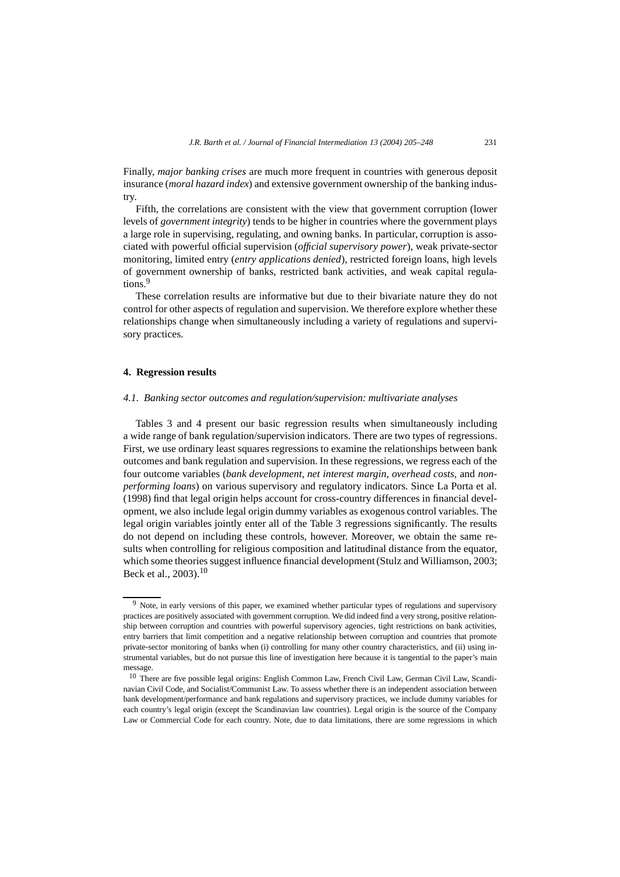Finally, *major banking crises* are much more frequent in countries with generous deposit insurance (*moral hazard index*) and extensive government ownership of the banking industry.

Fifth, the correlations are consistent with the view that government corruption (lower levels of *government integrity*) tends to be higher in countries where the government plays a large role in supervising, regulating, and owning banks. In particular, corruption is associated with powerful official supervision (*official supervisory power*), weak private-sector monitoring, limited entry (*entry applications denied*), restricted foreign loans, high levels of government ownership of banks, restricted bank activities, and weak capital regulations.[9]

These correlation results are informative but due to their bivariate nature they do not control for other aspects of regulation and supervision. We therefore explore whether these relationships change when simultaneously including a variety of regulations and supervisory practices.

## 4. Regression results

### 4.1. Banking sector outcomes and regulation/supervision: multivariate analyses

Tables 3 and 4 present our basic regression results when simultaneously including a wide range of bank regulation/supervision indicators. There are two types of regressions. First, we use ordinary least squares regressions to examine the relationships between bank outcomes and bank regulation and supervision. In these regressions, we regress each of the four outcome variables (*bank development*, *net interest margin*, *overhead costs*, and *nonperforming loans*) on various supervisory and regulatory indicators. Since La Porta et al. (1998) find that legal origin helps account for cross-country differences in financial development, we also include legal origin dummy variables as exogenous control variables. The legal origin variables jointly enter all of the Table 3 regressions significantly. The results do not depend on including these controls, however. Moreover, we obtain the same results when controlling for religious composition and latitudinal distance from the equator, which some theories suggest influence financial development (Stulz and Williamson, 2003; Beck et al., 2003).[10]

---

[9] Note, in early versions of this paper, we examined whether particular types of regulations and supervisory practices are positively associated with government corruption. We did indeed find a very strong, positive relationship between corruption and countries with powerful supervisory agencies, tight restrictions on bank activities, entry barriers that limit competition and a negative relationship between corruption and countries that promote private-sector monitoring of banks when (i) controlling for many other country characteristics, and (ii) using instrumental variables, but do not pursue this line of investigation here because it is tangential to the paper's main message.

[10] There are five possible legal origins: English Common Law, French Civil Law, German Civil Law, Scandinavian Civil Code, and Socialist/Communist Law. To assess whether there is an independent association between bank development/performance and bank regulations and supervisory practices, we include dummy variables for each country's legal origin (except the Scandinavian law countries). Legal origin is the source of the Company Law or Commercial Code for each country. Note, due to data limitations, there are some regressions in which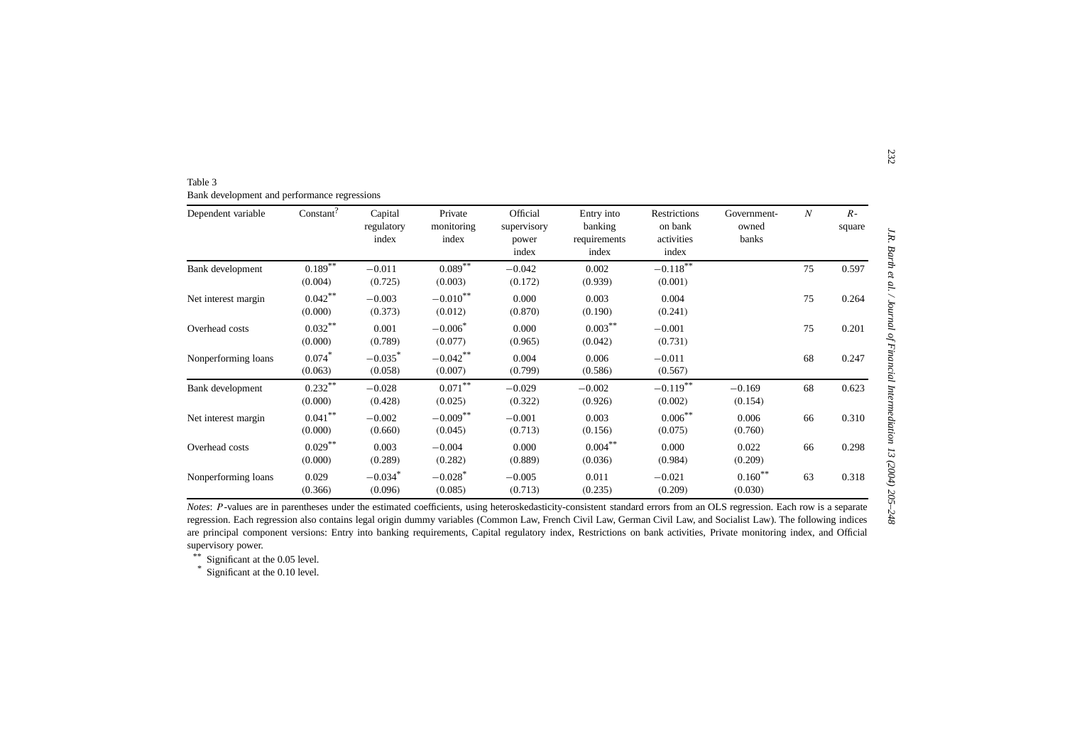Table 3

Bank development and performance regressions

| Dependent variable | Constant? | Capital regulatory index | Private monitoring index | Official supervisory power index | Entry into banking requirements index | Restrictions on bank activities index | Government-owned banks | $N$ | $R$-square |
|---|---|---|---|---|---|---|---|---|---|
| Bank development | 0.189** (0.004) | −0.011 (0.725) | 0.089** (0.003) | −0.042 (0.172) | 0.002 (0.939) | −0.118** (0.001) | | 75 | 0.597 |
| Net interest margin | 0.042** (0.000) | −0.003 (0.373) | −0.010** (0.012) | 0.000 (0.870) | 0.003 (0.190) | 0.004 (0.241) | | 75 | 0.264 |
| Overhead costs | 0.032** (0.000) | 0.001 (0.789) | −0.006* (0.077) | 0.000 (0.965) | 0.003** (0.042) | −0.001 (0.731) | | 75 | 0.201 |
| Nonperforming loans | 0.074* (0.063) | −0.035* (0.058) | −0.042** (0.007) | 0.004 (0.799) | 0.006 (0.586) | −0.011 (0.567) | | 68 | 0.247 |
| Bank development | 0.232** (0.000) | −0.028 (0.428) | 0.071** (0.025) | −0.029 (0.322) | −0.002 (0.926) | −0.119** (0.002) | −0.169 (0.154) | 68 | 0.623 |
| Net interest margin | 0.041** (0.000) | −0.002 (0.660) | −0.009** (0.045) | −0.001 (0.713) | 0.003 (0.156) | 0.006** (0.075) | 0.006 (0.760) | 66 | 0.310 |
| Overhead costs | 0.029** (0.000) | 0.003 (0.289) | −0.004 (0.282) | 0.000 (0.889) | 0.004** (0.036) | 0.000 (0.984) | 0.022 (0.209) | 66 | 0.298 |
| Nonperforming loans | 0.029 (0.366) | −0.034* (0.096) | −0.028* (0.085) | −0.005 (0.713) | 0.011 (0.235) | −0.021 (0.209) | 0.160** (0.030) | 63 | 0.318 |

*Notes*: $P$-values are in parentheses under the estimated coefficients, using heteroskedasticity-consistent standard errors from an OLS regression. Each row is a separate regression. Each regression also contains legal origin dummy variables (Common Law, French Civil Law, German Civil Law, and Socialist Law). The following indices are principal component versions: Entry into banking requirements, Capital regulatory index, Restrictions on bank activities, Private monitoring index, and Official supervisory power.

** Significant at the 0.05 level.

* Significant at the 0.10 level.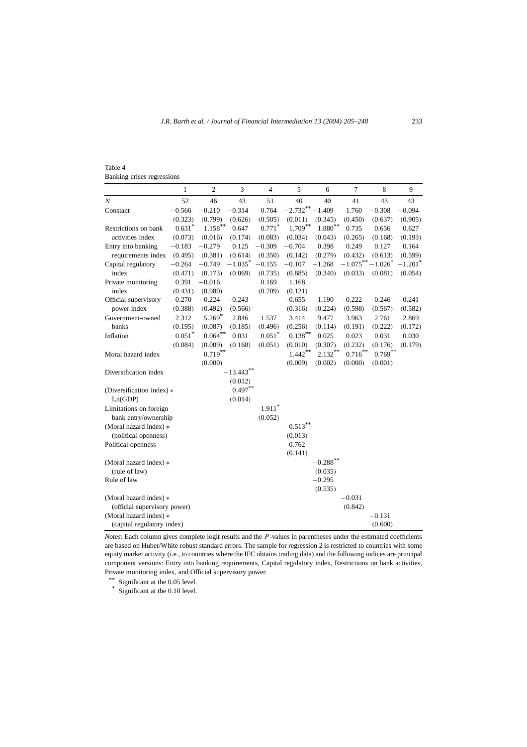Table 4
Banking crises regressions

| | 1 | 2 | 3 | 4 | 5 | 6 | 7 | 8 | 9 |
|---|---|---|---|---|---|---|---|---|---|
| $N$ | 52 | 46 | 43 | 51 | 40 | 40 | 41 | 43 | 43 |
| Constant | −0.566 | −0.210 | −0.314 | 0.764 | −2.732** | −1.409 | 1.760 | −0.308 | −0.094 |
| | (0.323) | (0.799) | (0.626) | (0.505) | (0.011) | (0.345) | (0.450) | (0.637) | (0.905) |
| Restrictions on bank activities index | 0.631* | 1.158** | 0.647 | 0.771* | 1.709** | 1.880** | 0.735 | 0.656 | 0.627 |
| | (0.073) | (0.016) | (0.174) | (0.083) | (0.034) | (0.043) | (0.265) | (0.168) | (0.193) |
| Entry into banking requirements index | −0.183 | −0.279 | 0.125 | −0.309 | −0.704 | 0.398 | 0.249 | 0.127 | 0.164 |
| | (0.495) | (0.381) | (0.614) | (0.350) | (0.142) | (0.279) | (0.432) | (0.613) | (0.599) |
| Capital regulatory index | −0.264 | −0.749 | −1.035* | −0.155 | −0.107 | −1.268 | −1.075** | −1.026* | −1.201* |
| | (0.471) | (0.173) | (0.069) | (0.735) | (0.885) | (0.340) | (0.033) | (0.081) | (0.054) |
| Private monitoring index | 0.391 | −0.016 | | 0.169 | 1.168 | | | | |
| | (0.431) | (0.980) | | (0.709) | (0.121) | | | | |
| Official supervisory power index | −0.270 | −0.224 | −0.243 | | −0.655 | −1.190 | −0.222 | −0.246 | −0.241 |
| | (0.388) | (0.492) | (0.566) | | (0.316) | (0.224) | (0.598) | (0.567) | (0.582) |
| Government-owned banks | 2.312 | 5.269* | 2.846 | 1.537 | 3.414 | 9.477 | 3.963 | 2.761 | 2.869 |
| | (0.195) | (0.087) | (0.185) | (0.496) | (0.256) | (0.114) | (0.191) | (0.222) | (0.172) |
| Inflation | 0.051* | 0.064** | 0.031 | 0.051* | 0.138** | 0.025 | 0.023 | 0.031 | 0.030 |
| | (0.084) | (0.009) | (0.168) | (0.051) | (0.010) | (0.307) | (0.232) | (0.176) | (0.179) |
| Moral hazard index | | 0.719** | | | 1.442** | 2.132** | 0.716** | 0.769** | |
| | | (0.000) | | | (0.009) | (0.002) | (0.000) | (0.001) | |
| Diversification index | | | −13.443** | | | | | | |
| | | | (0.012) | | | | | | |
| (Diversification index) ∗ Ln(GDP) | | | 0.497** | | | | | | |
| | | | (0.014) | | | | | | |
| Limitations on foreign bank entry/ownership | | | | 1.911* | | | | | |
| | | | | (0.052) | | | | | |
| (Moral hazard index) ∗ (political openness) | | | | | −0.513** | | | | |
| | | | | | (0.013) | | | | |
| Political openness | | | | | 0.762 | | | | |
| | | | | | (0.141) | | | | |
| (Moral hazard index) ∗ (rule of law) | | | | | | −0.288** | | | |
| | | | | | | (0.035) | | | |
| Rule of law | | | | | | −0.295 | | | |
| | | | | | | (0.535) | | | |
| (Moral hazard index) ∗ (official supervisory power) | | | | | | | −0.031 | | |
| | | | | | | | (0.842) | | |
| (Moral hazard index) ∗ (capital regulatory index) | | | | | | | | −0.131 | |
| | | | | | | | | (0.600) | |

*Notes*: Each column gives complete logit results and the $P$-values in parentheses under the estimated coefficients are based on Huber/White robust standard errors. The sample for regression 2 is restricted to countries with some equity market activity (i.e., to countries where the IFC obtains trading data) and the following indices are principal component versions: Entry into banking requirements, Capital regulatory index, Restrictions on bank activities, Private monitoring index, and Official supervisory power.

** Significant at the 0.05 level.

\* Significant at the 0.10 level.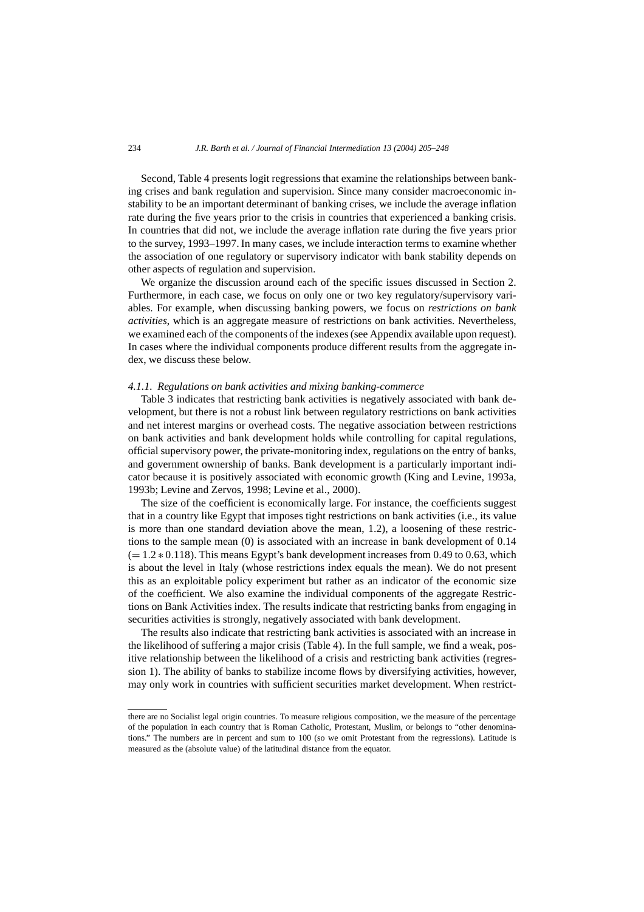Second, Table 4 presents logit regressions that examine the relationships between banking crises and bank regulation and supervision. Since many consider macroeconomic instability to be an important determinant of banking crises, we include the average inflation rate during the five years prior to the crisis in countries that experienced a banking crisis. In countries that did not, we include the average inflation rate during the five years prior to the survey, 1993–1997. In many cases, we include interaction terms to examine whether the association of one regulatory or supervisory indicator with bank stability depends on other aspects of regulation and supervision.

We organize the discussion around each of the specific issues discussed in Section 2. Furthermore, in each case, we focus on only one or two key regulatory/supervisory variables. For example, when discussing banking powers, we focus on *restrictions on bank activities*, which is an aggregate measure of restrictions on bank activities. Nevertheless, we examined each of the components of the indexes (see Appendix available upon request). In cases where the individual components produce different results from the aggregate index, we discuss these below.

#### *4.1.1. Regulations on bank activities and mixing banking-commerce*

Table 3 indicates that restricting bank activities is negatively associated with bank development, but there is not a robust link between regulatory restrictions on bank activities and net interest margins or overhead costs. The negative association between restrictions on bank activities and bank development holds while controlling for capital regulations, official supervisory power, the private-monitoring index, regulations on the entry of banks, and government ownership of banks. Bank development is a particularly important indicator because it is positively associated with economic growth (King and Levine, 1993a, 1993b; Levine and Zervos, 1998; Levine et al., 2000).

The size of the coefficient is economically large. For instance, the coefficients suggest that in a country like Egypt that imposes tight restrictions on bank activities (i.e., its value is more than one standard deviation above the mean, 1.2), a loosening of these restrictions to the sample mean (0) is associated with an increase in bank development of 0.14 ($= 1.2 * 0.118$). This means Egypt's bank development increases from 0.49 to 0.63, which is about the level in Italy (whose restrictions index equals the mean). We do not present this as an exploitable policy experiment but rather as an indicator of the economic size of the coefficient. We also examine the individual components of the aggregate Restrictions on Bank Activities index. The results indicate that restricting banks from engaging in securities activities is strongly, negatively associated with bank development.

The results also indicate that restricting bank activities is associated with an increase in the likelihood of suffering a major crisis (Table 4). In the full sample, we find a weak, positive relationship between the likelihood of a crisis and restricting bank activities (regression 1). The ability of banks to stabilize income flows by diversifying activities, however, may only work in countries with sufficient securities market development. When restrict-

---

there are no Socialist legal origin countries. To measure religious composition, we the measure of the percentage of the population in each country that is Roman Catholic, Protestant, Muslim, or belongs to "other denominations." The numbers are in percent and sum to 100 (so we omit Protestant from the regressions). Latitude is measured as the (absolute value) of the latitudinal distance from the equator.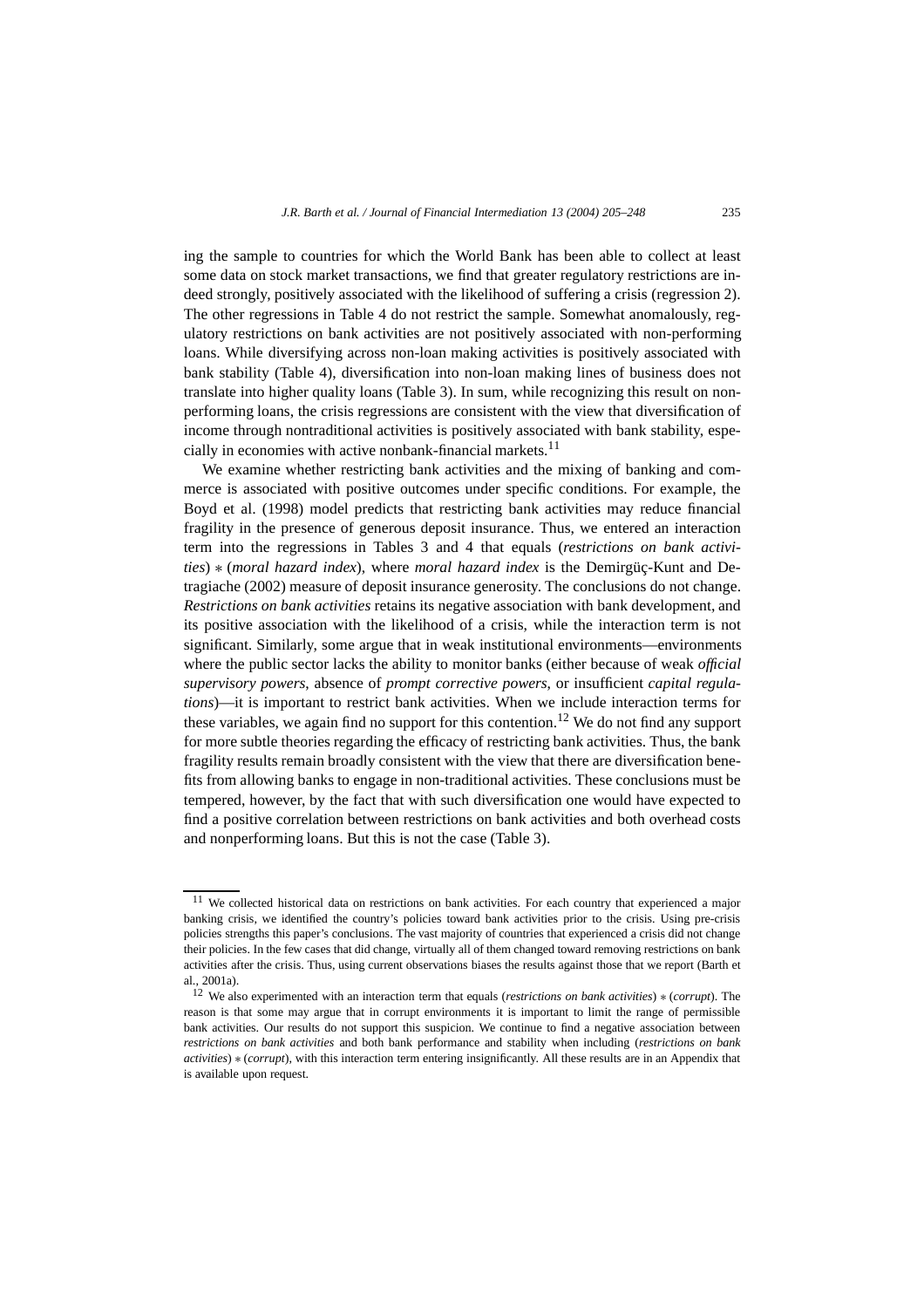ing the sample to countries for which the World Bank has been able to collect at least some data on stock market transactions, we find that greater regulatory restrictions are indeed strongly, positively associated with the likelihood of suffering a crisis (regression 2). The other regressions in Table 4 do not restrict the sample. Somewhat anomalously, regulatory restrictions on bank activities are not positively associated with non-performing loans. While diversifying across non-loan making activities is positively associated with bank stability (Table 4), diversification into non-loan making lines of business does not translate into higher quality loans (Table 3). In sum, while recognizing this result on non-performing loans, the crisis regressions are consistent with the view that diversification of income through nontraditional activities is positively associated with bank stability, especially in economies with active nonbank-financial markets.[11]

We examine whether restricting bank activities and the mixing of banking and commerce is associated with positive outcomes under specific conditions. For example, the Boyd et al. (1998) model predicts that restricting bank activities may reduce financial fragility in the presence of generous deposit insurance. Thus, we entered an interaction term into the regressions in Tables 3 and 4 that equals (*restrictions on bank activities*) ∗ (*moral hazard index*), where *moral hazard index* is the Demirgüç-Kunt and Detragiache (2002) measure of deposit insurance generosity. The conclusions do not change. *Restrictions on bank activities* retains its negative association with bank development, and its positive association with the likelihood of a crisis, while the interaction term is not significant. Similarly, some argue that in weak institutional environments—environments where the public sector lacks the ability to monitor banks (either because of weak *official supervisory powers*, absence of *prompt corrective powers*, or insufficient *capital regulations*)—it is important to restrict bank activities. When we include interaction terms for these variables, we again find no support for this contention.[12] We do not find any support for more subtle theories regarding the efficacy of restricting bank activities. Thus, the bank fragility results remain broadly consistent with the view that there are diversification benefits from allowing banks to engage in non-traditional activities. These conclusions must be tempered, however, by the fact that with such diversification one would have expected to find a positive correlation between restrictions on bank activities and both overhead costs and nonperforming loans. But this is not the case (Table 3).

---

[11] We collected historical data on restrictions on bank activities. For each country that experienced a major banking crisis, we identified the country's policies toward bank activities prior to the crisis. Using pre-crisis policies strengths this paper's conclusions. The vast majority of countries that experienced a crisis did not change their policies. In the few cases that did change, virtually all of them changed toward removing restrictions on bank activities after the crisis. Thus, using current observations biases the results against those that we report (Barth et al., 2001a).

[12] We also experimented with an interaction term that equals (*restrictions on bank activities*) ∗ (*corrupt*). The reason is that some may argue that in corrupt environments it is important to limit the range of permissible bank activities. Our results do not support this suspicion. We continue to find a negative association between *restrictions on bank activities* and both bank performance and stability when including (*restrictions on bank activities*) ∗ (*corrupt*), with this interaction term entering insignificantly. All these results are in an Appendix that is available upon request.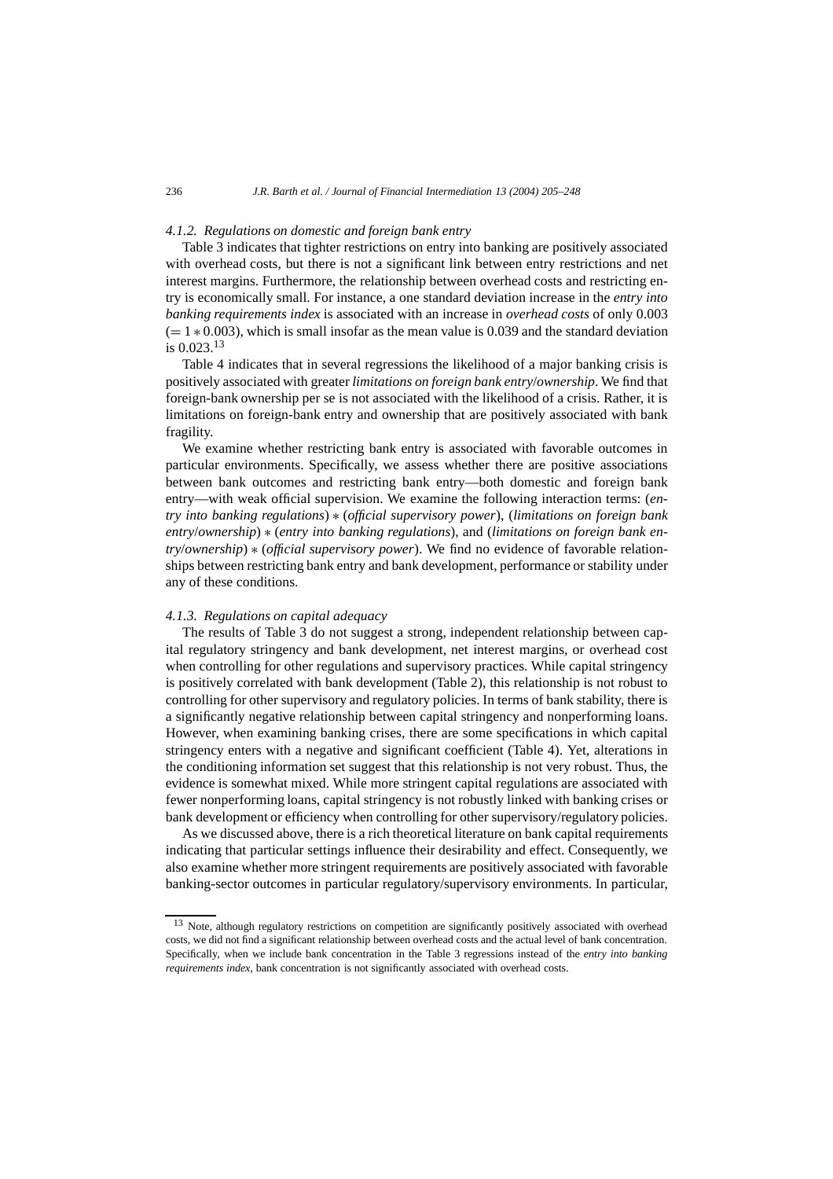#### 4.1.2. Regulations on domestic and foreign bank entry

Table 3 indicates that tighter restrictions on entry into banking are positively associated with overhead costs, but there is not a significant link between entry restrictions and net interest margins. Furthermore, the relationship between overhead costs and restricting entry is economically small. For instance, a one standard deviation increase in the *entry into banking requirements index* is associated with an increase in *overhead costs* of only 0.003 ($= 1 * 0.003$), which is small insofar as the mean value is 0.039 and the standard deviation is 0.023.[13]

Table 4 indicates that in several regressions the likelihood of a major banking crisis is positively associated with greater *limitations on foreign bank entry/ownership*. We find that foreign-bank ownership per se is not associated with the likelihood of a crisis. Rather, it is limitations on foreign-bank entry and ownership that are positively associated with bank fragility.

We examine whether restricting bank entry is associated with favorable outcomes in particular environments. Specifically, we assess whether there are positive associations between bank outcomes and restricting bank entry—both domestic and foreign bank entry—with weak official supervision. We examine the following interaction terms: (*entry into banking regulations*) $*$ (*official supervisory power*), (*limitations on foreign bank entry/ownership*) $*$ (*entry into banking regulations*), and (*limitations on foreign bank entry/ownership*) $*$ (*official supervisory power*). We find no evidence of favorable relationships between restricting bank entry and bank development, performance or stability under any of these conditions.

#### 4.1.3. Regulations on capital adequacy

The results of Table 3 do not suggest a strong, independent relationship between capital regulatory stringency and bank development, net interest margins, or overhead cost when controlling for other regulations and supervisory practices. While capital stringency is positively correlated with bank development (Table 2), this relationship is not robust to controlling for other supervisory and regulatory policies. In terms of bank stability, there is a significantly negative relationship between capital stringency and nonperforming loans. However, when examining banking crises, there are some specifications in which capital stringency enters with a negative and significant coefficient (Table 4). Yet, alterations in the conditioning information set suggest that this relationship is not very robust. Thus, the evidence is somewhat mixed. While more stringent capital regulations are associated with fewer nonperforming loans, capital stringency is not robustly linked with banking crises or bank development or efficiency when controlling for other supervisory/regulatory policies.

As we discussed above, there is a rich theoretical literature on bank capital requirements indicating that particular settings influence their desirability and effect. Consequently, we also examine whether more stringent requirements are positively associated with favorable banking-sector outcomes in particular regulatory/supervisory environments. In particular,

---

[13] Note, although regulatory restrictions on competition are significantly positively associated with overhead costs, we did not find a significant relationship between overhead costs and the actual level of bank concentration. Specifically, when we include bank concentration in the Table 3 regressions instead of the *entry into banking requirements index*, bank concentration is not significantly associated with overhead costs.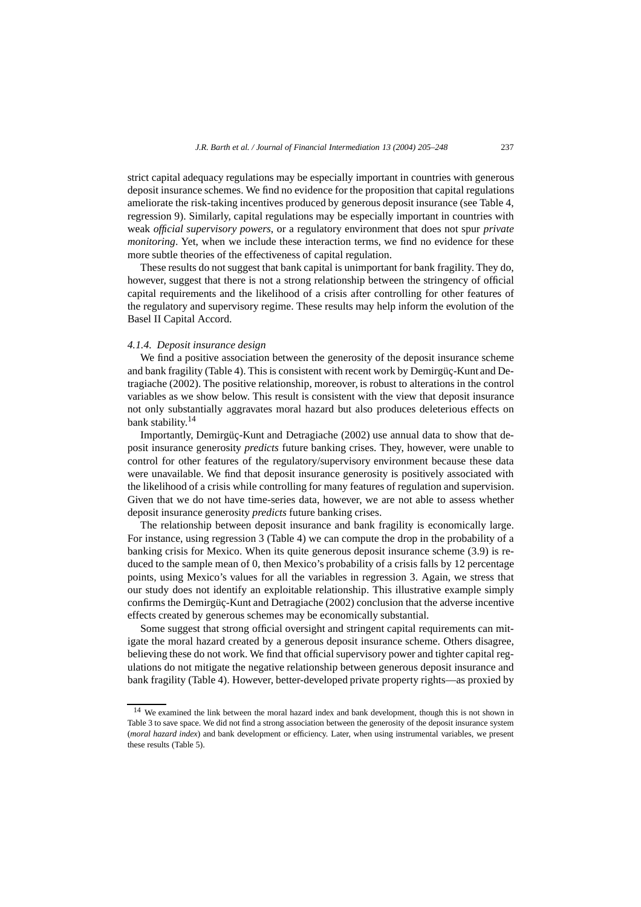strict capital adequacy regulations may be especially important in countries with generous deposit insurance schemes. We find no evidence for the proposition that capital regulations ameliorate the risk-taking incentives produced by generous deposit insurance (see Table 4, regression 9). Similarly, capital regulations may be especially important in countries with weak *official supervisory powers*, or a regulatory environment that does not spur *private monitoring*. Yet, when we include these interaction terms, we find no evidence for these more subtle theories of the effectiveness of capital regulation.

These results do not suggest that bank capital is unimportant for bank fragility. They do, however, suggest that there is not a strong relationship between the stringency of official capital requirements and the likelihood of a crisis after controlling for other features of the regulatory and supervisory regime. These results may help inform the evolution of the Basel II Capital Accord.

#### 4.1.4. Deposit insurance design

We find a positive association between the generosity of the deposit insurance scheme and bank fragility (Table 4). This is consistent with recent work by Demirgüç-Kunt and Detragiache (2002). The positive relationship, moreover, is robust to alterations in the control variables as we show below. This result is consistent with the view that deposit insurance not only substantially aggravates moral hazard but also produces deleterious effects on bank stability.[14]

Importantly, Demirgüç-Kunt and Detragiache (2002) use annual data to show that deposit insurance generosity *predicts* future banking crises. They, however, were unable to control for other features of the regulatory/supervisory environment because these data were unavailable. We find that deposit insurance generosity is positively associated with the likelihood of a crisis while controlling for many features of regulation and supervision. Given that we do not have time-series data, however, we are not able to assess whether deposit insurance generosity *predicts* future banking crises.

The relationship between deposit insurance and bank fragility is economically large. For instance, using regression 3 (Table 4) we can compute the drop in the probability of a banking crisis for Mexico. When its quite generous deposit insurance scheme (3.9) is reduced to the sample mean of 0, then Mexico's probability of a crisis falls by 12 percentage points, using Mexico's values for all the variables in regression 3. Again, we stress that our study does not identify an exploitable relationship. This illustrative example simply confirms the Demirgüç-Kunt and Detragiache (2002) conclusion that the adverse incentive effects created by generous schemes may be economically substantial.

Some suggest that strong official oversight and stringent capital requirements can mitigate the moral hazard created by a generous deposit insurance scheme. Others disagree, believing these do not work. We find that official supervisory power and tighter capital regulations do not mitigate the negative relationship between generous deposit insurance and bank fragility (Table 4). However, better-developed private property rights—as proxied by

[14] We examined the link between the moral hazard index and bank development, though this is not shown in Table 3 to save space. We did not find a strong association between the generosity of the deposit insurance system (*moral hazard index*) and bank development or efficiency. Later, when using instrumental variables, we present these results (Table 5).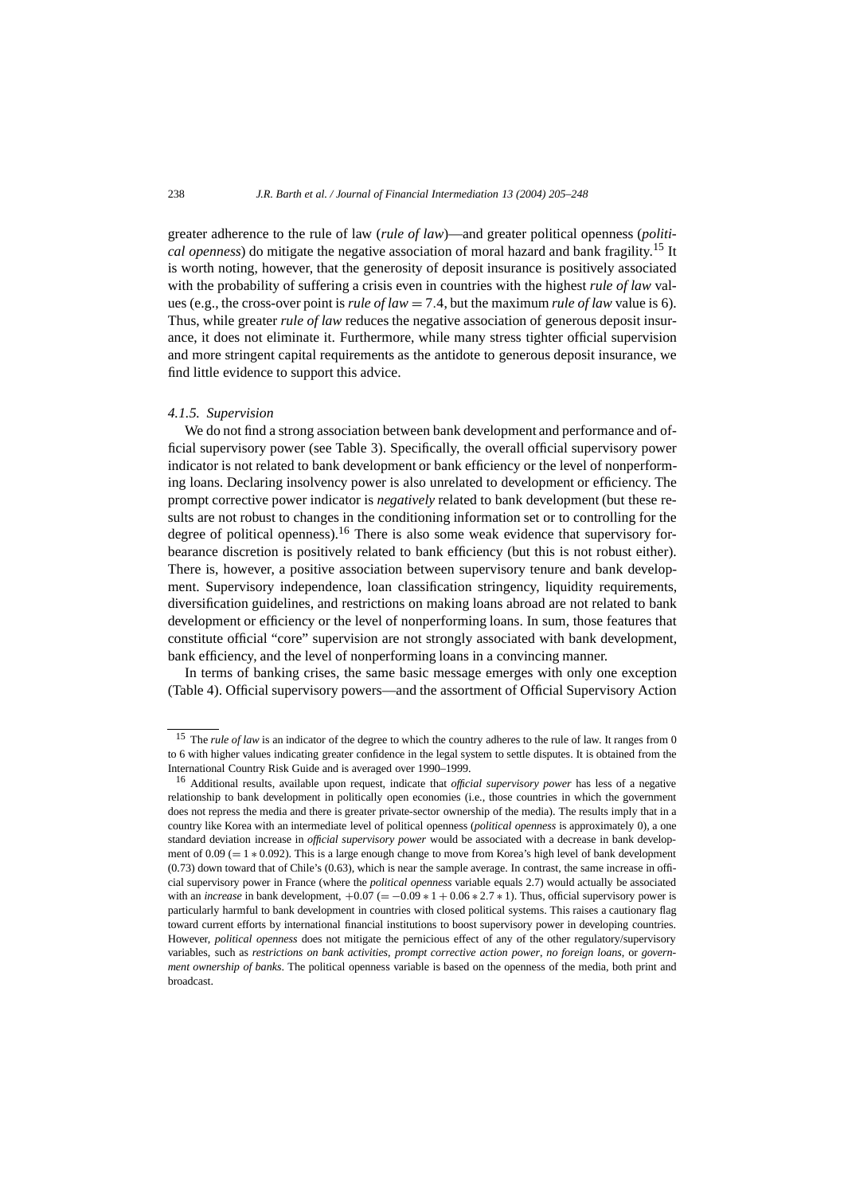greater adherence to the rule of law (*rule of law*)—and greater political openness (*political openness*) do mitigate the negative association of moral hazard and bank fragility.[15] It is worth noting, however, that the generosity of deposit insurance is positively associated with the probability of suffering a crisis even in countries with the highest *rule of law* values (e.g., the cross-over point is *rule of law* $= 7.4$, but the maximum *rule of law* value is 6). Thus, while greater *rule of law* reduces the negative association of generous deposit insurance, it does not eliminate it. Furthermore, while many stress tighter official supervision and more stringent capital requirements as the antidote to generous deposit insurance, we find little evidence to support this advice.

#### 4.1.5. Supervision

We do not find a strong association between bank development and performance and official supervisory power (see Table 3). Specifically, the overall official supervisory power indicator is not related to bank development or bank efficiency or the level of nonperforming loans. Declaring insolvency power is also unrelated to development or efficiency. The prompt corrective power indicator is *negatively* related to bank development (but these results are not robust to changes in the conditioning information set or to controlling for the degree of political openness).[16] There is also some weak evidence that supervisory forbearance discretion is positively related to bank efficiency (but this is not robust either). There is, however, a positive association between supervisory tenure and bank development. Supervisory independence, loan classification stringency, liquidity requirements, diversification guidelines, and restrictions on making loans abroad are not related to bank development or efficiency or the level of nonperforming loans. In sum, those features that constitute official "core" supervision are not strongly associated with bank development, bank efficiency, and the level of nonperforming loans in a convincing manner.

In terms of banking crises, the same basic message emerges with only one exception (Table 4). Official supervisory powers—and the assortment of Official Supervisory Action

---

[15] The *rule of law* is an indicator of the degree to which the country adheres to the rule of law. It ranges from 0 to 6 with higher values indicating greater confidence in the legal system to settle disputes. It is obtained from the International Country Risk Guide and is averaged over 1990–1999.

[16] Additional results, available upon request, indicate that *official supervisory power* has less of a negative relationship to bank development in politically open economies (i.e., those countries in which the government does not repress the media and there is greater private-sector ownership of the media). The results imply that in a country like Korea with an intermediate level of political openness (*political openness* is approximately 0), a one standard deviation increase in *official supervisory power* would be associated with a decrease in bank development of 0.09 ($= 1 * 0.092$). This is a large enough change to move from Korea's high level of bank development (0.73) down toward that of Chile's (0.63), which is near the sample average. In contrast, the same increase in official supervisory power in France (where the *political openness* variable equals 2.7) would actually be associated with an *increase* in bank development, $+0.07$ ($= -0.09 * 1 + 0.06 * 2.7 * 1$). Thus, official supervisory power is particularly harmful to bank development in countries with closed political systems. This raises a cautionary flag toward current efforts by international financial institutions to boost supervisory power in developing countries. However, *political openness* does not mitigate the pernicious effect of any of the other regulatory/supervisory variables, such as *restrictions on bank activities*, *prompt corrective action power*, *no foreign loans*, or *government ownership of banks*. The political openness variable is based on the openness of the media, both print and broadcast.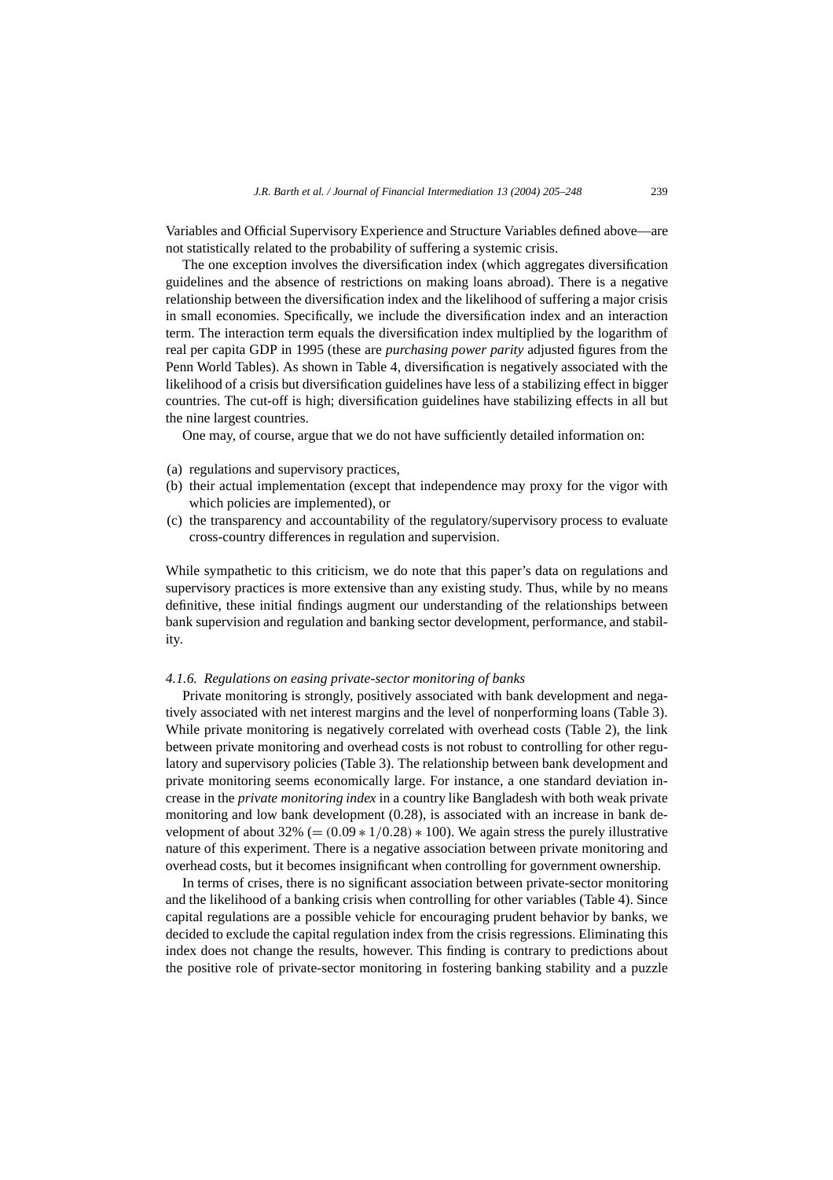Variables and Official Supervisory Experience and Structure Variables defined above—are not statistically related to the probability of suffering a systemic crisis.

The one exception involves the diversification index (which aggregates diversification guidelines and the absence of restrictions on making loans abroad). There is a negative relationship between the diversification index and the likelihood of suffering a major crisis in small economies. Specifically, we include the diversification index and an interaction term. The interaction term equals the diversification index multiplied by the logarithm of real per capita GDP in 1995 (these are *purchasing power parity* adjusted figures from the Penn World Tables). As shown in Table 4, diversification is negatively associated with the likelihood of a crisis but diversification guidelines have less of a stabilizing effect in bigger countries. The cut-off is high; diversification guidelines have stabilizing effects in all but the nine largest countries.

One may, of course, argue that we do not have sufficiently detailed information on:

(a) regulations and supervisory practices,
(b) their actual implementation (except that independence may proxy for the vigor with which policies are implemented), or
(c) the transparency and accountability of the regulatory/supervisory process to evaluate cross-country differences in regulation and supervision.

While sympathetic to this criticism, we do note that this paper's data on regulations and supervisory practices is more extensive than any existing study. Thus, while by no means definitive, these initial findings augment our understanding of the relationships between bank supervision and regulation and banking sector development, performance, and stability.

#### *4.1.6. Regulations on easing private-sector monitoring of banks*

Private monitoring is strongly, positively associated with bank development and negatively associated with net interest margins and the level of nonperforming loans (Table 3). While private monitoring is negatively correlated with overhead costs (Table 2), the link between private monitoring and overhead costs is not robust to controlling for other regulatory and supervisory policies (Table 3). The relationship between bank development and private monitoring seems economically large. For instance, a one standard deviation increase in the *private monitoring index* in a country like Bangladesh with both weak private monitoring and low bank development (0.28), is associated with an increase in bank development of about 32% ($= (0.09 * 1/0.28) * 100$). We again stress the purely illustrative nature of this experiment. There is a negative association between private monitoring and overhead costs, but it becomes insignificant when controlling for government ownership.

In terms of crises, there is no significant association between private-sector monitoring and the likelihood of a banking crisis when controlling for other variables (Table 4). Since capital regulations are a possible vehicle for encouraging prudent behavior by banks, we decided to exclude the capital regulation index from the crisis regressions. Eliminating this index does not change the results, however. This finding is contrary to predictions about the positive role of private-sector monitoring in fostering banking stability and a puzzle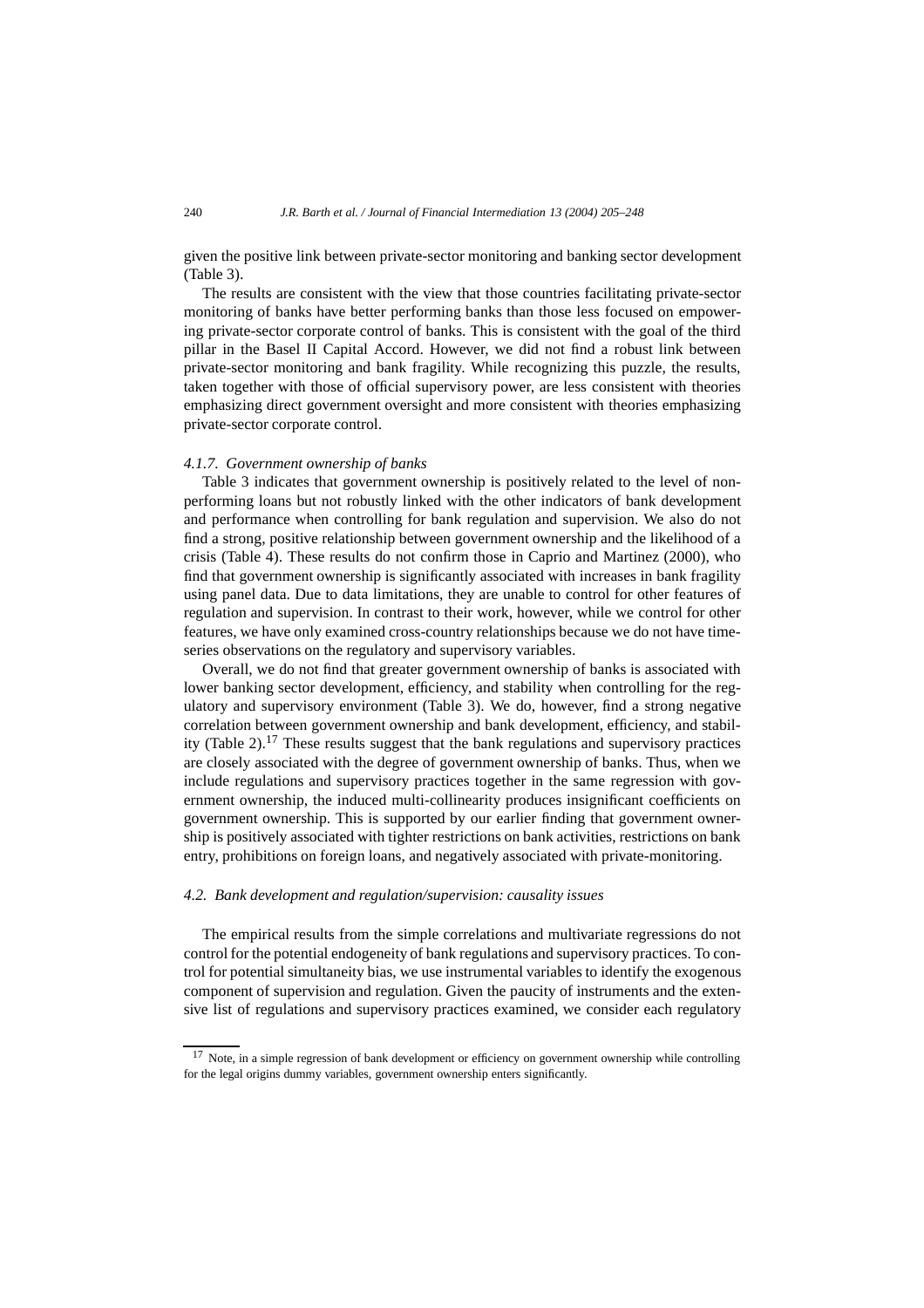given the positive link between private-sector monitoring and banking sector development (Table 3).

The results are consistent with the view that those countries facilitating private-sector monitoring of banks have better performing banks than those less focused on empowering private-sector corporate control of banks. This is consistent with the goal of the third pillar in the Basel II Capital Accord. However, we did not find a robust link between private-sector monitoring and bank fragility. While recognizing this puzzle, the results, taken together with those of official supervisory power, are less consistent with theories emphasizing direct government oversight and more consistent with theories emphasizing private-sector corporate control.

#### *4.1.7. Government ownership of banks*

Table 3 indicates that government ownership is positively related to the level of nonperforming loans but not robustly linked with the other indicators of bank development and performance when controlling for bank regulation and supervision. We also do not find a strong, positive relationship between government ownership and the likelihood of a crisis (Table 4). These results do not confirm those in Caprio and Martinez (2000), who find that government ownership is significantly associated with increases in bank fragility using panel data. Due to data limitations, they are unable to control for other features of regulation and supervision. In contrast to their work, however, while we control for other features, we have only examined cross-country relationships because we do not have time-series observations on the regulatory and supervisory variables.

Overall, we do not find that greater government ownership of banks is associated with lower banking sector development, efficiency, and stability when controlling for the regulatory and supervisory environment (Table 3). We do, however, find a strong negative correlation between government ownership and bank development, efficiency, and stability (Table 2).[17] These results suggest that the bank regulations and supervisory practices are closely associated with the degree of government ownership of banks. Thus, when we include regulations and supervisory practices together in the same regression with government ownership, the induced multi-collinearity produces insignificant coefficients on government ownership. This is supported by our earlier finding that government ownership is positively associated with tighter restrictions on bank activities, restrictions on bank entry, prohibitions on foreign loans, and negatively associated with private-monitoring.

### *4.2. Bank development and regulation/supervision: causality issues*

The empirical results from the simple correlations and multivariate regressions do not control for the potential endogeneity of bank regulations and supervisory practices. To control for potential simultaneity bias, we use instrumental variables to identify the exogenous component of supervision and regulation. Given the paucity of instruments and the extensive list of regulations and supervisory practices examined, we consider each regulatory

[17] Note, in a simple regression of bank development or efficiency on government ownership while controlling for the legal origins dummy variables, government ownership enters significantly.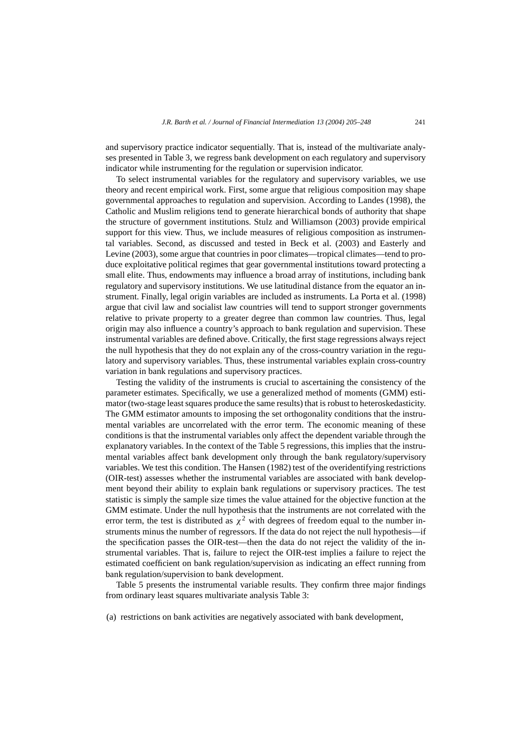and supervisory practice indicator sequentially. That is, instead of the multivariate analyses presented in Table 3, we regress bank development on each regulatory and supervisory indicator while instrumenting for the regulation or supervision indicator.

To select instrumental variables for the regulatory and supervisory variables, we use theory and recent empirical work. First, some argue that religious composition may shape governmental approaches to regulation and supervision. According to Landes (1998), the Catholic and Muslim religions tend to generate hierarchical bonds of authority that shape the structure of government institutions. Stulz and Williamson (2003) provide empirical support for this view. Thus, we include measures of religious composition as instrumental variables. Second, as discussed and tested in Beck et al. (2003) and Easterly and Levine (2003), some argue that countries in poor climates—tropical climates—tend to produce exploitative political regimes that gear governmental institutions toward protecting a small elite. Thus, endowments may influence a broad array of institutions, including bank regulatory and supervisory institutions. We use latitudinal distance from the equator an instrument. Finally, legal origin variables are included as instruments. La Porta et al. (1998) argue that civil law and socialist law countries will tend to support stronger governments relative to private property to a greater degree than common law countries. Thus, legal origin may also influence a country's approach to bank regulation and supervision. These instrumental variables are defined above. Critically, the first stage regressions always reject the null hypothesis that they do not explain any of the cross-country variation in the regulatory and supervisory variables. Thus, these instrumental variables explain cross-country variation in bank regulations and supervisory practices.

Testing the validity of the instruments is crucial to ascertaining the consistency of the parameter estimates. Specifically, we use a generalized method of moments (GMM) estimator (two-stage least squares produce the same results) that is robust to heteroskedasticity. The GMM estimator amounts to imposing the set orthogonality conditions that the instrumental variables are uncorrelated with the error term. The economic meaning of these conditions is that the instrumental variables only affect the dependent variable through the explanatory variables. In the context of the Table 5 regressions, this implies that the instrumental variables affect bank development only through the bank regulatory/supervisory variables. We test this condition. The Hansen (1982) test of the overidentifying restrictions (OIR-test) assesses whether the instrumental variables are associated with bank development beyond their ability to explain bank regulations or supervisory practices. The test statistic is simply the sample size times the value attained for the objective function at the GMM estimate. Under the null hypothesis that the instruments are not correlated with the error term, the test is distributed as $\chi^2$ with degrees of freedom equal to the number instruments minus the number of regressors. If the data do not reject the null hypothesis—if the specification passes the OIR-test—then the data do not reject the validity of the instrumental variables. That is, failure to reject the OIR-test implies a failure to reject the estimated coefficient on bank regulation/supervision as indicating an effect running from bank regulation/supervision to bank development.

Table 5 presents the instrumental variable results. They confirm three major findings from ordinary least squares multivariate analysis Table 3:

(a) restrictions on bank activities are negatively associated with bank development,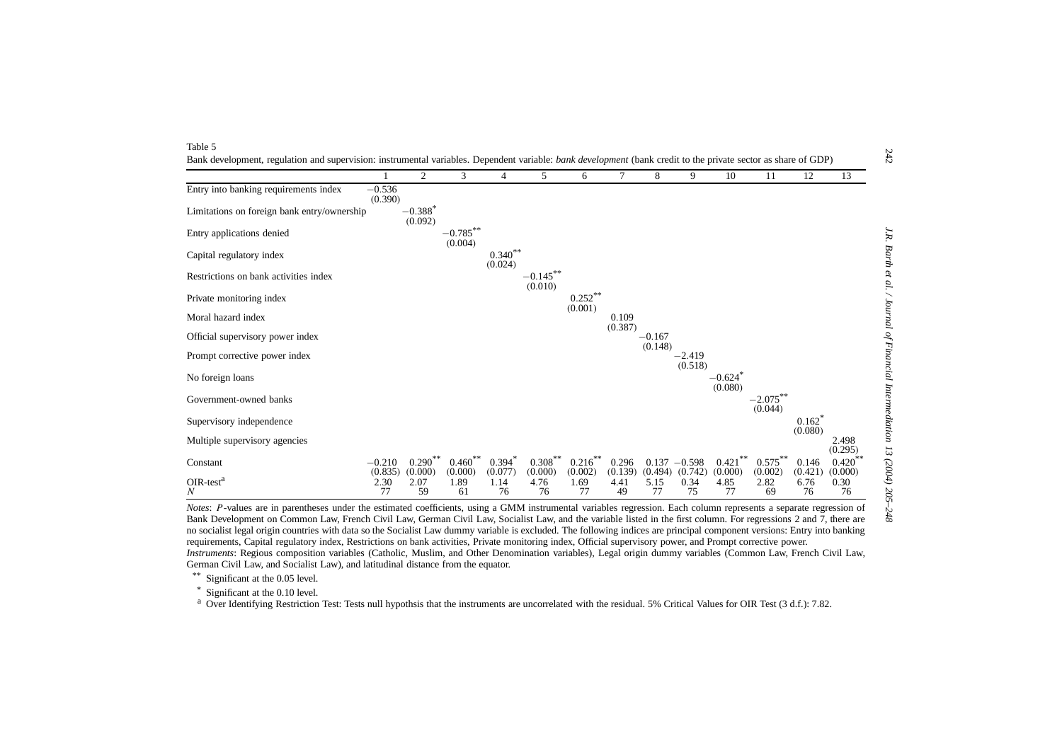Table 5

Bank development, regulation and supervision: instrumental variables. Dependent variable: *bank development* (bank credit to the private sector as share of GDP)

| | 1 | 2 | 3 | 4 | 5 | 6 | 7 | 8 | 9 | 10 | 11 | 12 | 13 |
|---|---|---|---|---|---|---|---|---|---|---|---|---|---|
| Entry into banking requirements index | −0.536 (0.390) | | | | | | | | | | | | |
| Limitations on foreign bank entry/ownership | | −0.388* (0.092) | | | | | | | | | | | |
| Entry applications denied | | | −0.785** (0.004) | | | | | | | | | | |
| Capital regulatory index | | | | 0.340** (0.024) | | | | | | | | | |
| Restrictions on bank activities index | | | | | −0.145** (0.010) | | | | | | | | |
| Private monitoring index | | | | | | 0.252** (0.001) | | | | | | | |
| Moral hazard index | | | | | | | 0.109 (0.387) | | | | | | |
| Official supervisory power index | | | | | | | | −0.167 (0.148) | | | | | |
| Prompt corrective power index | | | | | | | | | −2.419 (0.518) | | | | |
| No foreign loans | | | | | | | | | | −0.624* (0.080) | | | |
| Government-owned banks | | | | | | | | | | | −2.075** (0.044) | | |
| Supervisory independence | | | | | | | | | | | | 0.162* (0.080) | |
| Multiple supervisory agencies | | | | | | | | | | | | | 2.498 (0.295) |
| Constant | −0.210 (0.835) | 0.290** (0.000) | 0.460** (0.000) | 0.394* (0.077) | 0.308** (0.000) | 0.216** (0.002) | 0.296 (0.139) | 0.137 (0.494) | −0.598 (0.742) | 0.421** (0.000) | 0.575** (0.002) | 0.146 (0.421) | 0.420** (0.000) |
| OIR-test[a] | 2.30 | 2.07 | 1.89 | 1.14 | 4.76 | 1.69 | 4.41 | 5.15 | 0.34 | 4.85 | 2.82 | 6.76 | 0.30 |
| $N$ | 77 | 59 | 61 | 76 | 76 | 77 | 49 | 77 | 75 | 77 | 69 | 76 | 76 |

*Notes*: $P$-values are in parentheses under the estimated coefficients, using a GMM instrumental variables regression. Each column represents a separate regression of Bank Development on Common Law, French Civil Law, German Civil Law, Socialist Law, and the variable listed in the first column. For regressions 2 and 7, there are no socialist legal origin countries with data so the Socialist Law dummy variable is excluded. The following indices are principal component versions: Entry into banking requirements, Capital regulatory index, Restrictions on bank activities, Private monitoring index, Official supervisory power, and Prompt corrective power.

*Instruments*: Regious composition variables (Catholic, Muslim, and Other Denomination variables), Legal origin dummy variables (Common Law, French Civil Law, German Civil Law, and Socialist Law), and latitudinal distance from the equator.

** Significant at the 0.05 level.

* Significant at the 0.10 level.

[a] Over Identifying Restriction Test: Tests null hypothsis that the instruments are uncorrelated with the residual. 5% Critical Values for OIR Test (3 d.f.): 7.82.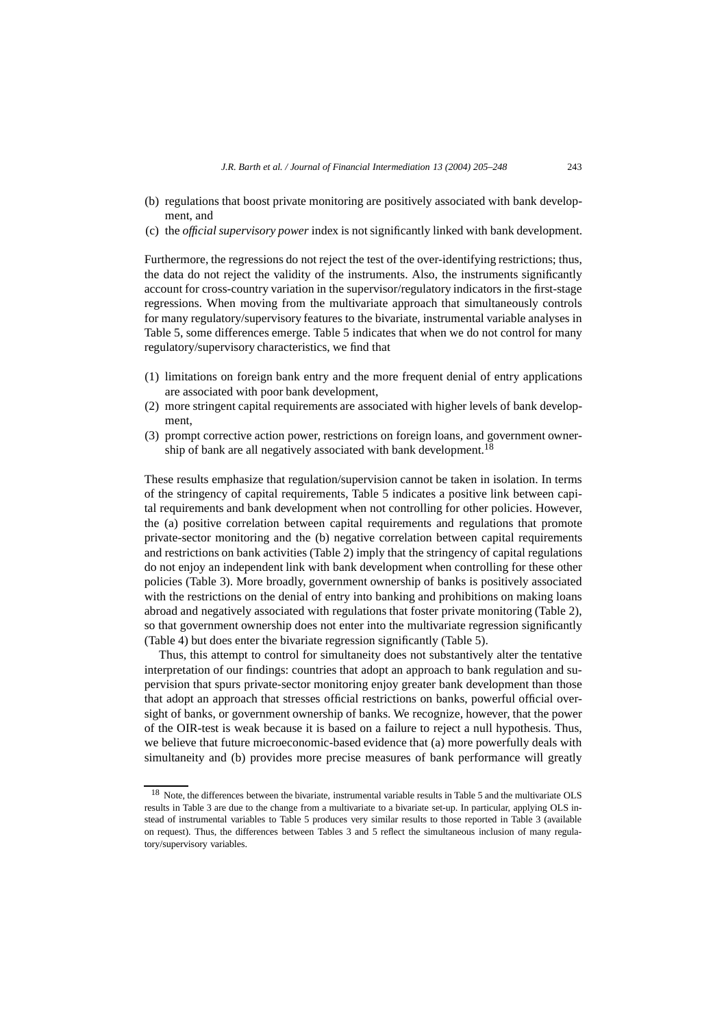(b) regulations that boost private monitoring are positively associated with bank development, and
(c) the *official supervisory power* index is not significantly linked with bank development.

Furthermore, the regressions do not reject the test of the over-identifying restrictions; thus, the data do not reject the validity of the instruments. Also, the instruments significantly account for cross-country variation in the supervisor/regulatory indicators in the first-stage regressions. When moving from the multivariate approach that simultaneously controls for many regulatory/supervisory features to the bivariate, instrumental variable analyses in Table 5, some differences emerge. Table 5 indicates that when we do not control for many regulatory/supervisory characteristics, we find that

(1) limitations on foreign bank entry and the more frequent denial of entry applications are associated with poor bank development,
(2) more stringent capital requirements are associated with higher levels of bank development,
(3) prompt corrective action power, restrictions on foreign loans, and government ownership of bank are all negatively associated with bank development.[18]

These results emphasize that regulation/supervision cannot be taken in isolation. In terms of the stringency of capital requirements, Table 5 indicates a positive link between capital requirements and bank development when not controlling for other policies. However, the (a) positive correlation between capital requirements and regulations that promote private-sector monitoring and the (b) negative correlation between capital requirements and restrictions on bank activities (Table 2) imply that the stringency of capital regulations do not enjoy an independent link with bank development when controlling for these other policies (Table 3). More broadly, government ownership of banks is positively associated with the restrictions on the denial of entry into banking and prohibitions on making loans abroad and negatively associated with regulations that foster private monitoring (Table 2), so that government ownership does not enter into the multivariate regression significantly (Table 4) but does enter the bivariate regression significantly (Table 5).

Thus, this attempt to control for simultaneity does not substantively alter the tentative interpretation of our findings: countries that adopt an approach to bank regulation and supervision that spurs private-sector monitoring enjoy greater bank development than those that adopt an approach that stresses official restrictions on banks, powerful official oversight of banks, or government ownership of banks. We recognize, however, that the power of the OIR-test is weak because it is based on a failure to reject a null hypothesis. Thus, we believe that future microeconomic-based evidence that (a) more powerfully deals with simultaneity and (b) provides more precise measures of bank performance will greatly

[18] Note, the differences between the bivariate, instrumental variable results in Table 5 and the multivariate OLS results in Table 3 are due to the change from a multivariate to a bivariate set-up. In particular, applying OLS instead of instrumental variables to Table 5 produces very similar results to those reported in Table 3 (available on request). Thus, the differences between Tables 3 and 5 reflect the simultaneous inclusion of many regulatory/supervisory variables.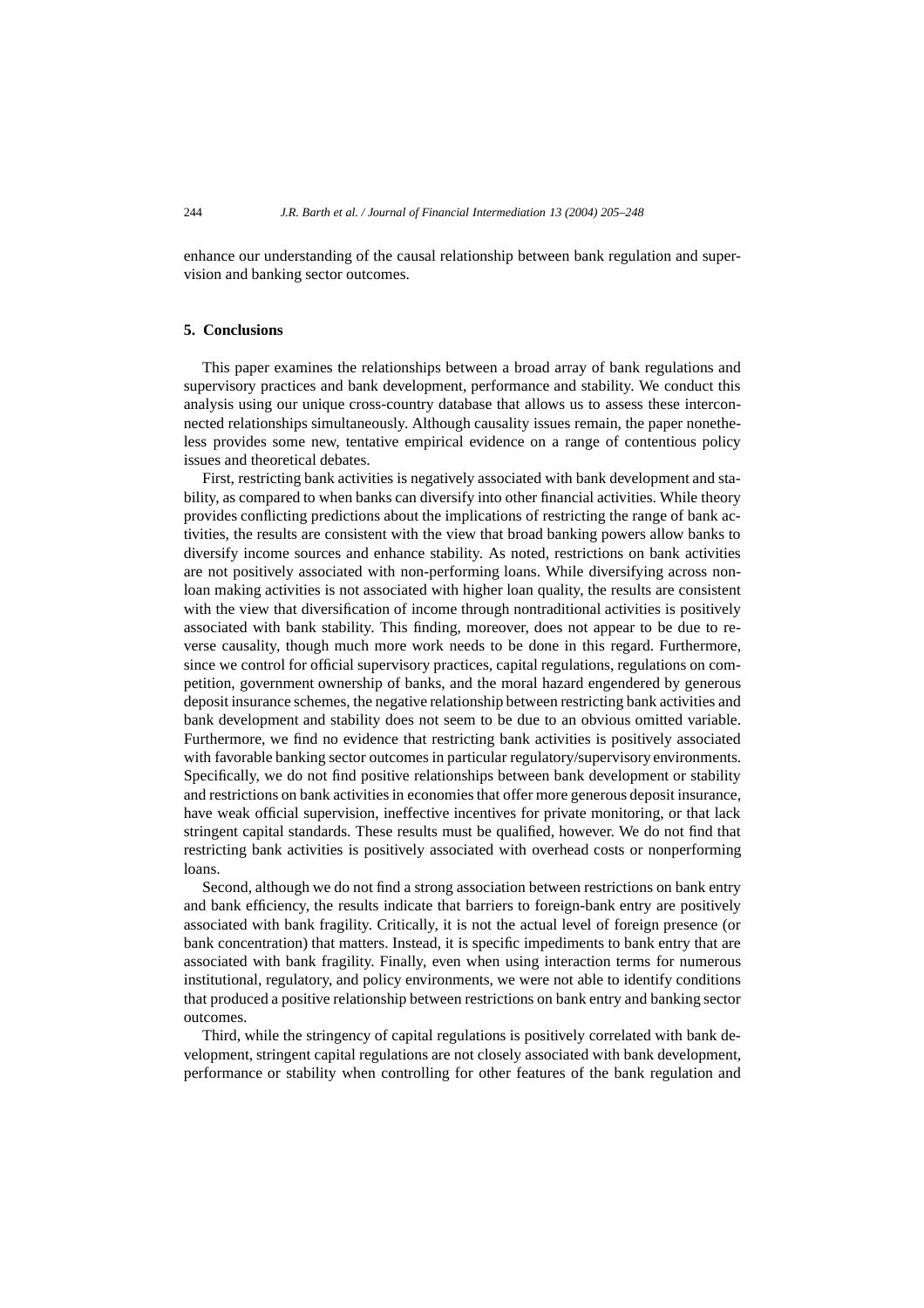enhance our understanding of the causal relationship between bank regulation and supervision and banking sector outcomes.

## 5. Conclusions

This paper examines the relationships between a broad array of bank regulations and supervisory practices and bank development, performance and stability. We conduct this analysis using our unique cross-country database that allows us to assess these interconnected relationships simultaneously. Although causality issues remain, the paper nonetheless provides some new, tentative empirical evidence on a range of contentious policy issues and theoretical debates.

First, restricting bank activities is negatively associated with bank development and stability, as compared to when banks can diversify into other financial activities. While theory provides conflicting predictions about the implications of restricting the range of bank activities, the results are consistent with the view that broad banking powers allow banks to diversify income sources and enhance stability. As noted, restrictions on bank activities are not positively associated with non-performing loans. While diversifying across nonloan making activities is not associated with higher loan quality, the results are consistent with the view that diversification of income through nontraditional activities is positively associated with bank stability. This finding, moreover, does not appear to be due to reverse causality, though much more work needs to be done in this regard. Furthermore, since we control for official supervisory practices, capital regulations, regulations on competition, government ownership of banks, and the moral hazard engendered by generous deposit insurance schemes, the negative relationship between restricting bank activities and bank development and stability does not seem to be due to an obvious omitted variable. Furthermore, we find no evidence that restricting bank activities is positively associated with favorable banking sector outcomes in particular regulatory/supervisory environments. Specifically, we do not find positive relationships between bank development or stability and restrictions on bank activities in economies that offer more generous deposit insurance, have weak official supervision, ineffective incentives for private monitoring, or that lack stringent capital standards. These results must be qualified, however. We do not find that restricting bank activities is positively associated with overhead costs or nonperforming loans.

Second, although we do not find a strong association between restrictions on bank entry and bank efficiency, the results indicate that barriers to foreign-bank entry are positively associated with bank fragility. Critically, it is not the actual level of foreign presence (or bank concentration) that matters. Instead, it is specific impediments to bank entry that are associated with bank fragility. Finally, even when using interaction terms for numerous institutional, regulatory, and policy environments, we were not able to identify conditions that produced a positive relationship between restrictions on bank entry and banking sector outcomes.

Third, while the stringency of capital regulations is positively correlated with bank development, stringent capital regulations are not closely associated with bank development, performance or stability when controlling for other features of the bank regulation and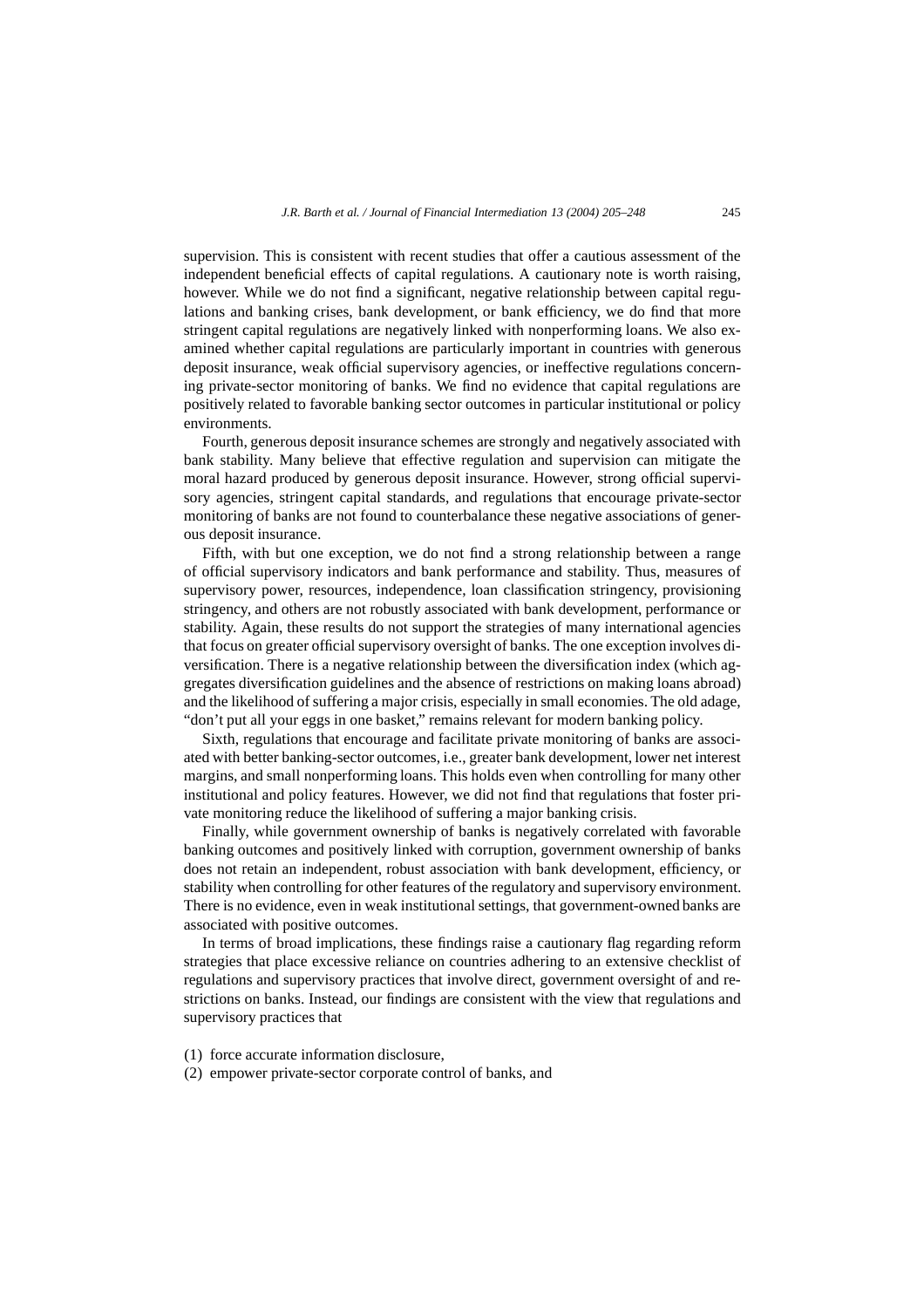supervision. This is consistent with recent studies that offer a cautious assessment of the independent beneficial effects of capital regulations. A cautionary note is worth raising, however. While we do not find a significant, negative relationship between capital regulations and banking crises, bank development, or bank efficiency, we do find that more stringent capital regulations are negatively linked with nonperforming loans. We also examined whether capital regulations are particularly important in countries with generous deposit insurance, weak official supervisory agencies, or ineffective regulations concerning private-sector monitoring of banks. We find no evidence that capital regulations are positively related to favorable banking sector outcomes in particular institutional or policy environments.

Fourth, generous deposit insurance schemes are strongly and negatively associated with bank stability. Many believe that effective regulation and supervision can mitigate the moral hazard produced by generous deposit insurance. However, strong official supervisory agencies, stringent capital standards, and regulations that encourage private-sector monitoring of banks are not found to counterbalance these negative associations of generous deposit insurance.

Fifth, with but one exception, we do not find a strong relationship between a range of official supervisory indicators and bank performance and stability. Thus, measures of supervisory power, resources, independence, loan classification stringency, provisioning stringency, and others are not robustly associated with bank development, performance or stability. Again, these results do not support the strategies of many international agencies that focus on greater official supervisory oversight of banks. The one exception involves diversification. There is a negative relationship between the diversification index (which aggregates diversification guidelines and the absence of restrictions on making loans abroad) and the likelihood of suffering a major crisis, especially in small economies. The old adage, "don't put all your eggs in one basket," remains relevant for modern banking policy.

Sixth, regulations that encourage and facilitate private monitoring of banks are associated with better banking-sector outcomes, i.e., greater bank development, lower net interest margins, and small nonperforming loans. This holds even when controlling for many other institutional and policy features. However, we did not find that regulations that foster private monitoring reduce the likelihood of suffering a major banking crisis.

Finally, while government ownership of banks is negatively correlated with favorable banking outcomes and positively linked with corruption, government ownership of banks does not retain an independent, robust association with bank development, efficiency, or stability when controlling for other features of the regulatory and supervisory environment. There is no evidence, even in weak institutional settings, that government-owned banks are associated with positive outcomes.

In terms of broad implications, these findings raise a cautionary flag regarding reform strategies that place excessive reliance on countries adhering to an extensive checklist of regulations and supervisory practices that involve direct, government oversight of and restrictions on banks. Instead, our findings are consistent with the view that regulations and supervisory practices that

(1) force accurate information disclosure,
(2) empower private-sector corporate control of banks, and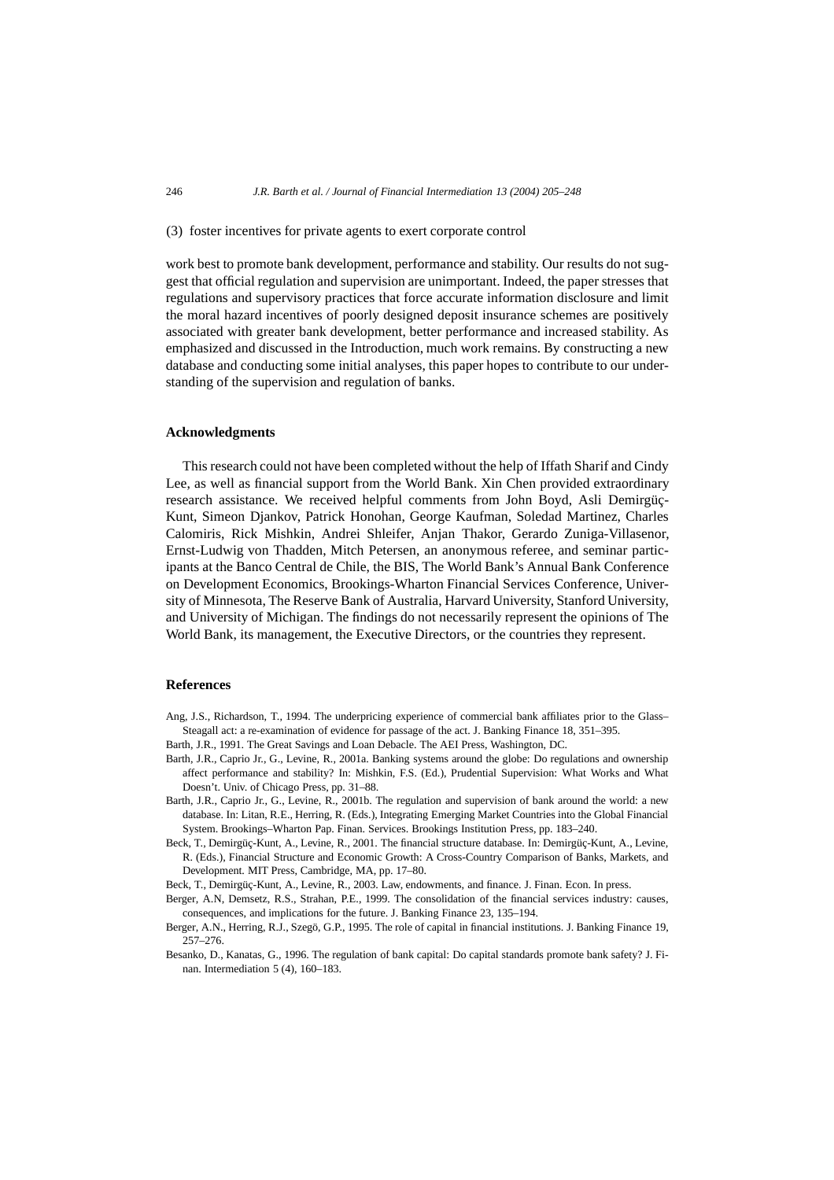(3) foster incentives for private agents to exert corporate control

work best to promote bank development, performance and stability. Our results do not suggest that official regulation and supervision are unimportant. Indeed, the paper stresses that regulations and supervisory practices that force accurate information disclosure and limit the moral hazard incentives of poorly designed deposit insurance schemes are positively associated with greater bank development, better performance and increased stability. As emphasized and discussed in the Introduction, much work remains. By constructing a new database and conducting some initial analyses, this paper hopes to contribute to our understanding of the supervision and regulation of banks.

## Acknowledgments

This research could not have been completed without the help of Iffath Sharif and Cindy Lee, as well as financial support from the World Bank. Xin Chen provided extraordinary research assistance. We received helpful comments from John Boyd, Asli Demirgüç-Kunt, Simeon Djankov, Patrick Honohan, George Kaufman, Soledad Martinez, Charles Calomiris, Rick Mishkin, Andrei Shleifer, Anjan Thakor, Gerardo Zuniga-Villasenor, Ernst-Ludwig von Thadden, Mitch Petersen, an anonymous referee, and seminar participants at the Banco Central de Chile, the BIS, The World Bank's Annual Bank Conference on Development Economics, Brookings-Wharton Financial Services Conference, University of Minnesota, The Reserve Bank of Australia, Harvard University, Stanford University, and University of Michigan. The findings do not necessarily represent the opinions of The World Bank, its management, the Executive Directors, or the countries they represent.

## References

Ang, J.S., Richardson, T., 1994. The underpricing experience of commercial bank affiliates prior to the Glass–Steagall act: a re-examination of evidence for passage of the act. J. Banking Finance 18, 351–395.

Barth, J.R., 1991. The Great Savings and Loan Debacle. The AEI Press, Washington, DC.

Barth, J.R., Caprio Jr., G., Levine, R., 2001a. Banking systems around the globe: Do regulations and ownership affect performance and stability? In: Mishkin, F.S. (Ed.), Prudential Supervision: What Works and What Doesn't. Univ. of Chicago Press, pp. 31–88.

Barth, J.R., Caprio Jr., G., Levine, R., 2001b. The regulation and supervision of bank around the world: a new database. In: Litan, R.E., Herring, R. (Eds.), Integrating Emerging Market Countries into the Global Financial System. Brookings–Wharton Pap. Finan. Services. Brookings Institution Press, pp. 183–240.

Beck, T., Demirgüç-Kunt, A., Levine, R., 2001. The financial structure database. In: Demirgüç-Kunt, A., Levine, R. (Eds.), Financial Structure and Economic Growth: A Cross-Country Comparison of Banks, Markets, and Development. MIT Press, Cambridge, MA, pp. 17–80.

Beck, T., Demirgüç-Kunt, A., Levine, R., 2003. Law, endowments, and finance. J. Finan. Econ. In press.

Berger, A.N, Demsetz, R.S., Strahan, P.E., 1999. The consolidation of the financial services industry: causes, consequences, and implications for the future. J. Banking Finance 23, 135–194.

Berger, A.N., Herring, R.J., Szegö, G.P., 1995. The role of capital in financial institutions. J. Banking Finance 19, 257–276.

Besanko, D., Kanatas, G., 1996. The regulation of bank capital: Do capital standards promote bank safety? J. Finan. Intermediation 5 (4), 160–183.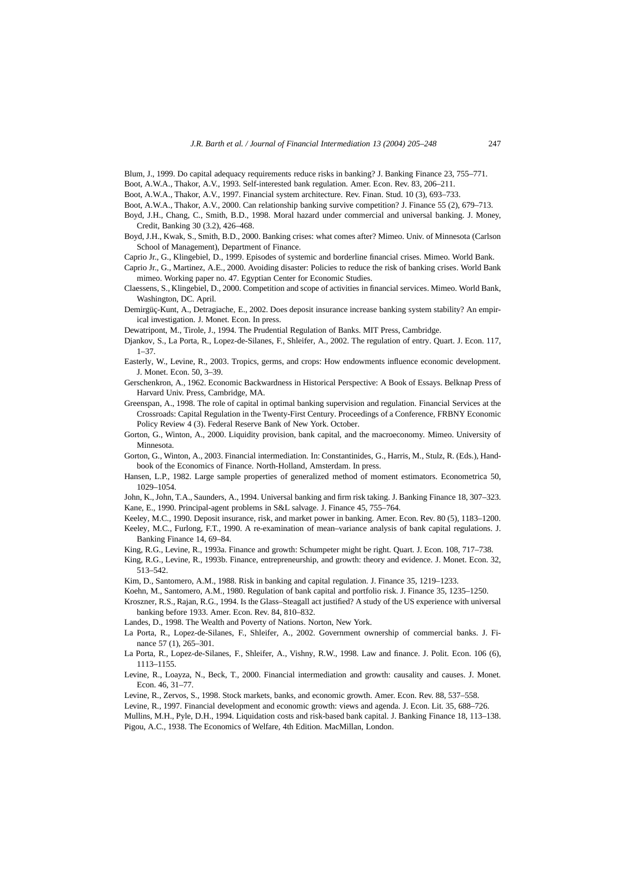Blum, J., 1999. Do capital adequacy requirements reduce risks in banking? J. Banking Finance 23, 755–771.

Boot, A.W.A., Thakor, A.V., 1993. Self-interested bank regulation. Amer. Econ. Rev. 83, 206–211.

Boot, A.W.A., Thakor, A.V., 1997. Financial system architecture. Rev. Finan. Stud. 10 (3), 693–733.

Boot, A.W.A., Thakor, A.V., 2000. Can relationship banking survive competition? J. Finance 55 (2), 679–713.

Boyd, J.H., Chang, C., Smith, B.D., 1998. Moral hazard under commercial and universal banking. J. Money, Credit, Banking 30 (3.2), 426–468.

Boyd, J.H., Kwak, S., Smith, B.D., 2000. Banking crises: what comes after? Mimeo. Univ. of Minnesota (Carlson School of Management), Department of Finance.

Caprio Jr., G., Klingebiel, D., 1999. Episodes of systemic and borderline financial crises. Mimeo. World Bank.

Caprio Jr., G., Martinez, A.E., 2000. Avoiding disaster: Policies to reduce the risk of banking crises. World Bank mimeo. Working paper no. 47. Egyptian Center for Economic Studies.

Claessens, S., Klingebiel, D., 2000. Competition and scope of activities in financial services. Mimeo. World Bank, Washington, DC. April.

Demirgüç-Kunt, A., Detragiache, E., 2002. Does deposit insurance increase banking system stability? An empirical investigation. J. Monet. Econ. In press.

Dewatripont, M., Tirole, J., 1994. The Prudential Regulation of Banks. MIT Press, Cambridge.

Djankov, S., La Porta, R., Lopez-de-Silanes, F., Shleifer, A., 2002. The regulation of entry. Quart. J. Econ. 117, 1–37.

Easterly, W., Levine, R., 2003. Tropics, germs, and crops: How endowments influence economic development. J. Monet. Econ. 50, 3–39.

Gerschenkron, A., 1962. Economic Backwardness in Historical Perspective: A Book of Essays. Belknap Press of Harvard Univ. Press, Cambridge, MA.

Greenspan, A., 1998. The role of capital in optimal banking supervision and regulation. Financial Services at the Crossroads: Capital Regulation in the Twenty-First Century. Proceedings of a Conference, FRBNY Economic Policy Review 4 (3). Federal Reserve Bank of New York. October.

Gorton, G., Winton, A., 2000. Liquidity provision, bank capital, and the macroeconomy. Mimeo. University of Minnesota.

Gorton, G., Winton, A., 2003. Financial intermediation. In: Constantinides, G., Harris, M., Stulz, R. (Eds.), Handbook of the Economics of Finance. North-Holland, Amsterdam. In press.

Hansen, L.P., 1982. Large sample properties of generalized method of moment estimators. Econometrica 50, 1029–1054.

John, K., John, T.A., Saunders, A., 1994. Universal banking and firm risk taking. J. Banking Finance 18, 307–323.

Kane, E., 1990. Principal-agent problems in S&L salvage. J. Finance 45, 755–764.

Keeley, M.C., 1990. Deposit insurance, risk, and market power in banking. Amer. Econ. Rev. 80 (5), 1183–1200.

Keeley, M.C., Furlong, F.T., 1990. A re-examination of mean–variance analysis of bank capital regulations. J. Banking Finance 14, 69–84.

King, R.G., Levine, R., 1993a. Finance and growth: Schumpeter might be right. Quart. J. Econ. 108, 717–738.

King, R.G., Levine, R., 1993b. Finance, entrepreneurship, and growth: theory and evidence. J. Monet. Econ. 32, 513–542.

Kim, D., Santomero, A.M., 1988. Risk in banking and capital regulation. J. Finance 35, 1219–1233.

Koehn, M., Santomero, A.M., 1980. Regulation of bank capital and portfolio risk. J. Finance 35, 1235–1250.

Kroszner, R.S., Rajan, R.G., 1994. Is the Glass–Steagall act justified? A study of the US experience with universal banking before 1933. Amer. Econ. Rev. 84, 810–832.

Landes, D., 1998. The Wealth and Poverty of Nations. Norton, New York.

La Porta, R., Lopez-de-Silanes, F., Shleifer, A., 2002. Government ownership of commercial banks. J. Finance 57 (1), 265–301.

La Porta, R., Lopez-de-Silanes, F., Shleifer, A., Vishny, R.W., 1998. Law and finance. J. Polit. Econ. 106 (6), 1113–1155.

Levine, R., Loayza, N., Beck, T., 2000. Financial intermediation and growth: causality and causes. J. Monet. Econ. 46, 31–77.

Levine, R., Zervos, S., 1998. Stock markets, banks, and economic growth. Amer. Econ. Rev. 88, 537–558.

Levine, R., 1997. Financial development and economic growth: views and agenda. J. Econ. Lit. 35, 688–726.

Mullins, M.H., Pyle, D.H., 1994. Liquidation costs and risk-based bank capital. J. Banking Finance 18, 113–138.

Pigou, A.C., 1938. The Economics of Welfare, 4th Edition. MacMillan, London.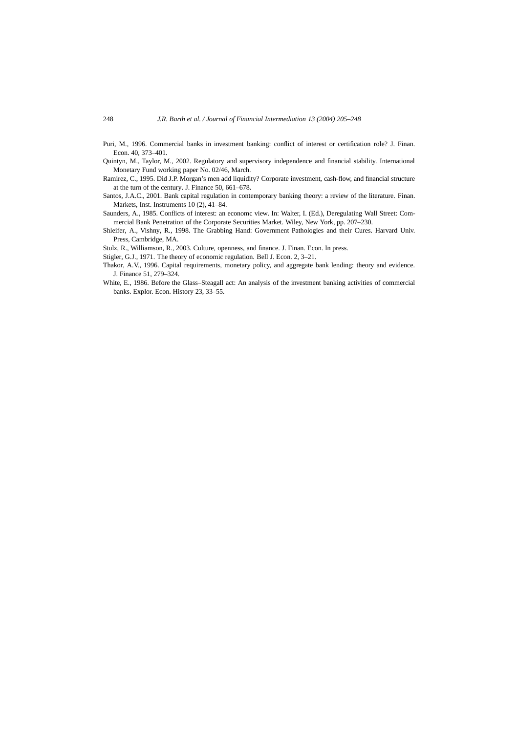Puri, M., 1996. Commercial banks in investment banking: conflict of interest or certification role? J. Finan. Econ. 40, 373–401.

Quintyn, M., Taylor, M., 2002. Regulatory and supervisory independence and financial stability. International Monetary Fund working paper No. 02/46, March.

Ramirez, C., 1995. Did J.P. Morgan's men add liquidity? Corporate investment, cash-flow, and financial structure at the turn of the century. J. Finance 50, 661–678.

Santos, J.A.C., 2001. Bank capital regulation in contemporary banking theory: a review of the literature. Finan. Markets, Inst. Instruments 10 (2), 41–84.

Saunders, A., 1985. Conflicts of interest: an economc view. In: Walter, I. (Ed.), Deregulating Wall Street: Commercial Bank Penetration of the Corporate Securities Market. Wiley, New York, pp. 207–230.

Shleifer, A., Vishny, R., 1998. The Grabbing Hand: Government Pathologies and their Cures. Harvard Univ. Press, Cambridge, MA.

Stulz, R., Williamson, R., 2003. Culture, openness, and finance. J. Finan. Econ. In press.

Stigler, G.J., 1971. The theory of economic regulation. Bell J. Econ. 2, 3–21.

Thakor, A.V., 1996. Capital requirements, monetary policy, and aggregate bank lending: theory and evidence. J. Finance 51, 279–324.

White, E., 1986. Before the Glass–Steagall act: An analysis of the investment banking activities of commercial banks. Explor. Econ. History 23, 33–55.